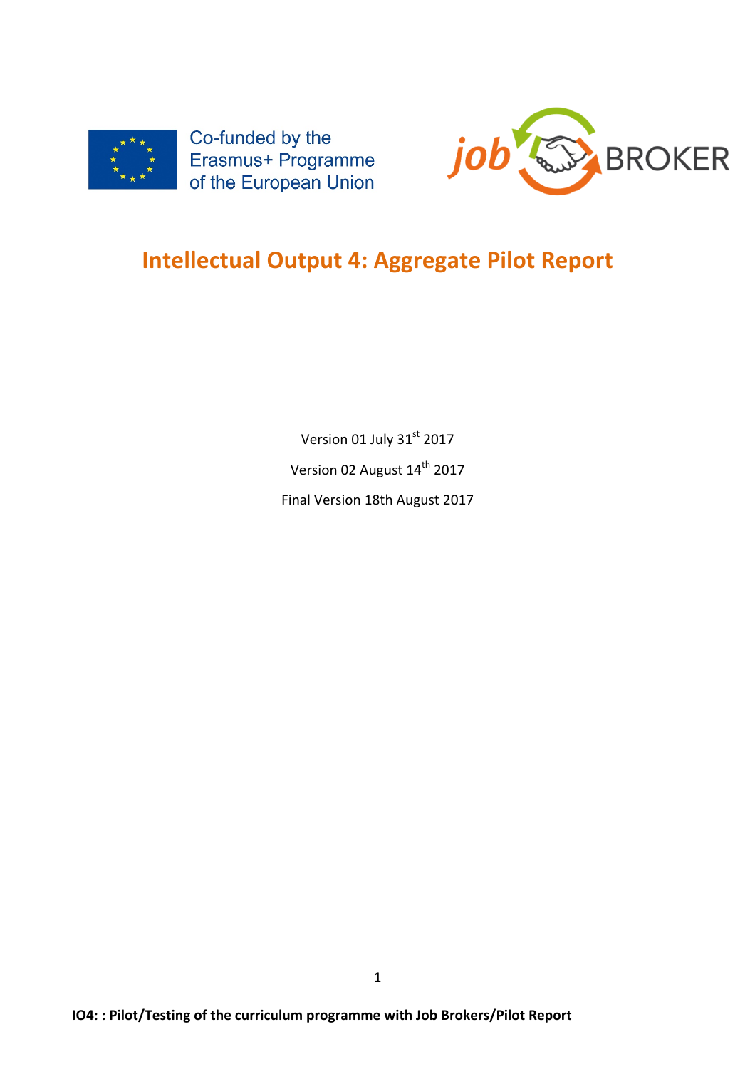Co-funded by the Erasmus+ Programme of the European Union

job BROKER

# Intellectual Output 4: Aggregate Pilot Report

Version 01 July 31st 2017

Version 02 August 14th 2017

Final Version 18th August 2017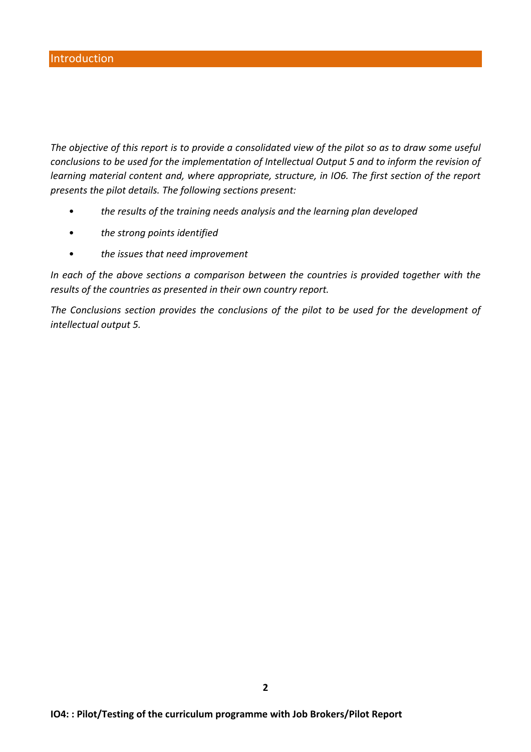# Introduction

*The objective of this report is to provide a consolidated view of the pilot so as to draw some useful conclusions to be used for the implementation of Intellectual Output 5 and to inform the revision of learning material content and, where appropriate, structure, in IO6. The first section of the report presents the pilot details. The following sections present:*

- *the results of the training needs analysis and the learning plan developed*
- *the strong points identified*
- *the issues that need improvement*

*In each of the above sections a comparison between the countries is provided together with the results of the countries as presented in their own country report.*

*The Conclusions section provides the conclusions of the pilot to be used for the development of intellectual output 5.*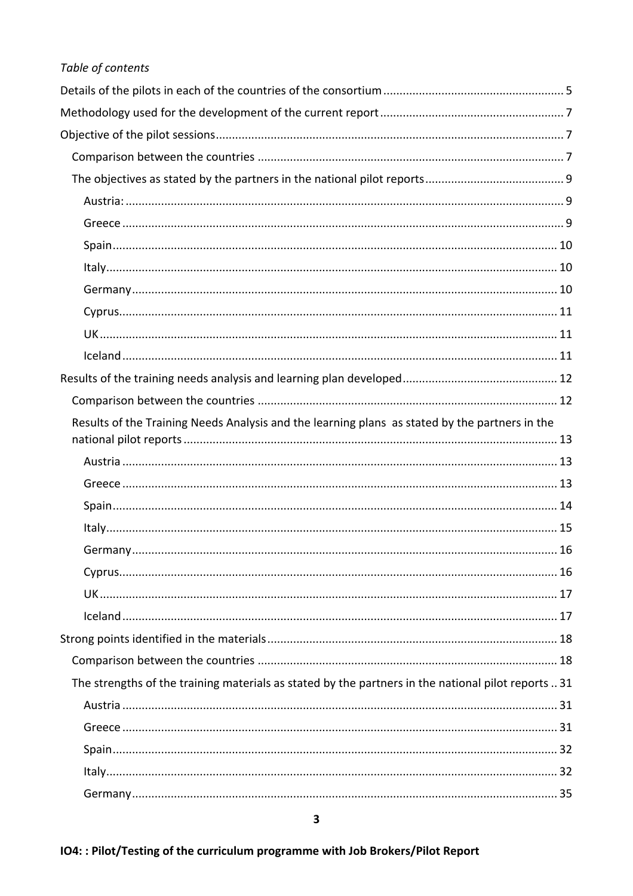*Table of contents*

Details of the pilots in each of the countries of the consortium ........ 5

Methodology used for the development of the current report ........ 7

Objective of the pilot sessions ........ 7

- Comparison between the countries ........ 7
- The objectives as stated by the partners in the national pilot reports ........ 9
  - Austria: ........ 9
  - Greece ........ 9
  - Spain ........ 10
  - Italy ........ 10
  - Germany ........ 10
  - Cyprus ........ 11
  - UK ........ 11
  - Iceland ........ 11

Results of the training needs analysis and learning plan developed ........ 12

- Comparison between the countries ........ 12
- Results of the Training Needs Analysis and the learning plans as stated by the partners in the national pilot reports ........ 13
  - Austria ........ 13
  - Greece ........ 13
  - Spain ........ 14
  - Italy ........ 15
  - Germany ........ 16
  - Cyprus ........ 16
  - UK ........ 17
  - Iceland ........ 17

Strong points identified in the materials ........ 18

- Comparison between the countries ........ 18
- The strengths of the training materials as stated by the partners in the national pilot reports ........ 31
  - Austria ........ 31
  - Greece ........ 31
  - Spain ........ 32
  - Italy ........ 32
  - Germany ........ 35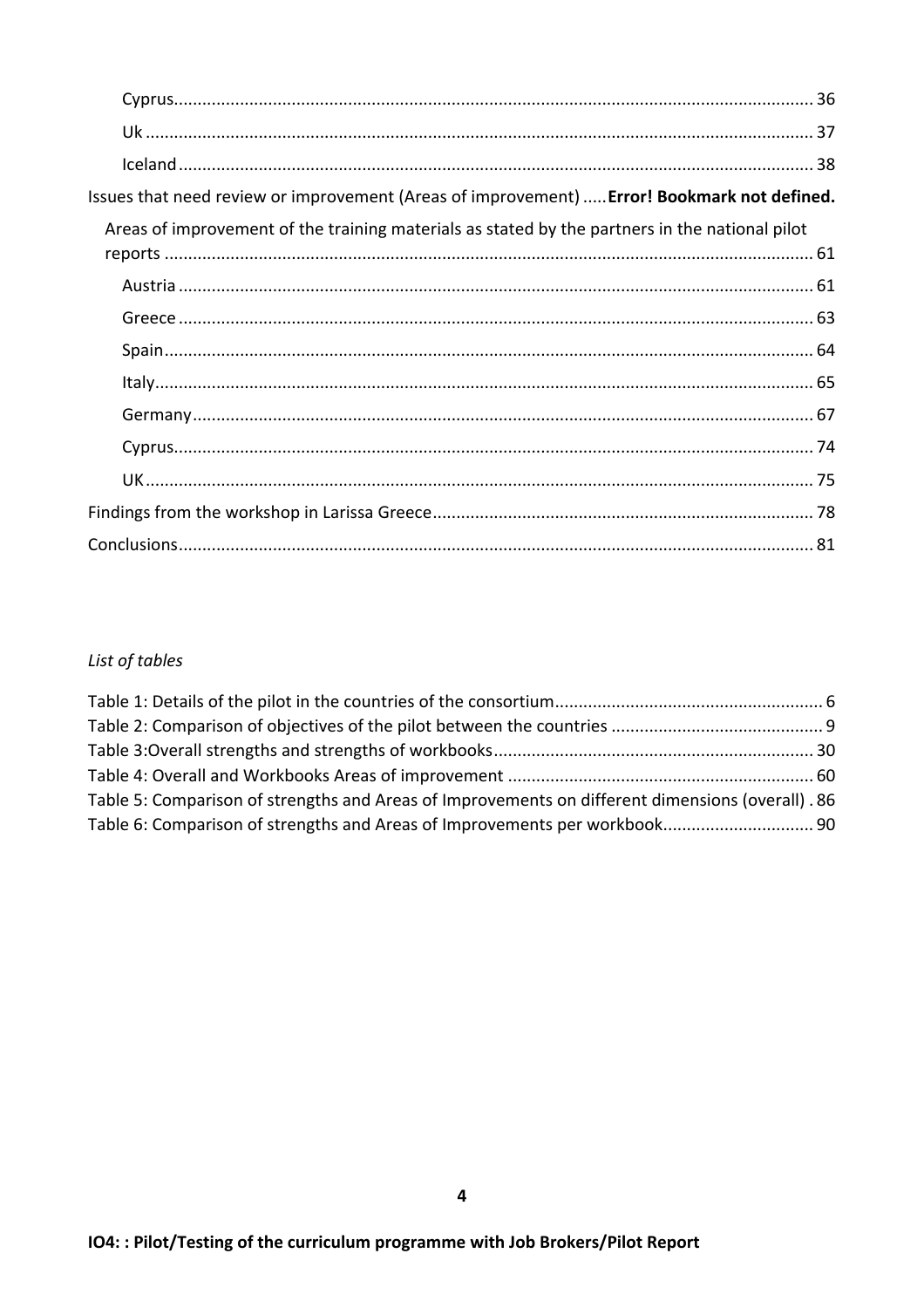Cyprus ........ 36

Uk ........ 37

Iceland ........ 38

Issues that need review or improvement (Areas of improvement) ..... **Error! Bookmark not defined.**

Areas of improvement of the training materials as stated by the partners in the national pilot reports ........ 61

Austria ........ 61

Greece ........ 63

Spain ........ 64

Italy ........ 65

Germany ........ 67

Cyprus ........ 74

UK ........ 75

Findings from the workshop in Larissa Greece ........ 78

Conclusions ........ 81

*List of tables*

Table 1: Details of the pilot in the countries of the consortium ........ 6

Table 2: Comparison of objectives of the pilot between the countries ........ 9

Table 3:Overall strengths and strengths of workbooks ........ 30

Table 4: Overall and Workbooks Areas of improvement ........ 60

Table 5: Comparison of strengths and Areas of Improvements on different dimensions (overall) . 86

Table 6: Comparison of strengths and Areas of Improvements per workbook ........ 90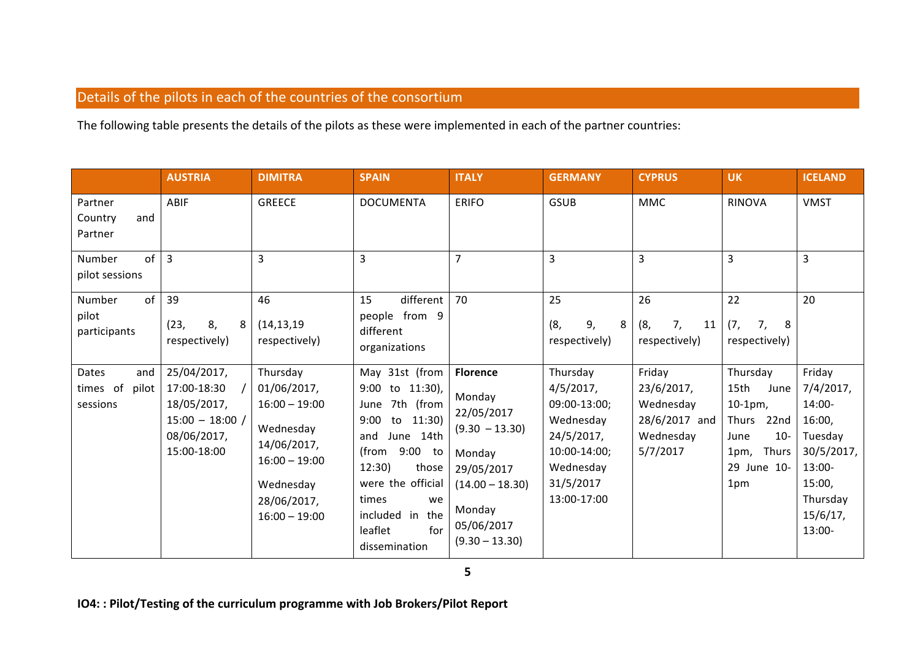## Details of the pilots in each of the countries of the consortium

The following table presents the details of the pilots as these were implemented in each of the partner countries:

| | **AUSTRIA** | **DIMITRA** | **SPAIN** | **ITALY** | **GERMANY** | **CYPRUS** | **UK** | **ICELAND** |
|---|---|---|---|---|---|---|---|---|
| Partner Country and Partner | ABIF | GREECE | DOCUMENTA | ERIFO | GSUB | MMC | RINOVA | VMST |
| Number of pilot sessions | 3 | 3 | 3 | 7 | 3 | 3 | 3 | 3 |
| Number of pilot participants | 39 (23, 8, 8 respectively) | 46 (14,13,19 respectively) | 15 different people from 9 different organizations | 70 | 25 (8, 9, 8 respectively) | 26 (8, 7, 11 respectively) | 22 (7, 7, 8 respectively) | 20 |
| Dates and times of pilot sessions | 25/04/2017, 17:00-18:30 / 18/05/2017, 15:00 – 18:00 / 08/06/2017, 15:00-18:00 | Thursday 01/06/2017, 16:00 – 19:00 Wednesday 14/06/2017, 16:00 – 19:00 Wednesday 28/06/2017, 16:00 – 19:00 | May 31st (from 9:00 to 11:30), June 7th (from 9:00 to 11:30) and June 14th (from 9:00 to 12:30) those were the official times we included in the leaflet for dissemination | **Florence** Monday 22/05/2017 (9.30 – 13.30) Monday 29/05/2017 (14.00 – 18.30) Monday 05/06/2017 (9.30 – 13.30) | Thursday 4/5/2017, 09:00-13:00; Wednesday 24/5/2017, 10:00-14:00; Wednesday 31/5/2017 13:00-17:00 | Friday 23/6/2017, Wednesday 28/6/2017 and Wednesday 5/7/2017 | Thursday 15th June 10-1pm, Thurs 22nd June 10-1pm, Thurs 29 June 10-1pm | Friday 7/4/2017, 14:00-16:00, Tuesday 30/5/2017, 13:00-15:00, Thursday 15/6/17, 13:00- |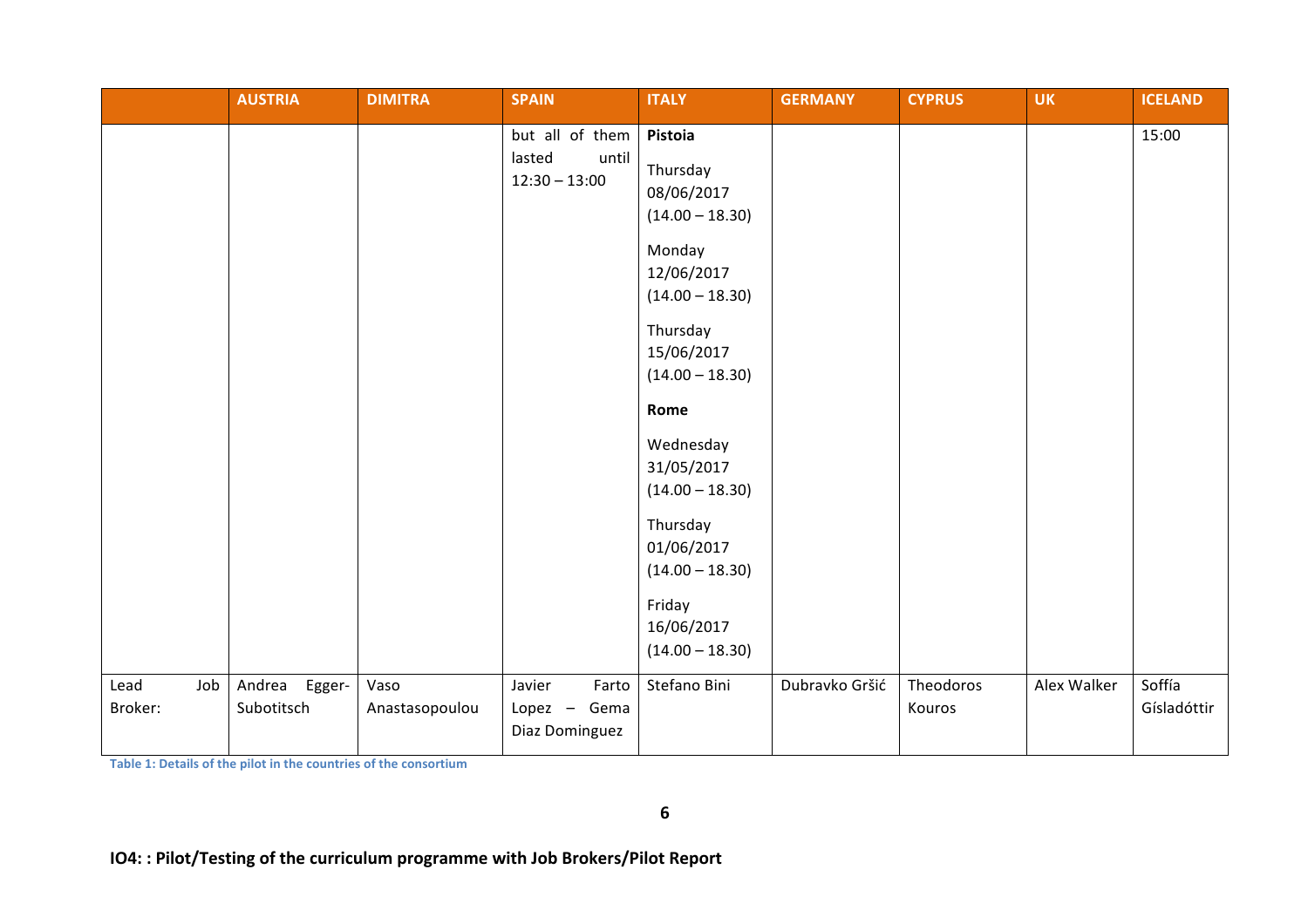| | AUSTRIA | DIMITRA | SPAIN | ITALY | GERMANY | CYPRUS | UK | ICELAND |
|---|---|---|---|---|---|---|---|---|
| | | | but all of them lasted until 12:30 – 13:00 | **Pistoia**<br>Thursday 08/06/2017 (14.00 – 18.30)<br>Monday 12/06/2017 (14.00 – 18.30)<br>Thursday 15/06/2017 (14.00 – 18.30)<br>**Rome**<br>Wednesday 31/05/2017 (14.00 – 18.30)<br>Thursday 01/06/2017 (14.00 – 18.30)<br>Friday 16/06/2017 (14.00 – 18.30) | | | | 15:00 |
| Lead Job Broker: | Andrea Egger-Subotitsch | Vaso Anastasopoulou | Javier Farto Lopez – Gema Diaz Dominguez | Stefano Bini | Dubravko Gršić | Theodoros Kouros | Alex Walker | Soffía Gísladóttir |

**Table 1: Details of the pilot in the countries of the consortium**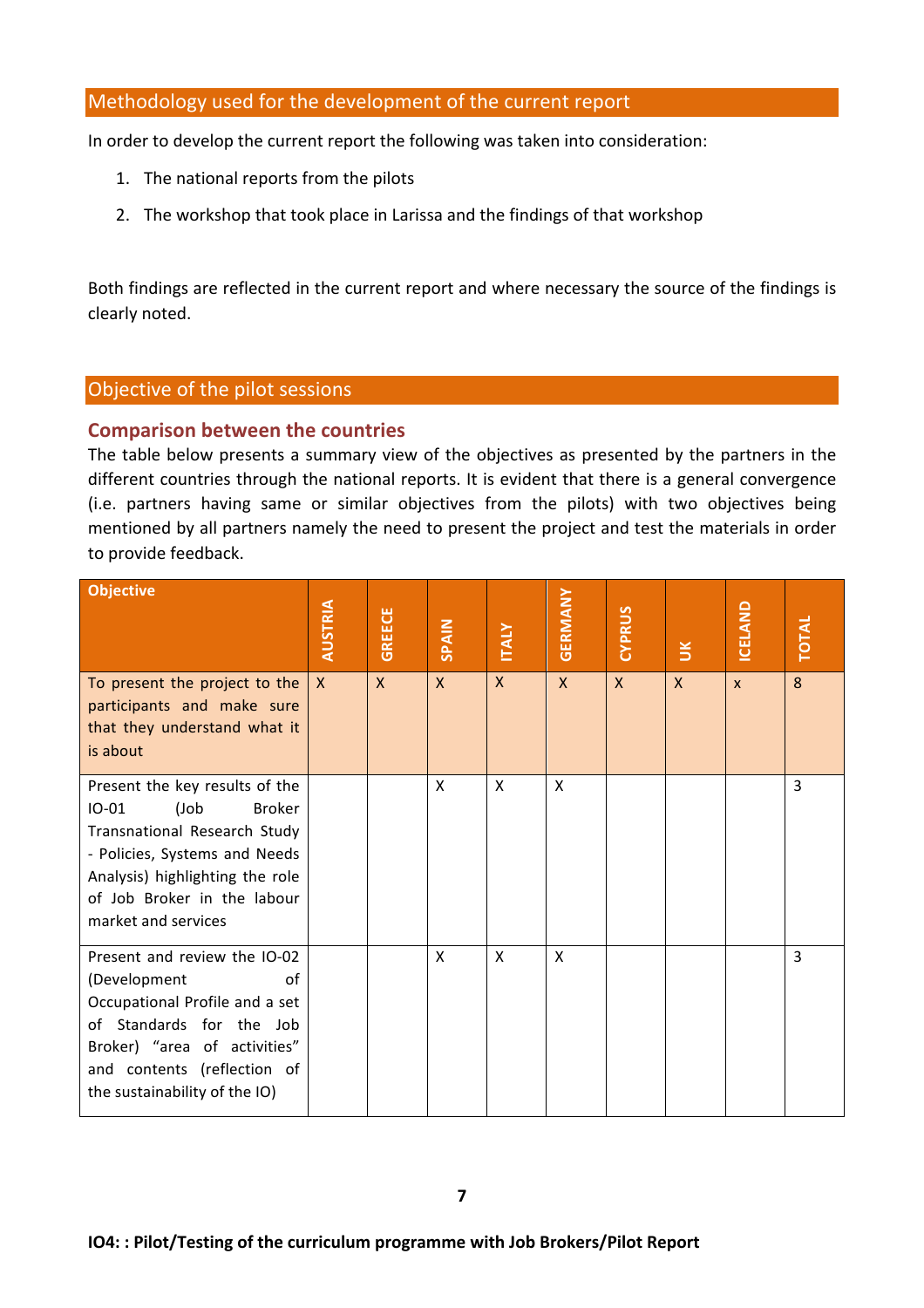## Methodology used for the development of the current report

In order to develop the current report the following was taken into consideration:

1. The national reports from the pilots
2. The workshop that took place in Larissa and the findings of that workshop

Both findings are reflected in the current report and where necessary the source of the findings is clearly noted.

## Objective of the pilot sessions

### Comparison between the countries

The table below presents a summary view of the objectives as presented by the partners in the different countries through the national reports. It is evident that there is a general convergence (i.e. partners having same or similar objectives from the pilots) with two objectives being mentioned by all partners namely the need to present the project and test the materials in order to provide feedback.

| Objective | AUSTRIA | GREECE | SPAIN | ITALY | GERMANY | CYPRUS | UK | ICELAND | TOTAL |
|---|---|---|---|---|---|---|---|---|---|
| To present the project to the participants and make sure that they understand what it is about | X | X | X | X | X | X | X | x | 8 |
| Present the key results of the IO-01 (Job Broker Transnational Research Study - Policies, Systems and Needs Analysis) highlighting the role of Job Broker in the labour market and services | | | X | X | X | | | | 3 |
| Present and review the IO-02 (Development of Occupational Profile and a set of Standards for the Job Broker) "area of activities" and contents (reflection of the sustainability of the IO) | | | X | X | X | | | | 3 |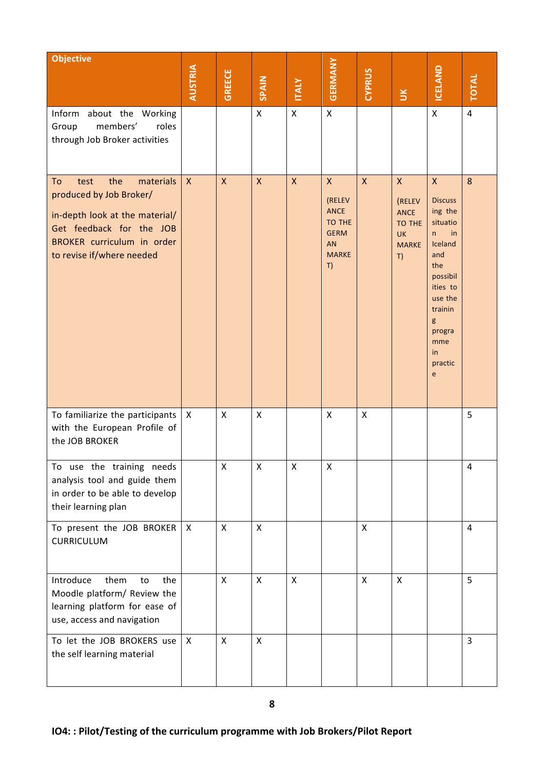| Objective | AUSTRIA | GREECE | SPAIN | ITALY | GERMANY | CYPRUS | UK | ICELAND | TOTAL |
|---|---|---|---|---|---|---|---|---|---|
| Inform about the Working Group members' roles through Job Broker activities | | | X | X | X | | | X | 4 |
| To test the materials produced by Job Broker/ in-depth look at the material/ Get feedback for the JOB BROKER curriculum in order to revise if/where needed | X | X | X | X | X (RELEVANCE TO THE GERMAN MARKET) | X | X (RELEVANCE TO THE UK MARKET) | X Discussing the situation in Iceland and the possibilities to use the training programme in practice | 8 |
| To familiarize the participants with the European Profile of the JOB BROKER | X | X | X | | X | X | | | 5 |
| To use the training needs analysis tool and guide them in order to be able to develop their learning plan | | X | X | X | X | | | | 4 |
| To present the JOB BROKER CURRICULUM | X | X | X | | | X | | | 4 |
| Introduce them to the Moodle platform/ Review the learning platform for ease of use, access and navigation | | X | X | X | | X | X | | 5 |
| To let the JOB BROKERS use the self learning material | X | X | X | | | | | | 3 |

**IO4: : Pilot/Testing of the curriculum programme with Job Brokers/Pilot Report**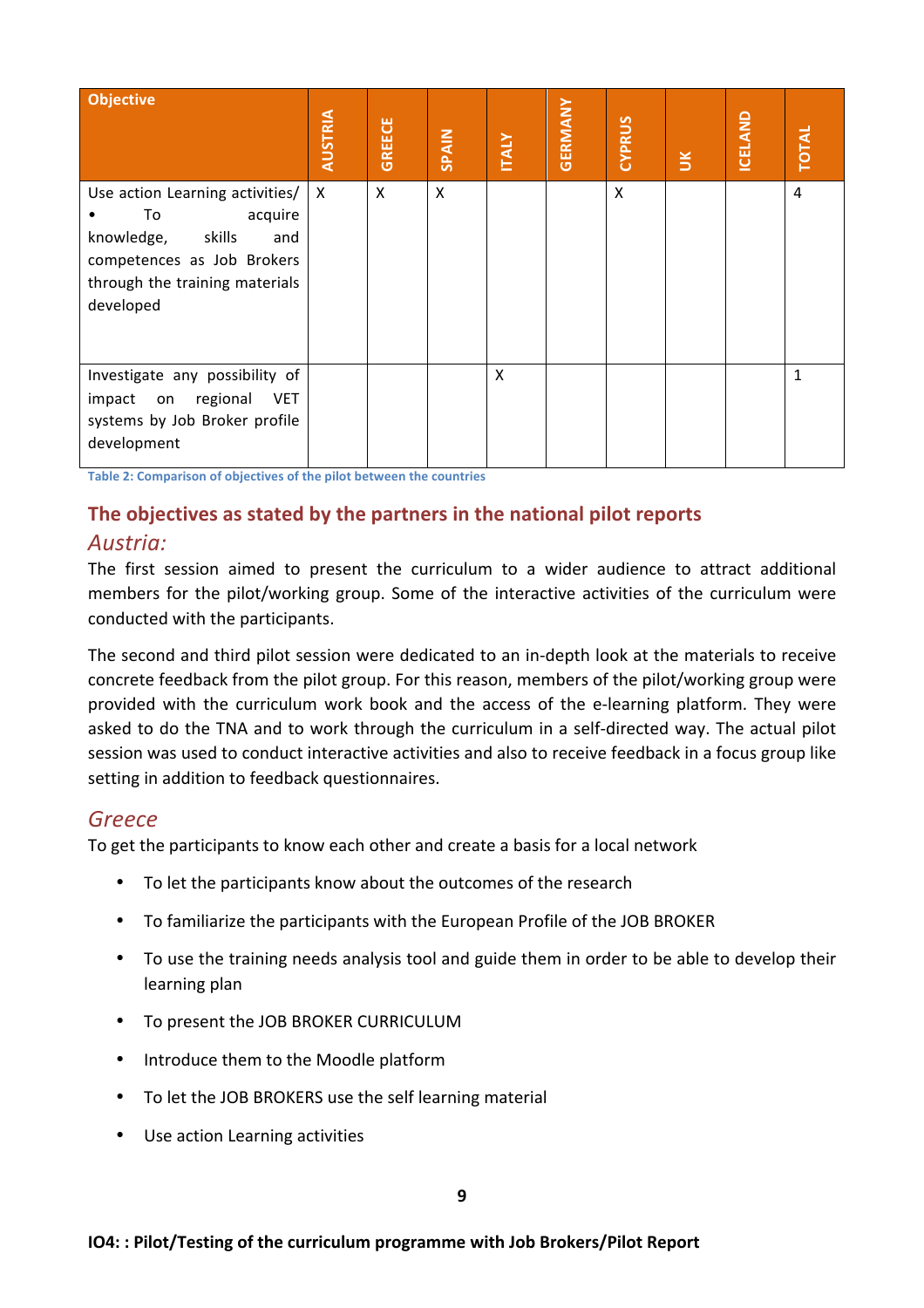| Objective | AUSTRIA | GREECE | SPAIN | ITALY | GERMANY | CYPRUS | UK | ICELAND | TOTAL |
|---|---|---|---|---|---|---|---|---|---|
| Use action Learning activities/ • To acquire knowledge, skills and competences as Job Brokers through the training materials developed | X | X | X | | | X | | | 4 |
| Investigate any possibility of impact on regional VET systems by Job Broker profile development | | | | X | | | | | 1 |

Table 2: Comparison of objectives of the pilot between the countries

## The objectives as stated by the partners in the national pilot reports

### *Austria:*

The first session aimed to present the curriculum to a wider audience to attract additional members for the pilot/working group. Some of the interactive activities of the curriculum were conducted with the participants.

The second and third pilot session were dedicated to an in-depth look at the materials to receive concrete feedback from the pilot group. For this reason, members of the pilot/working group were provided with the curriculum work book and the access of the e-learning platform. They were asked to do the TNA and to work through the curriculum in a self-directed way. The actual pilot session was used to conduct interactive activities and also to receive feedback in a focus group like setting in addition to feedback questionnaires.

### *Greece*

To get the participants to know each other and create a basis for a local network

- To let the participants know about the outcomes of the research
- To familiarize the participants with the European Profile of the JOB BROKER
- To use the training needs analysis tool and guide them in order to be able to develop their learning plan
- To present the JOB BROKER CURRICULUM
- Introduce them to the Moodle platform
- To let the JOB BROKERS use the self learning material
- Use action Learning activities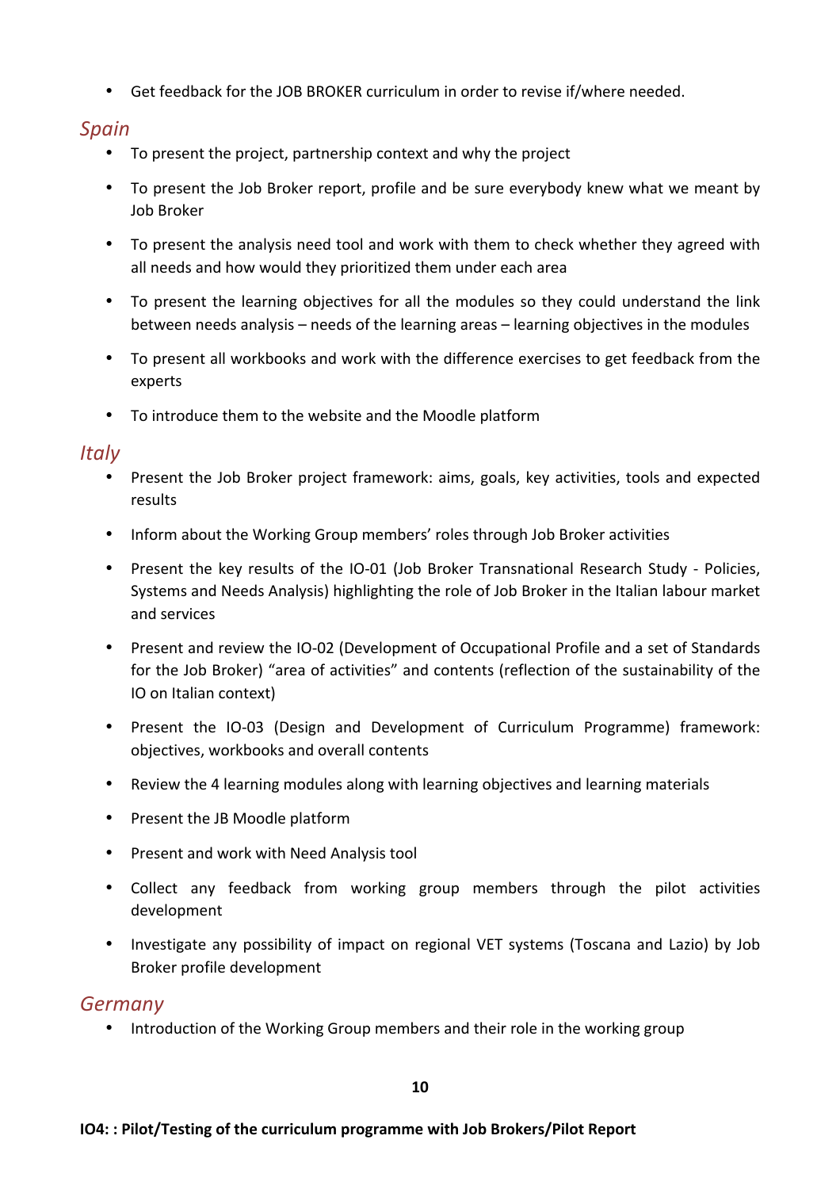- Get feedback for the JOB BROKER curriculum in order to revise if/where needed.

### *Spain*

- To present the project, partnership context and why the project
- To present the Job Broker report, profile and be sure everybody knew what we meant by Job Broker
- To present the analysis need tool and work with them to check whether they agreed with all needs and how would they prioritized them under each area
- To present the learning objectives for all the modules so they could understand the link between needs analysis – needs of the learning areas – learning objectives in the modules
- To present all workbooks and work with the difference exercises to get feedback from the experts
- To introduce them to the website and the Moodle platform

### *Italy*

- Present the Job Broker project framework: aims, goals, key activities, tools and expected results
- Inform about the Working Group members' roles through Job Broker activities
- Present the key results of the IO-01 (Job Broker Transnational Research Study - Policies, Systems and Needs Analysis) highlighting the role of Job Broker in the Italian labour market and services
- Present and review the IO-02 (Development of Occupational Profile and a set of Standards for the Job Broker) "area of activities" and contents (reflection of the sustainability of the IO on Italian context)
- Present the IO-03 (Design and Development of Curriculum Programme) framework: objectives, workbooks and overall contents
- Review the 4 learning modules along with learning objectives and learning materials
- Present the JB Moodle platform
- Present and work with Need Analysis tool
- Collect any feedback from working group members through the pilot activities development
- Investigate any possibility of impact on regional VET systems (Toscana and Lazio) by Job Broker profile development

### *Germany*

- Introduction of the Working Group members and their role in the working group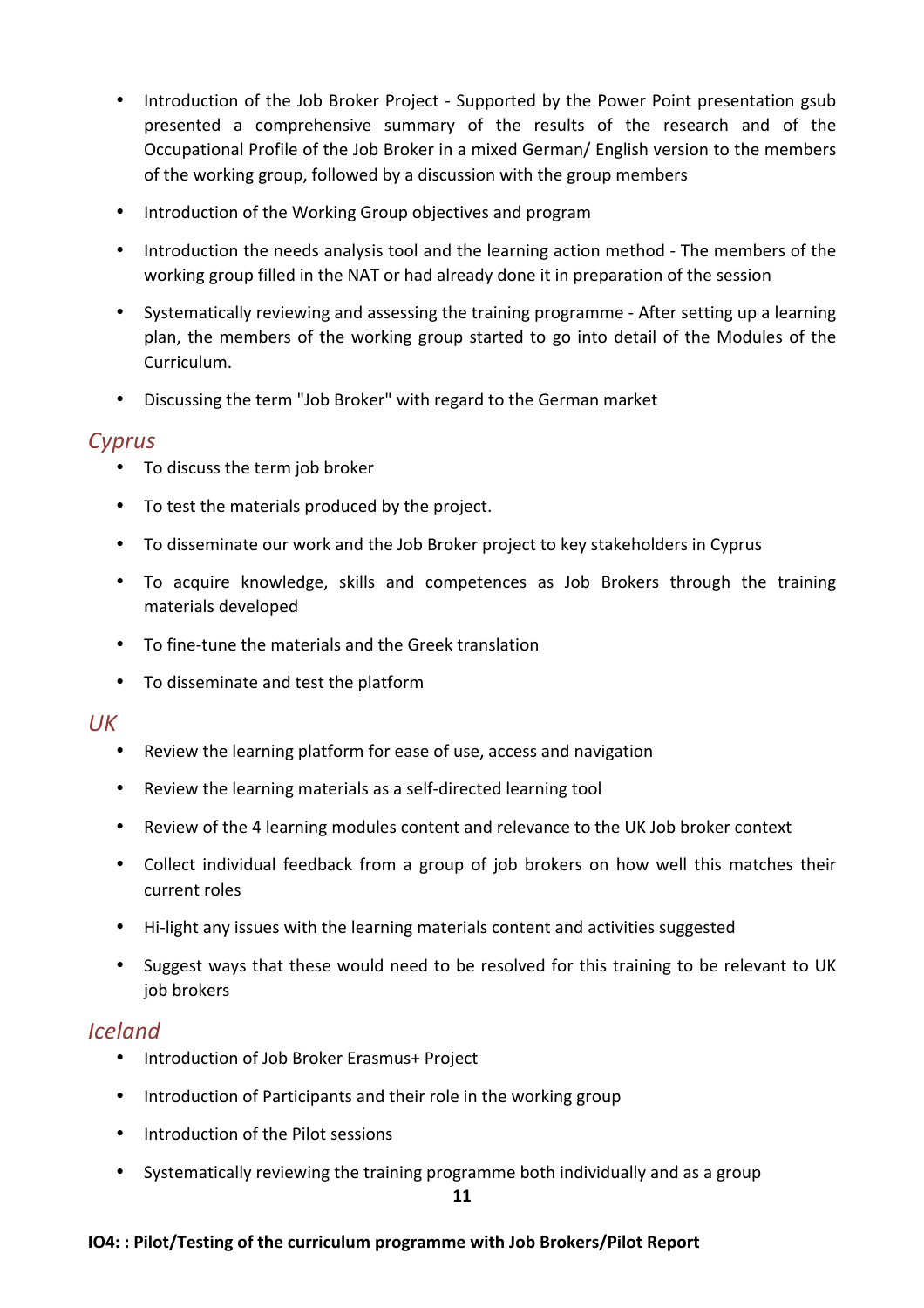- Introduction of the Job Broker Project - Supported by the Power Point presentation gsub presented a comprehensive summary of the results of the research and of the Occupational Profile of the Job Broker in a mixed German/ English version to the members of the working group, followed by a discussion with the group members
- Introduction of the Working Group objectives and program
- Introduction the needs analysis tool and the learning action method - The members of the working group filled in the NAT or had already done it in preparation of the session
- Systematically reviewing and assessing the training programme - After setting up a learning plan, the members of the working group started to go into detail of the Modules of the Curriculum.
- Discussing the term "Job Broker" with regard to the German market

## *Cyprus*

- To discuss the term job broker
- To test the materials produced by the project.
- To disseminate our work and the Job Broker project to key stakeholders in Cyprus
- To acquire knowledge, skills and competences as Job Brokers through the training materials developed
- To fine-tune the materials and the Greek translation
- To disseminate and test the platform

## *UK*

- Review the learning platform for ease of use, access and navigation
- Review the learning materials as a self-directed learning tool
- Review of the 4 learning modules content and relevance to the UK Job broker context
- Collect individual feedback from a group of job brokers on how well this matches their current roles
- Hi-light any issues with the learning materials content and activities suggested
- Suggest ways that these would need to be resolved for this training to be relevant to UK job brokers

## *Iceland*

- Introduction of Job Broker Erasmus+ Project
- Introduction of Participants and their role in the working group
- Introduction of the Pilot sessions
- Systematically reviewing the training programme both individually and as a group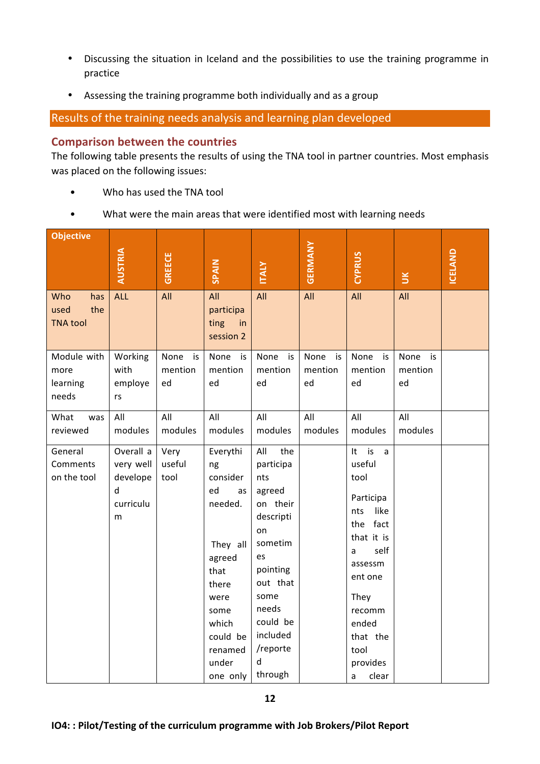- Discussing the situation in Iceland and the possibilities to use the training programme in practice
- Assessing the training programme both individually and as a group

## Results of the training needs analysis and learning plan developed

### Comparison between the countries

The following table presents the results of using the TNA tool in partner countries. Most emphasis was placed on the following issues:

- Who has used the TNA tool
- What were the main areas that were identified most with learning needs

| Objective | AUSTRIA | GREECE | SPAIN | ITALY | GERMANY | CYPRUS | UK | ICELAND |
|---|---|---|---|---|---|---|---|---|
| Who has used the TNA tool | ALL | All | All participating in session 2 | All | All | All | All | |
| Module with more learning needs | Working with employers | None is mentioned | None is mentioned | None is mentioned | None is mentioned | None is mentioned | None is mentioned | |
| What was reviewed | All modules | All modules | All modules | All modules | All modules | All modules | All modules | |
| General Comments on the tool | Overall a very well developed curriculum | Very useful tool | Everything considered as needed. They all agreed that there were some which could be renamed under one only | All the participants agreed on their description sometimes pointing out that some needs could be included /reported through | | It is a useful tool Participants like the fact that it is a self assessment one They recommended that the tool provides a clear | | |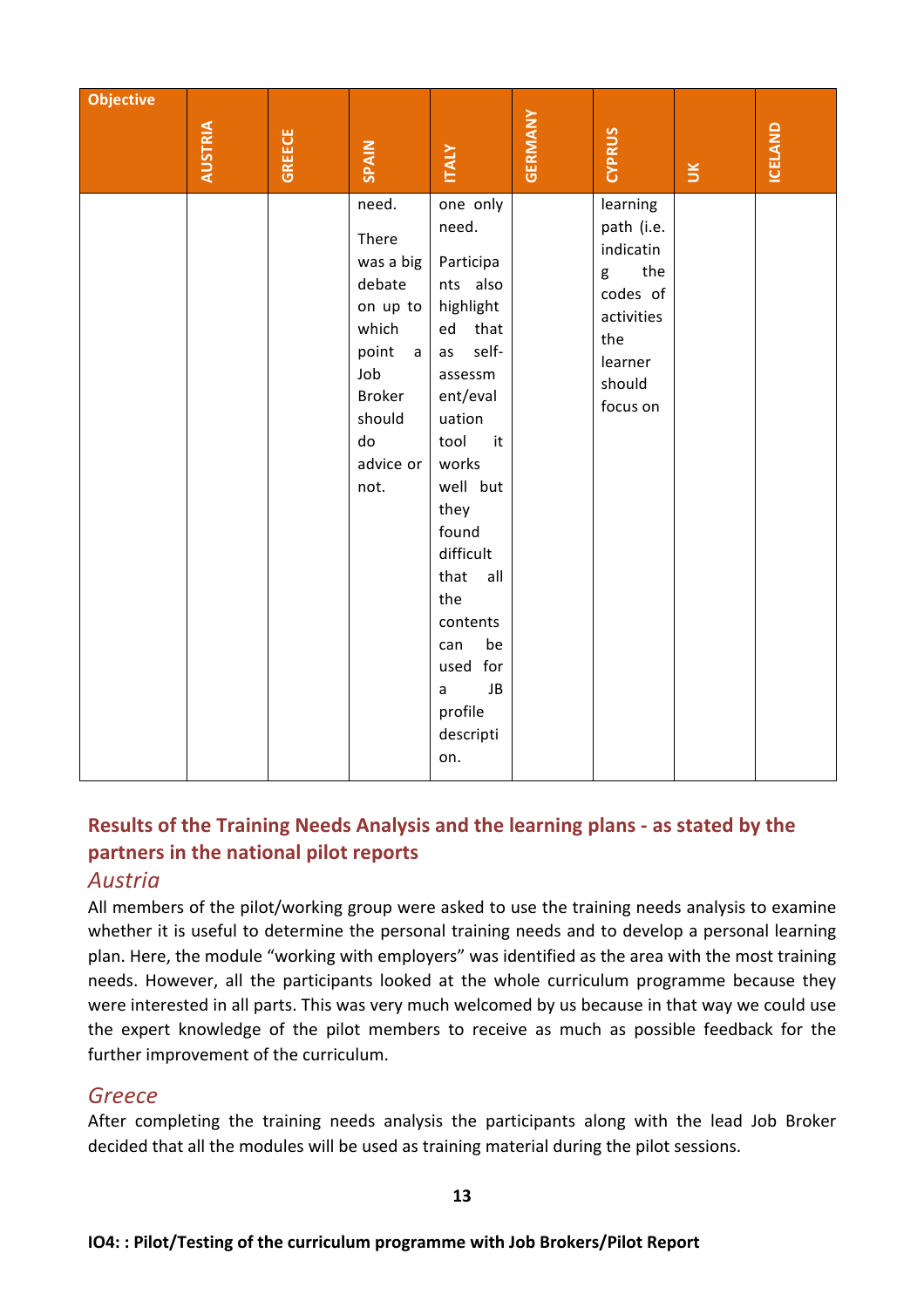| Objective | AUSTRIA | GREECE | SPAIN | ITALY | GERMANY | CYPRUS | UK | ICELAND |
|---|---|---|---|---|---|---|---|---|
| | | | need. There was a big debate on up to which point a Job Broker should do advice or not. | one only need. Participants also highlighted that as self-assessment/evaluation tool it works well but they found difficult that all the contents can be used for a JB profile description. | | learning path (i.e. indicating the codes of activities the learner should focus on | | |

## Results of the Training Needs Analysis and the learning plans - as stated by the partners in the national pilot reports

### *Austria*

All members of the pilot/working group were asked to use the training needs analysis to examine whether it is useful to determine the personal training needs and to develop a personal learning plan. Here, the module "working with employers" was identified as the area with the most training needs. However, all the participants looked at the whole curriculum programme because they were interested in all parts. This was very much welcomed by us because in that way we could use the expert knowledge of the pilot members to receive as much as possible feedback for the further improvement of the curriculum.

### *Greece*

After completing the training needs analysis the participants along with the lead Job Broker decided that all the modules will be used as training material during the pilot sessions.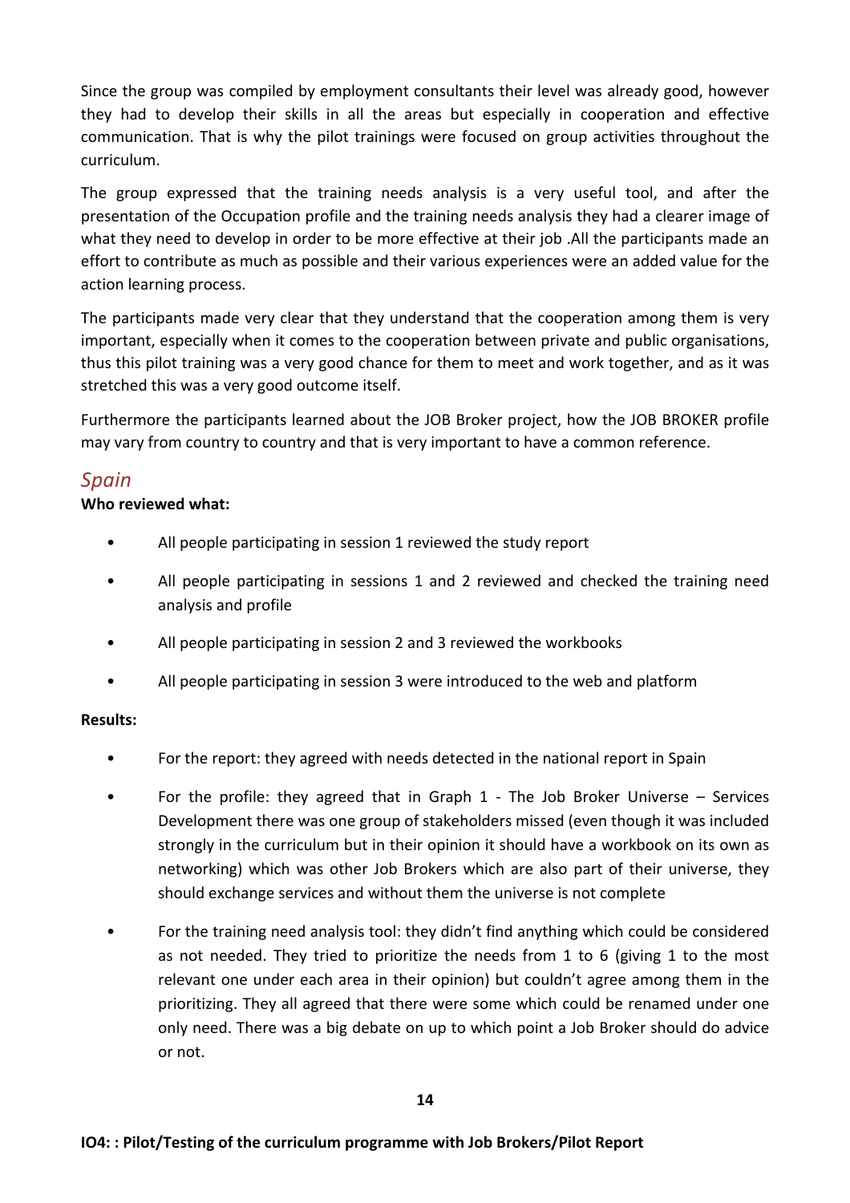Since the group was compiled by employment consultants their level was already good, however they had to develop their skills in all the areas but especially in cooperation and effective communication. That is why the pilot trainings were focused on group activities throughout the curriculum.

The group expressed that the training needs analysis is a very useful tool, and after the presentation of the Occupation profile and the training needs analysis they had a clearer image of what they need to develop in order to be more effective at their job .All the participants made an effort to contribute as much as possible and their various experiences were an added value for the action learning process.

The participants made very clear that they understand that the cooperation among them is very important, especially when it comes to the cooperation between private and public organisations, thus this pilot training was a very good chance for them to meet and work together, and as it was stretched this was a very good outcome itself.

Furthermore the participants learned about the JOB Broker project, how the JOB BROKER profile may vary from country to country and that is very important to have a common reference.

## *Spain*

**Who reviewed what:**

- All people participating in session 1 reviewed the study report
- All people participating in sessions 1 and 2 reviewed and checked the training need analysis and profile
- All people participating in session 2 and 3 reviewed the workbooks
- All people participating in session 3 were introduced to the web and platform

**Results:**

- For the report: they agreed with needs detected in the national report in Spain
- For the profile: they agreed that in Graph 1 - The Job Broker Universe – Services Development there was one group of stakeholders missed (even though it was included strongly in the curriculum but in their opinion it should have a workbook on its own as networking) which was other Job Brokers which are also part of their universe, they should exchange services and without them the universe is not complete
- For the training need analysis tool: they didn't find anything which could be considered as not needed. They tried to prioritize the needs from 1 to 6 (giving 1 to the most relevant one under each area in their opinion) but couldn't agree among them in the prioritizing. They all agreed that there were some which could be renamed under one only need. There was a big debate on up to which point a Job Broker should do advice or not.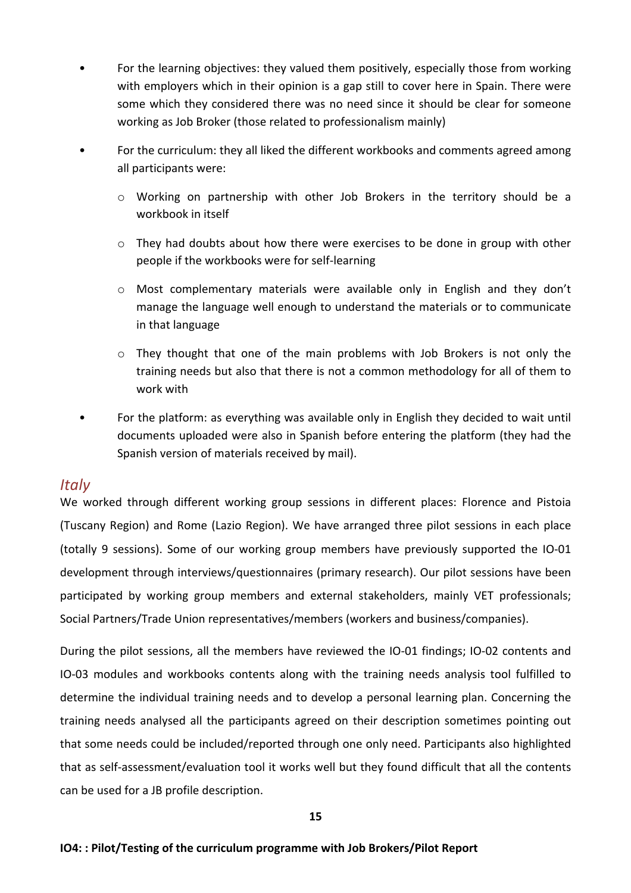- For the learning objectives: they valued them positively, especially those from working with employers which in their opinion is a gap still to cover here in Spain. There were some which they considered there was no need since it should be clear for someone working as Job Broker (those related to professionalism mainly)
- For the curriculum: they all liked the different workbooks and comments agreed among all participants were:
  - Working on partnership with other Job Brokers in the territory should be a workbook in itself
  - They had doubts about how there were exercises to be done in group with other people if the workbooks were for self-learning
  - Most complementary materials were available only in English and they don't manage the language well enough to understand the materials or to communicate in that language
  - They thought that one of the main problems with Job Brokers is not only the training needs but also that there is not a common methodology for all of them to work with
- For the platform: as everything was available only in English they decided to wait until documents uploaded were also in Spanish before entering the platform (they had the Spanish version of materials received by mail).

## *Italy*

We worked through different working group sessions in different places: Florence and Pistoia (Tuscany Region) and Rome (Lazio Region). We have arranged three pilot sessions in each place (totally 9 sessions). Some of our working group members have previously supported the IO-01 development through interviews/questionnaires (primary research). Our pilot sessions have been participated by working group members and external stakeholders, mainly VET professionals; Social Partners/Trade Union representatives/members (workers and business/companies).

During the pilot sessions, all the members have reviewed the IO-01 findings; IO-02 contents and IO-03 modules and workbooks contents along with the training needs analysis tool fulfilled to determine the individual training needs and to develop a personal learning plan. Concerning the training needs analysed all the participants agreed on their description sometimes pointing out that some needs could be included/reported through one only need. Participants also highlighted that as self-assessment/evaluation tool it works well but they found difficult that all the contents can be used for a JB profile description.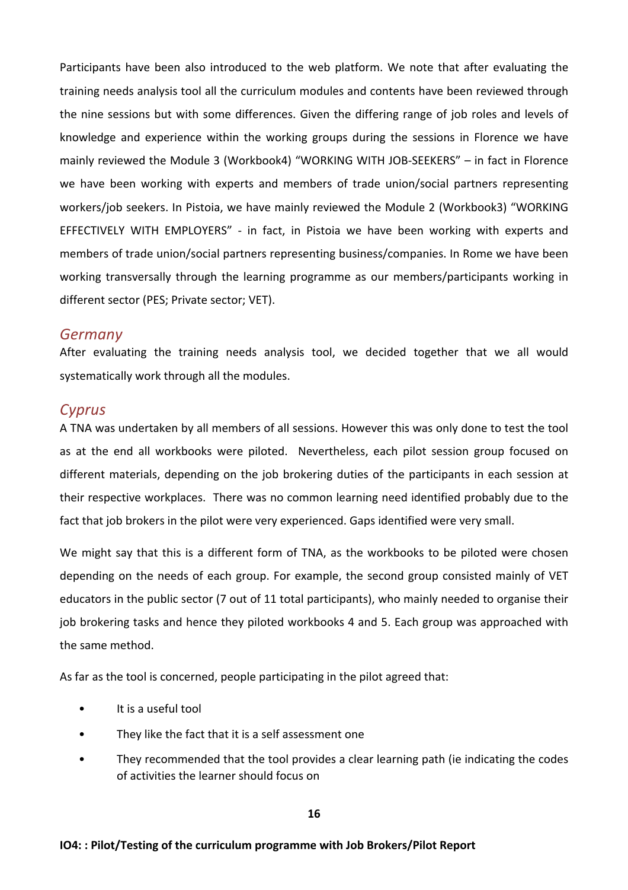Participants have been also introduced to the web platform. We note that after evaluating the training needs analysis tool all the curriculum modules and contents have been reviewed through the nine sessions but with some differences. Given the differing range of job roles and levels of knowledge and experience within the working groups during the sessions in Florence we have mainly reviewed the Module 3 (Workbook4) "WORKING WITH JOB-SEEKERS" – in fact in Florence we have been working with experts and members of trade union/social partners representing workers/job seekers. In Pistoia, we have mainly reviewed the Module 2 (Workbook3) "WORKING EFFECTIVELY WITH EMPLOYERS" - in fact, in Pistoia we have been working with experts and members of trade union/social partners representing business/companies. In Rome we have been working transversally through the learning programme as our members/participants working in different sector (PES; Private sector; VET).

## *Germany*

After evaluating the training needs analysis tool, we decided together that we all would systematically work through all the modules.

## *Cyprus*

A TNA was undertaken by all members of all sessions. However this was only done to test the tool as at the end all workbooks were piloted. Nevertheless, each pilot session group focused on different materials, depending on the job brokering duties of the participants in each session at their respective workplaces. There was no common learning need identified probably due to the fact that job brokers in the pilot were very experienced. Gaps identified were very small.

We might say that this is a different form of TNA, as the workbooks to be piloted were chosen depending on the needs of each group. For example, the second group consisted mainly of VET educators in the public sector (7 out of 11 total participants), who mainly needed to organise their job brokering tasks and hence they piloted workbooks 4 and 5. Each group was approached with the same method.

As far as the tool is concerned, people participating in the pilot agreed that:

- It is a useful tool
- They like the fact that it is a self assessment one
- They recommended that the tool provides a clear learning path (ie indicating the codes of activities the learner should focus on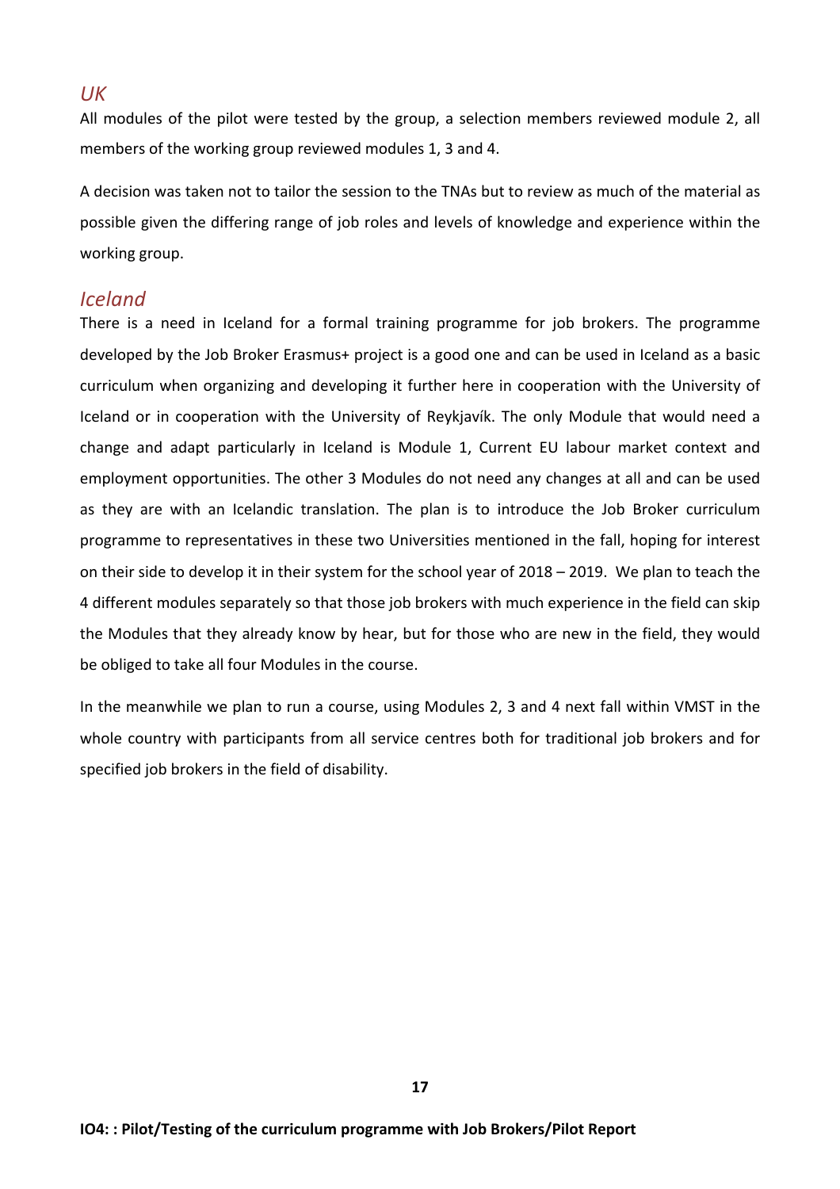## *UK*

All modules of the pilot were tested by the group, a selection members reviewed module 2, all members of the working group reviewed modules 1, 3 and 4.

A decision was taken not to tailor the session to the TNAs but to review as much of the material as possible given the differing range of job roles and levels of knowledge and experience within the working group.

## *Iceland*

There is a need in Iceland for a formal training programme for job brokers. The programme developed by the Job Broker Erasmus+ project is a good one and can be used in Iceland as a basic curriculum when organizing and developing it further here in cooperation with the University of Iceland or in cooperation with the University of Reykjavík. The only Module that would need a change and adapt particularly in Iceland is Module 1, Current EU labour market context and employment opportunities. The other 3 Modules do not need any changes at all and can be used as they are with an Icelandic translation. The plan is to introduce the Job Broker curriculum programme to representatives in these two Universities mentioned in the fall, hoping for interest on their side to develop it in their system for the school year of 2018 – 2019. We plan to teach the 4 different modules separately so that those job brokers with much experience in the field can skip the Modules that they already know by hear, but for those who are new in the field, they would be obliged to take all four Modules in the course.

In the meanwhile we plan to run a course, using Modules 2, 3 and 4 next fall within VMST in the whole country with participants from all service centres both for traditional job brokers and for specified job brokers in the field of disability.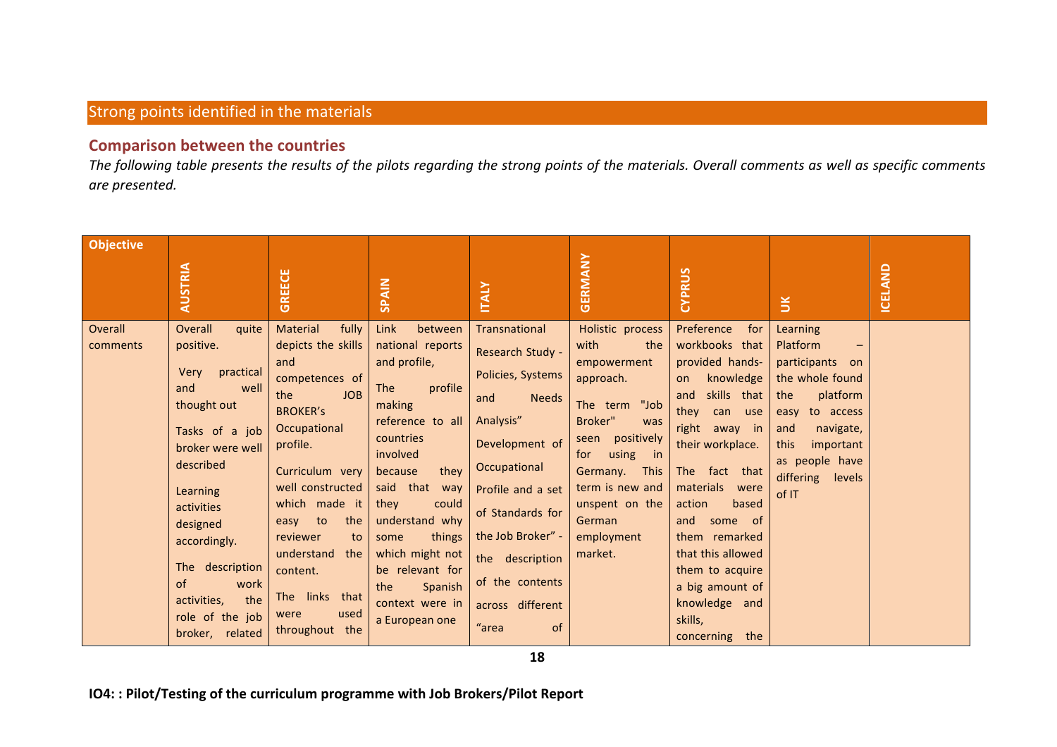## Strong points identified in the materials

### Comparison between the countries

*The following table presents the results of the pilots regarding the strong points of the materials. Overall comments as well as specific comments are presented.*

| Objective | AUSTRIA | GREECE | SPAIN | ITALY | GERMANY | CYPRUS | UK | ICELAND |
|---|---|---|---|---|---|---|---|---|
| Overall comments | Overall quite positive. Very practical and well thought out. Tasks of a job broker were well described. Learning activities designed accordingly. The description of work activities, the role of the job broker, related | Material fully depicts the skills and competences of the JOB BROKER's Occupational profile. Curriculum very well constructed which made it easy to the reviewer to understand the content. The links that were used throughout the | Link between national reports and profile, The profile making reference to all countries involved because they said that way they could understand why some things which might not be relevant for the Spanish context were in a European one | Transnational Research Study - Policies, Systems and Needs Analysis" Development of Occupational Profile and a set of Standards for the Job Broker" - the description of the contents across different "area of | Holistic process with the empowerment approach. The term "Job Broker" was seen positively for using in Germany. This term is new and unspent on the German employment market. | Preference for workbooks that provided hands-on knowledge and skills that they can use right away in their workplace. The fact that materials were action based and some of them remarked that this allowed them to acquire a big amount of knowledge and skills, concerning the | Learning Platform – participants on the whole found the platform easy to access and navigate, this important as people have differing levels of IT | |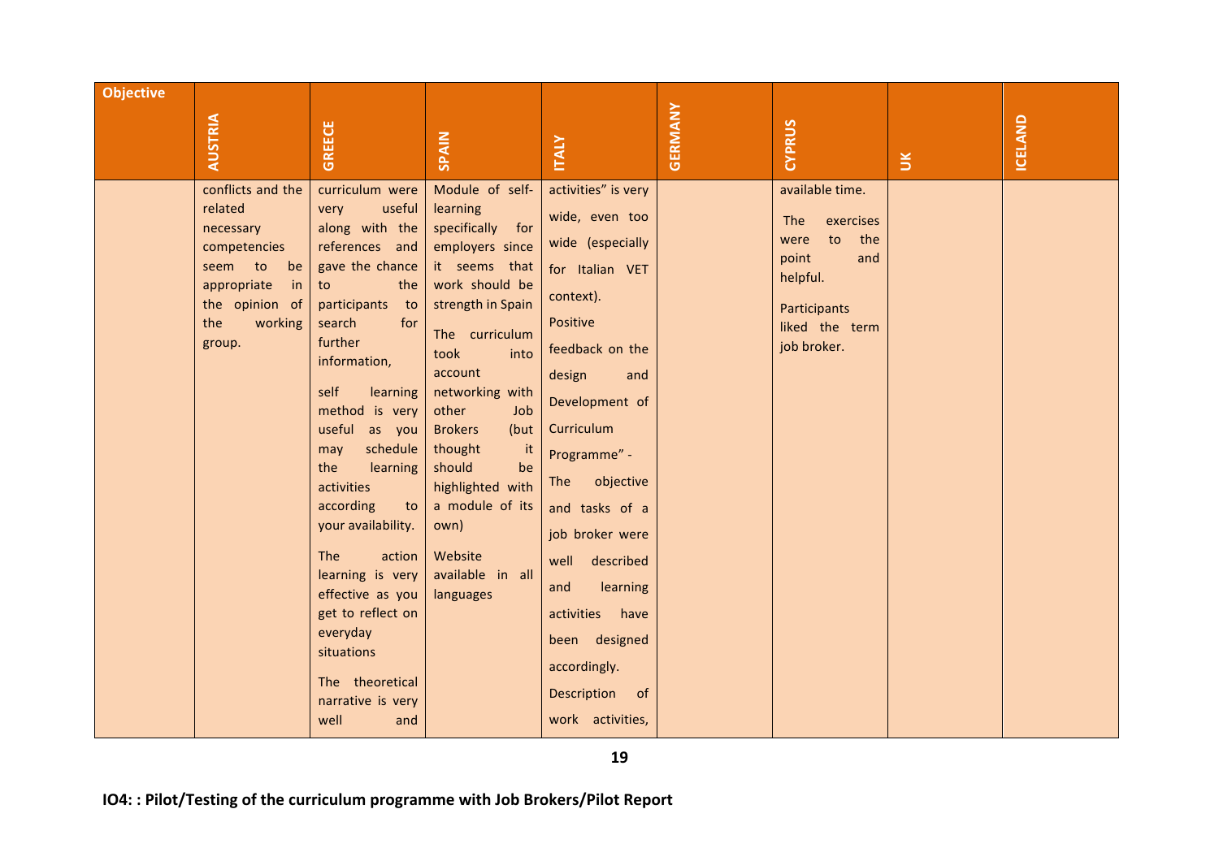| Objective | AUSTRIA | GREECE | SPAIN | ITALY | GERMANY | CYPRUS | UK | ICELAND |
|---|---|---|---|---|---|---|---|---|
| | conflicts and the related necessary competencies seem to be appropriate in the opinion of the working group. | curriculum were very useful along with the references and gave the chance to the participants to search for further information,<br><br>self learning method is very useful as you may schedule the learning activities according to your availability.<br><br>The action learning is very effective as you get to reflect on everyday situations<br><br>The theoretical narrative is very well and | Module of self-learning specifically for employers since it seems that work should be strength in Spain<br><br>The curriculum took into account networking with other Job Brokers (but thought it should be highlighted with a module of its own)<br><br>Website available in all languages | activities" is very wide, even too wide (especially for Italian VET context).<br><br>Positive feedback on the design and Development of Curriculum Programme" -<br><br>The objective and tasks of a job broker were well described and learning activities have been designed accordingly.<br><br>Description of work activities, | | available time.<br><br>The exercises were to the point and helpful.<br><br>Participants liked the term job broker. | | |

IO4: : Pilot/Testing of the curriculum programme with Job Brokers/Pilot Report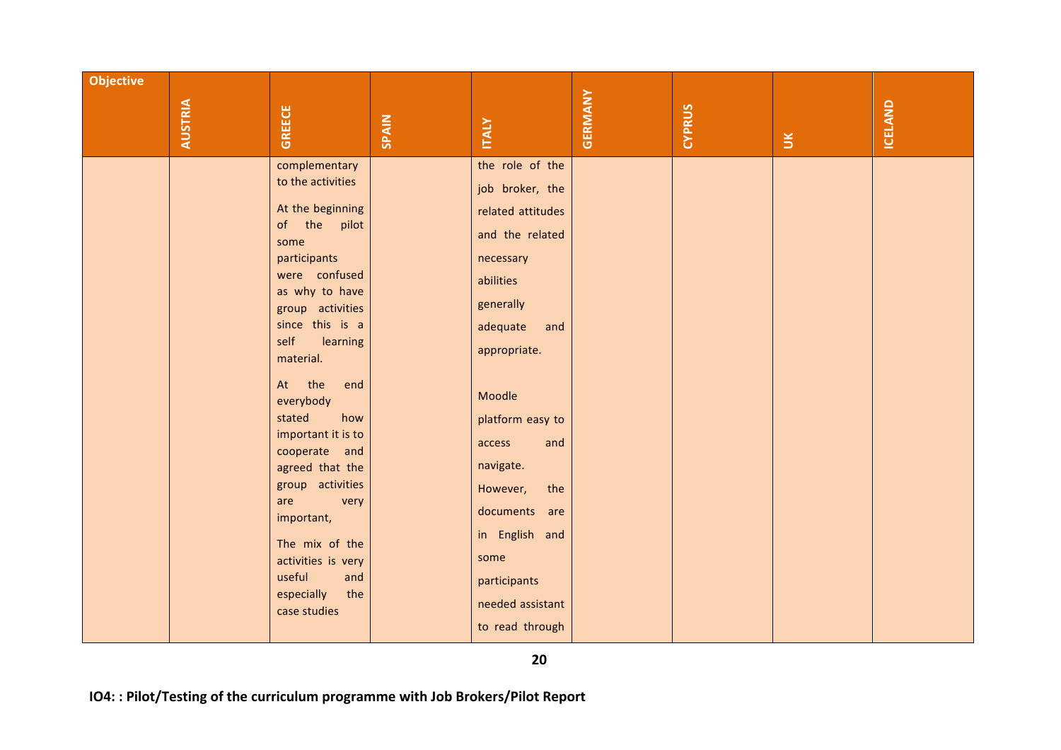| Objective | AUSTRIA | GREECE | SPAIN | ITALY | GERMANY | CYPRUS | UK | ICELAND |
|---|---|---|---|---|---|---|---|---|
| | | complementary to the activities<br><br>At the beginning of the pilot some participants were confused as why to have group activities since this is a self learning material.<br><br>At the end everybody stated how important it is to cooperate and agreed that the group activities are very important,<br><br>The mix of the activities is very useful and especially the case studies | | the role of the job broker, the related attitudes and the related necessary abilities generally adequate and appropriate.<br><br>Moodle platform easy to access and navigate. However, the documents are in English and some participants needed assistant to read through | | | | |

IO4: : Pilot/Testing of the curriculum programme with Job Brokers/Pilot Report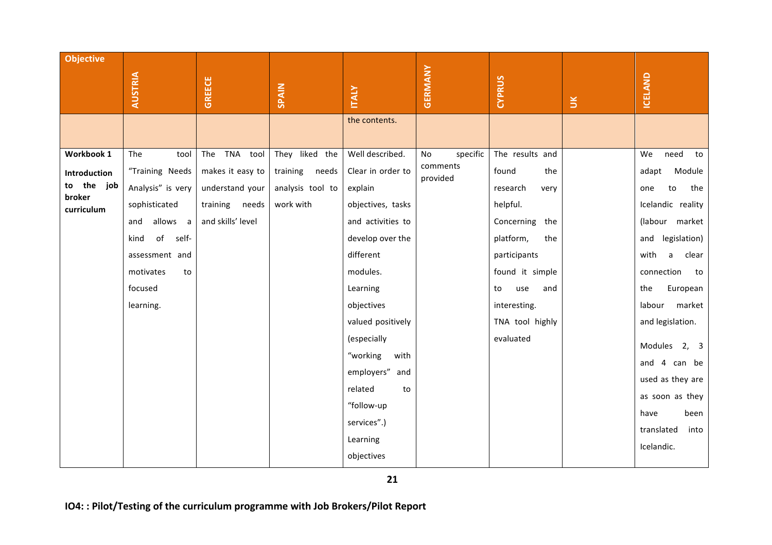| Objective | AUSTRIA | GREECE | SPAIN | ITALY | GERMANY | CYPRUS | UK | ICELAND |
|---|---|---|---|---|---|---|---|---|
| | | | | the contents. | | | | |
| **Workbook 1** **Introduction to the job broker curriculum** | The tool "Training Needs Analysis" is very sophisticated and allows a kind of self-assessment and motivates to focused learning. | The TNA tool makes it easy to understand your training needs and skills' level | They liked the training needs analysis tool to work with | Well described. Clear in order to explain objectives, tasks and activities to develop over the different modules. Learning objectives valued positively (especially "working with employers" and related to "follow-up services".) Learning objectives | No specific comments provided | The results and found the research very helpful. Concerning the platform, the participants found it simple to use and interesting. TNA tool highly evaluated | | We need to adapt Module one to the Icelandic reality (labour market and legislation) with a clear connection to the European labour market and legislation. Modules 2, 3 and 4 can be used as they are as soon as they have been translated into Icelandic. |

IO4: : Pilot/Testing of the curriculum programme with Job Brokers/Pilot Report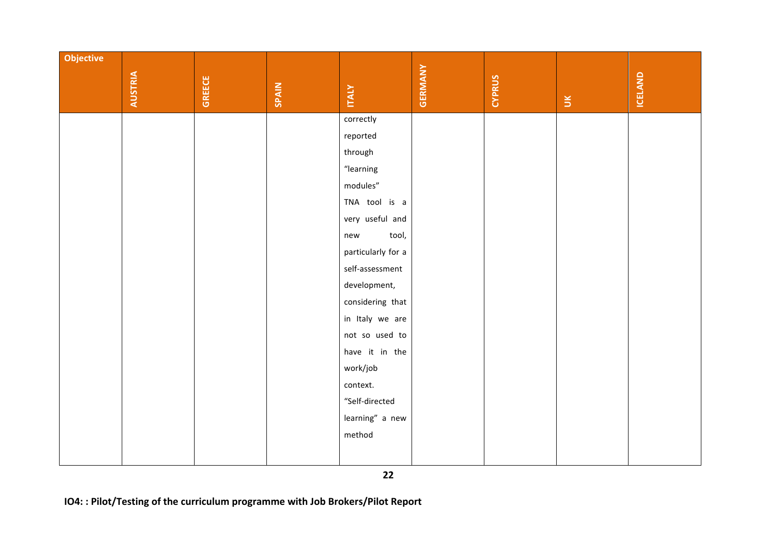| Objective | AUSTRIA | GREECE | SPAIN | ITALY | GERMANY | CYPRUS | UK | ICELAND |
|---|---|---|---|---|---|---|---|---|
| | | | | correctly reported through “learning modules” TNA tool is a very useful and new tool, particularly for a self-assessment development, considering that in Italy we are not so used to have it in the work/job context. “Self-directed learning” a new method | | | | |

IO4: : Pilot/Testing of the curriculum programme with Job Brokers/Pilot Report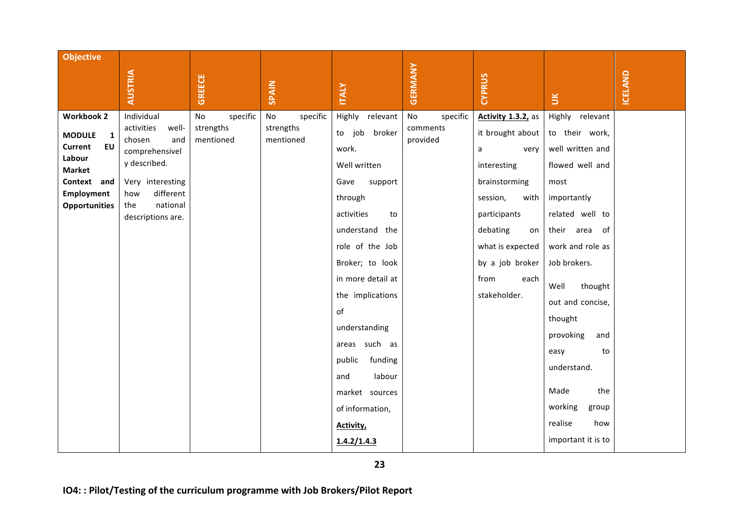| Objective | AUSTRIA | GREECE | SPAIN | ITALY | GERMANY | CYPRUS | UK | ICELAND |
|---|---|---|---|---|---|---|---|---|
| **Workbook 2** **MODULE 1 Current EU Labour Market Context and Employment Opportunities** | Individual activities well-chosen and comprehensively described. Very interesting how different the national descriptions are. | No specific strengths mentioned | No specific strengths mentioned | Highly relevant to job broker work. Well written Gave support through activities to understand the role of the Job Broker; to look in more detail at the implications of understanding areas such as public funding and labour market sources of information, **Activity, 1.4.2/1.4.3** | No specific comments provided | **Activity 1.3.2,** as it brought about a very interesting brainstorming session, with participants debating on what is expected by a job broker from each stakeholder. | Highly relevant to their work, well written and flowed well and most importantly related well to their area of work and role as Job brokers. Well thought out and concise, thought provoking and easy to understand. Made the working group realise how important it is to | |

**IO4: : Pilot/Testing of the curriculum programme with Job Brokers/Pilot Report**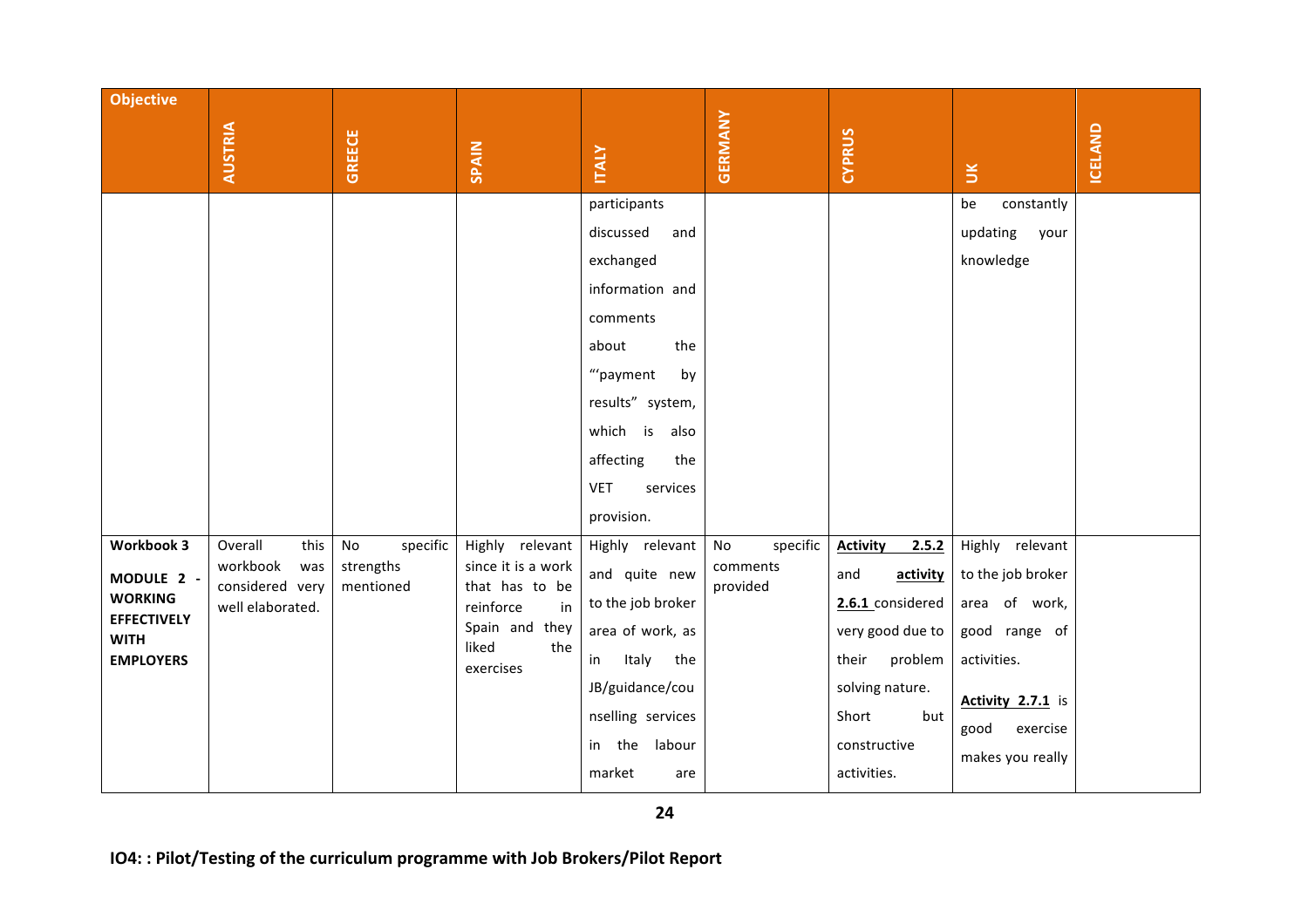| Objective | AUSTRIA | GREECE | SPAIN | ITALY | GERMANY | CYPRUS | UK | ICELAND |
|---|---|---|---|---|---|---|---|---|
| | | | | participants discussed and exchanged information and comments about the "'payment by results" system, which is also affecting the VET services provision. | | | be constantly updating your knowledge | |
| **Workbook 3 MODULE 2 - WORKING EFFECTIVELY WITH EMPLOYERS** | Overall this workbook was considered very well elaborated. | No specific strengths mentioned | Highly relevant since it is a work that has to be reinforce in Spain and they liked the exercises | Highly relevant and quite new to the job broker area of work, as in Italy the JB/guidance/counselling services in the labour market are | No specific comments provided | **Activity 2.5.2** and **activity 2.6.1** considered very good due to their problem solving nature. Short but constructive activities. | Highly relevant to the job broker area of work, good range of activities. **Activity 2.7.1** is good exercise makes you really | |

**IO4: : Pilot/Testing of the curriculum programme with Job Brokers/Pilot Report**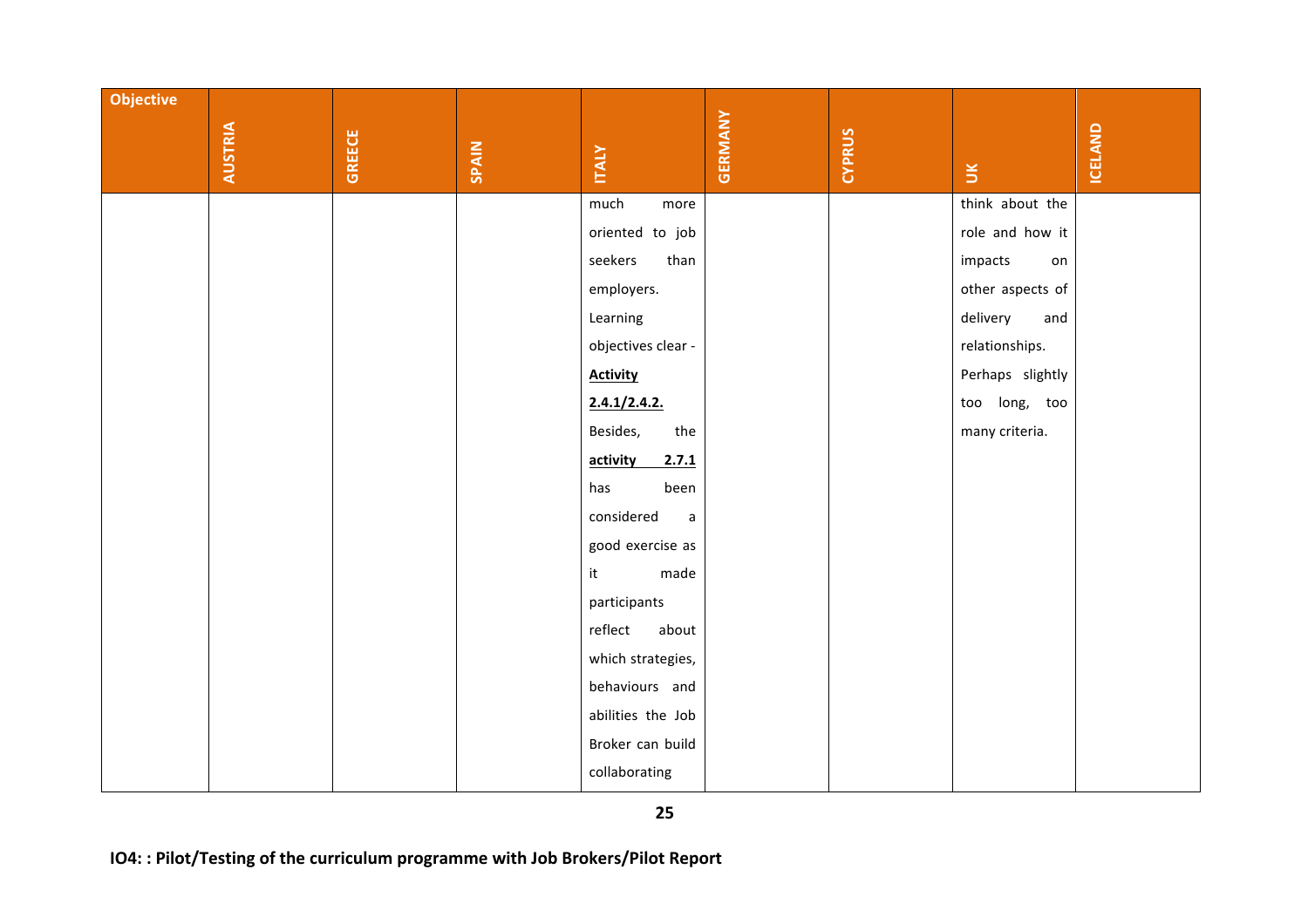| Objective | AUSTRIA | GREECE | SPAIN | ITALY | GERMANY | CYPRUS | UK | ICELAND |
|---|---|---|---|---|---|---|---|---|
| | | | | much more oriented to job seekers than employers. Learning objectives clear - **<u>Activity 2.4.1/2.4.2.</u>** Besides, the **<u>activity 2.7.1</u>** has been considered a good exercise as it made participants reflect about which strategies, behaviours and abilities the Job Broker can build collaborating | | | think about the role and how it impacts on other aspects of delivery and relationships. Perhaps slightly too long, too many criteria. | |

**IO4: : Pilot/Testing of the curriculum programme with Job Brokers/Pilot Report**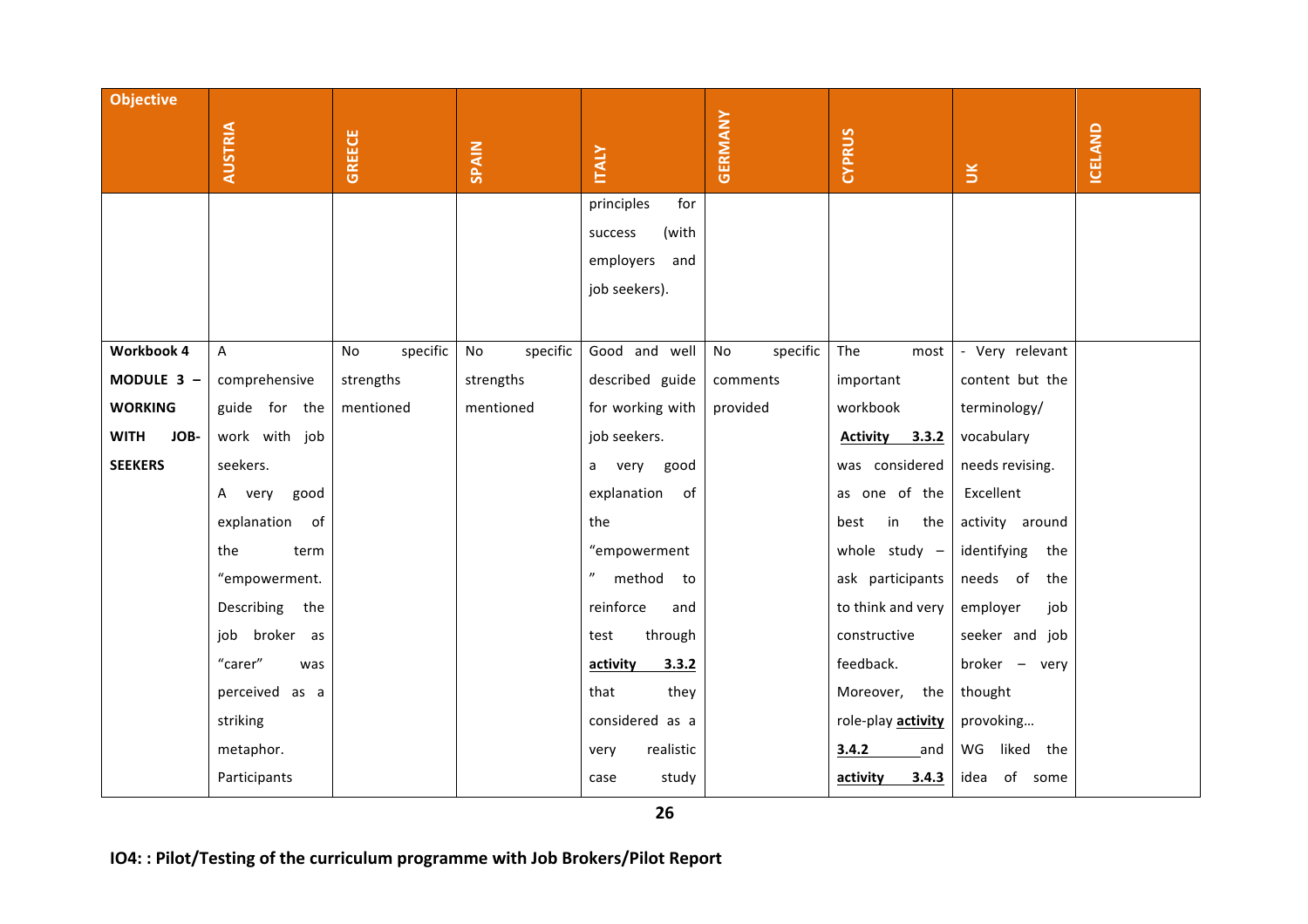| Objective | AUSTRIA | GREECE | SPAIN | ITALY | GERMANY | CYPRUS | UK | ICELAND |
|---|---|---|---|---|---|---|---|---|
| | | | | principles for success (with employers and job seekers). | | | | |
| **Workbook 4 MODULE 3 – WORKING WITH JOB-SEEKERS** | A comprehensive guide for the work with job seekers. A very good explanation of the term "empowerment. Describing the job broker as "carer" was perceived as a striking metaphor. Participants | No specific strengths mentioned | No specific strengths mentioned | Good and well described guide for working with job seekers. a very good explanation of the "empowerment " method to reinforce and test through **activity 3.3.2** that they considered as a very realistic case study | No specific comments provided | The most important workbook **Activity 3.3.2** was considered as one of the best in the whole study – ask participants to think and very constructive feedback. Moreover, the role-play **activity 3.4.2** and **activity 3.4.3** | - Very relevant content but the terminology/ vocabulary needs revising. Excellent activity around identifying the needs of the employer job seeker and job broker – very thought provoking… WG liked the idea of some | |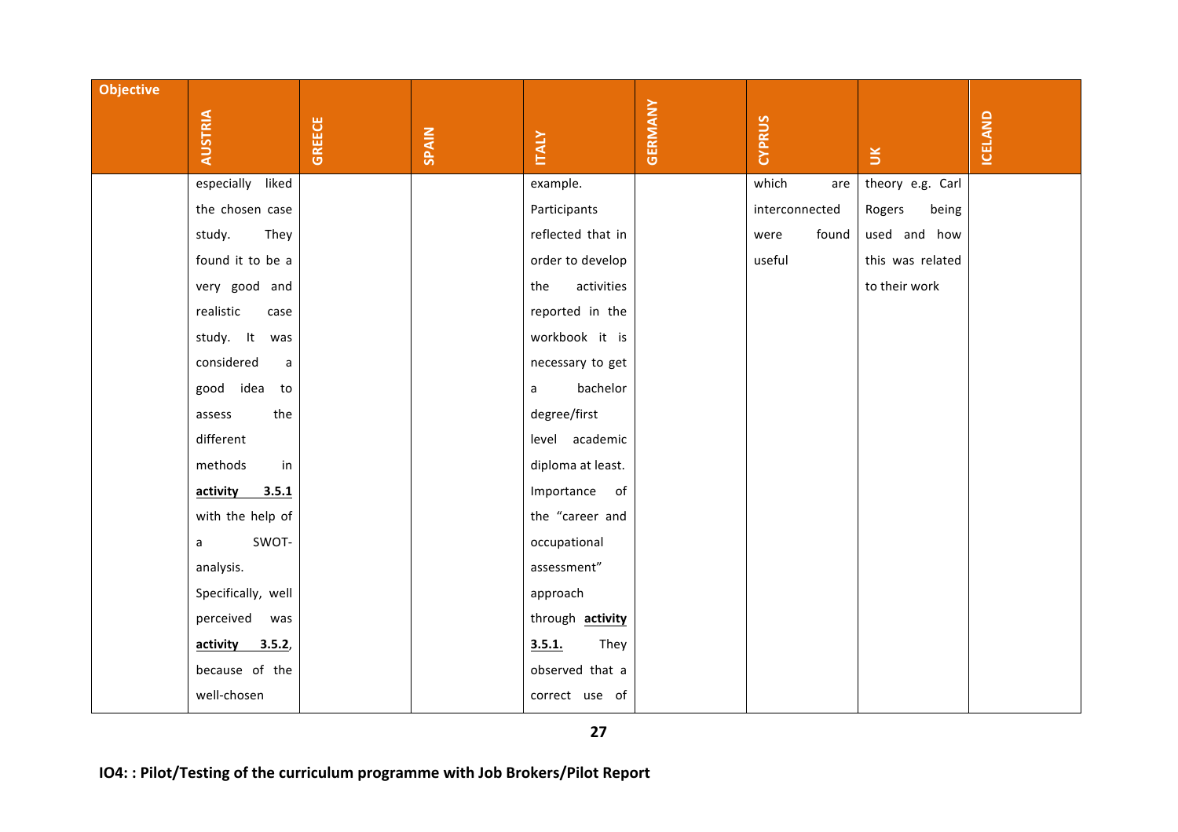| Objective | AUSTRIA | GREECE | SPAIN | ITALY | GERMANY | CYPRUS | UK | ICELAND |
|---|---|---|---|---|---|---|---|---|
| | especially liked the chosen case study. They found it to be a very good and realistic case study. It was considered a good idea to assess the different methods in **activity 3.5.1** with the help of a SWOT-analysis. Specifically, well perceived was **activity 3.5.2**, because of the well-chosen | | | example. Participants reflected that in order to develop the activities reported in the workbook it is necessary to get a bachelor degree/first level academic diploma at least. Importance of the "career and occupational assessment" approach through **activity 3.5.1.** They observed that a correct use of | | which are interconnected were found useful | theory e.g. Carl Rogers being used and how this was related to their work | |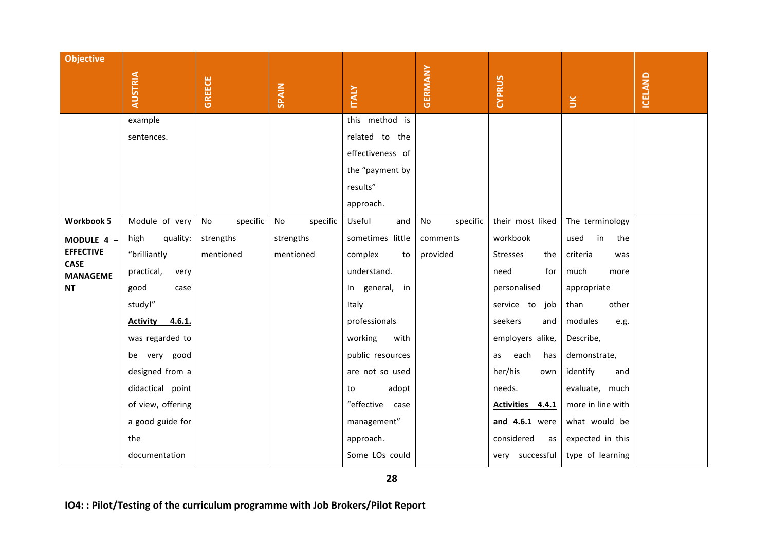| Objective | AUSTRIA | GREECE | SPAIN | ITALY | GERMANY | CYPRUS | UK | ICELAND |
|---|---|---|---|---|---|---|---|---|
| | example sentences. | | | this method is related to the effectiveness of the "payment by results" approach. | | | | |
| **Workbook 5 MODULE 4 – EFFECTIVE CASE MANAGEMENT** | Module of very high quality: "brilliantly practical, very good case study!" **Activity 4.6.1.** was regarded to be very good designed from a didactical point of view, offering a good guide for the documentation | No specific strengths mentioned | No specific strengths mentioned | Useful and sometimes little complex to understand. In general, in Italy professionals working with public resources are not so used to adopt "effective case management" approach. Some LOs could | No specific comments provided | their most liked workbook Stresses the need for personalised service to job seekers and employers alike, as each has her/his own needs. **Activities 4.4.1 and 4.6.1** were considered as very successful | The terminology used in the criteria was much more appropriate than other modules e.g. Describe, demonstrate, identify and evaluate, much more in line with what would be expected in this type of learning | |

**IO4: : Pilot/Testing of the curriculum programme with Job Brokers/Pilot Report**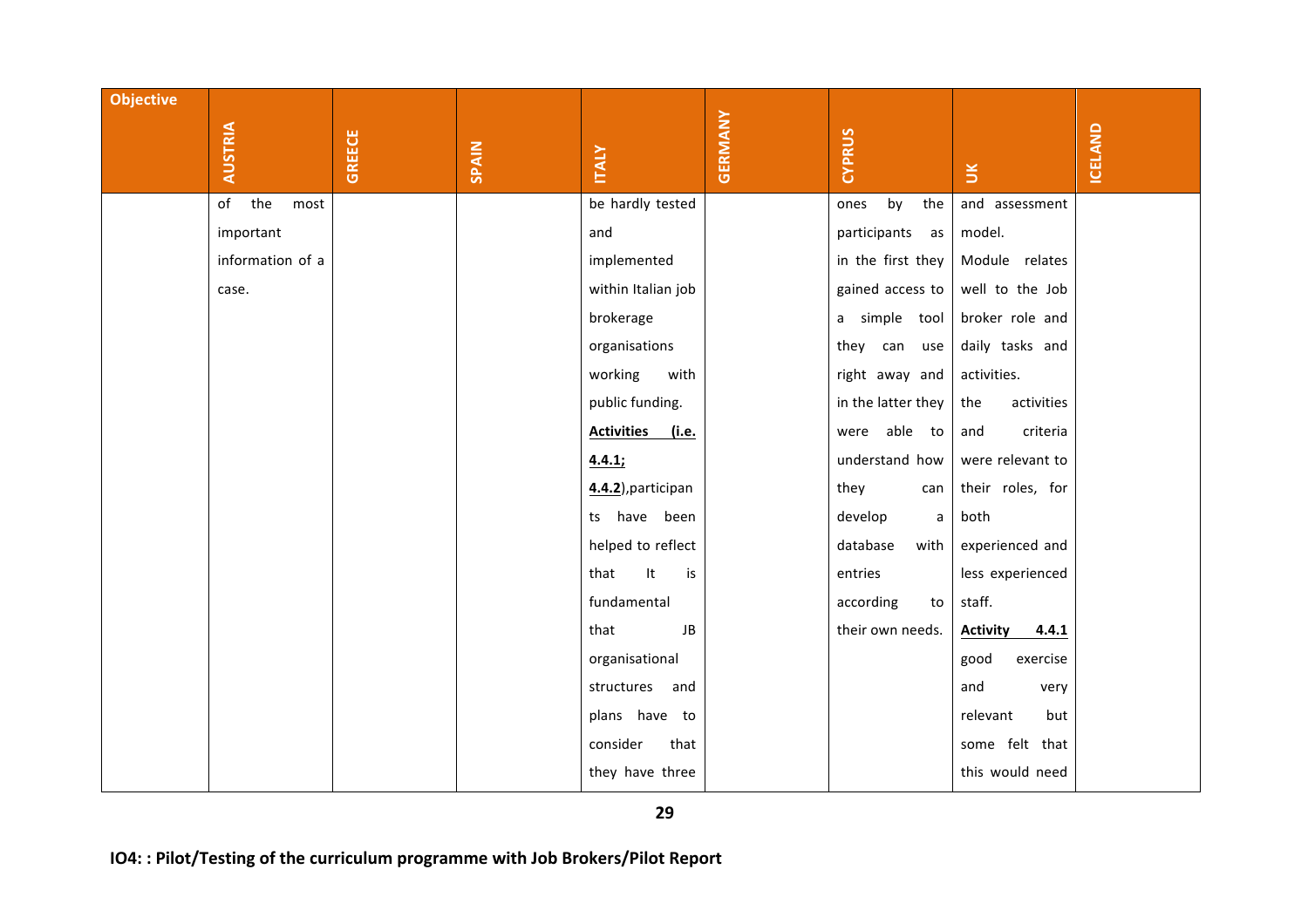| Objective | AUSTRIA | GREECE | SPAIN | ITALY | GERMANY | CYPRUS | UK | ICELAND |
|---|---|---|---|---|---|---|---|---|
| | of the most important information of a case. | | | be hardly tested and implemented within Italian job brokerage organisations working with public funding. **Activities (i.e. 4.4.1; 4.4.2**),participants have been helped to reflect that It is fundamental that JB organisational structures and plans have to consider that they have three | | ones by the participants as in the first they gained access to a simple tool they can use right away and in the latter they were able to understand how they can develop a database with entries according to their own needs. | and assessment model. Module relates well to the Job broker role and daily tasks and activities. the activities and criteria were relevant to their roles, for both experienced and less experienced staff. **Activity 4.4.1** good exercise and very relevant but some felt that this would need | |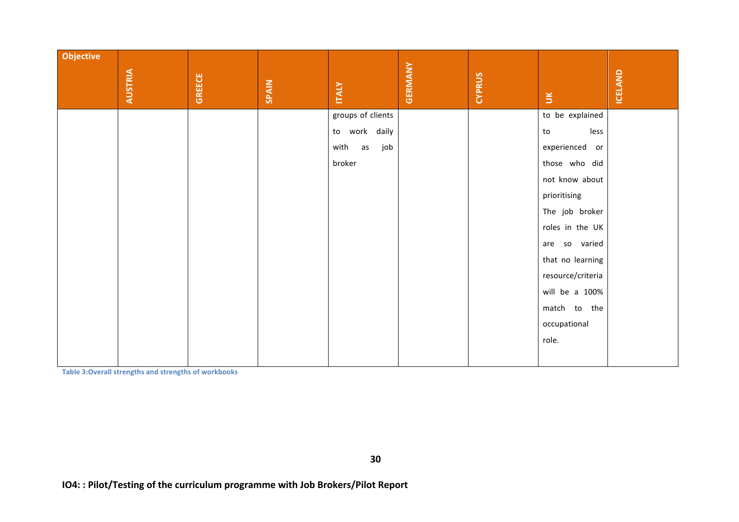| Objective | AUSTRIA | GREECE | SPAIN | ITALY | GERMANY | CYPRUS | UK | ICELAND |
|---|---|---|---|---|---|---|---|---|
| | | | | groups of clients to work daily with as job broker | | | to be explained to less experienced or those who did not know about prioritising The job broker roles in the UK are so varied that no learning resource/criteria will be a 100% match to the occupational role. | |

Table 3:Overall strengths and strengths of workbooks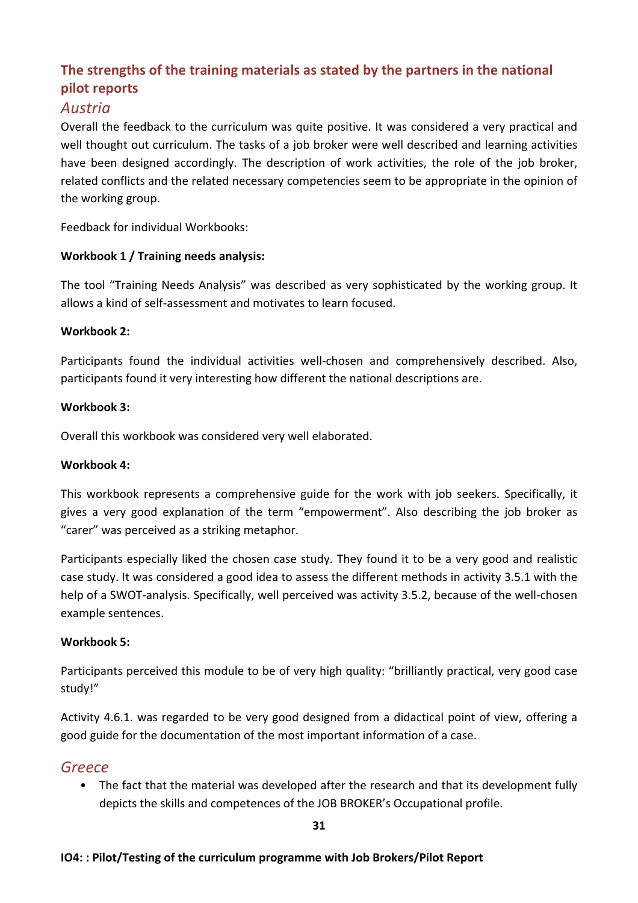## The strengths of the training materials as stated by the partners in the national pilot reports

### *Austria*

Overall the feedback to the curriculum was quite positive. It was considered a very practical and well thought out curriculum. The tasks of a job broker were well described and learning activities have been designed accordingly. The description of work activities, the role of the job broker, related conflicts and the related necessary competencies seem to be appropriate in the opinion of the working group.

Feedback for individual Workbooks:

**Workbook 1 / Training needs analysis:**

The tool "Training Needs Analysis" was described as very sophisticated by the working group. It allows a kind of self-assessment and motivates to learn focused.

**Workbook 2:**

Participants found the individual activities well-chosen and comprehensively described. Also, participants found it very interesting how different the national descriptions are.

**Workbook 3:**

Overall this workbook was considered very well elaborated.

**Workbook 4:**

This workbook represents a comprehensive guide for the work with job seekers. Specifically, it gives a very good explanation of the term "empowerment". Also describing the job broker as "carer" was perceived as a striking metaphor.

Participants especially liked the chosen case study. They found it to be a very good and realistic case study. It was considered a good idea to assess the different methods in activity 3.5.1 with the help of a SWOT-analysis. Specifically, well perceived was activity 3.5.2, because of the well-chosen example sentences.

**Workbook 5:**

Participants perceived this module to be of very high quality: "brilliantly practical, very good case study!"

Activity 4.6.1. was regarded to be very good designed from a didactical point of view, offering a good guide for the documentation of the most important information of a case.

### *Greece*

- The fact that the material was developed after the research and that its development fully depicts the skills and competences of the JOB BROKER's Occupational profile.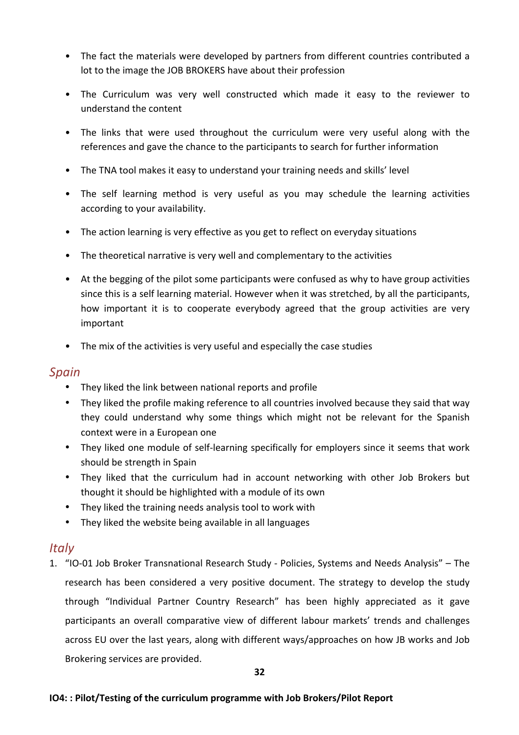- The fact the materials were developed by partners from different countries contributed a lot to the image the JOB BROKERS have about their profession
- The Curriculum was very well constructed which made it easy to the reviewer to understand the content
- The links that were used throughout the curriculum were very useful along with the references and gave the chance to the participants to search for further information
- The TNA tool makes it easy to understand your training needs and skills' level
- The self learning method is very useful as you may schedule the learning activities according to your availability.
- The action learning is very effective as you get to reflect on everyday situations
- The theoretical narrative is very well and complementary to the activities
- At the begging of the pilot some participants were confused as why to have group activities since this is a self learning material. However when it was stretched, by all the participants, how important it is to cooperate everybody agreed that the group activities are very important
- The mix of the activities is very useful and especially the case studies

## *Spain*

- They liked the link between national reports and profile
- They liked the profile making reference to all countries involved because they said that way they could understand why some things which might not be relevant for the Spanish context were in a European one
- They liked one module of self-learning specifically for employers since it seems that work should be strength in Spain
- They liked that the curriculum had in account networking with other Job Brokers but thought it should be highlighted with a module of its own
- They liked the training needs analysis tool to work with
- They liked the website being available in all languages

## *Italy*

1. "IO-01 Job Broker Transnational Research Study - Policies, Systems and Needs Analysis" – The research has been considered a very positive document. The strategy to develop the study through "Individual Partner Country Research" has been highly appreciated as it gave participants an overall comparative view of different labour markets' trends and challenges across EU over the last years, along with different ways/approaches on how JB works and Job Brokering services are provided.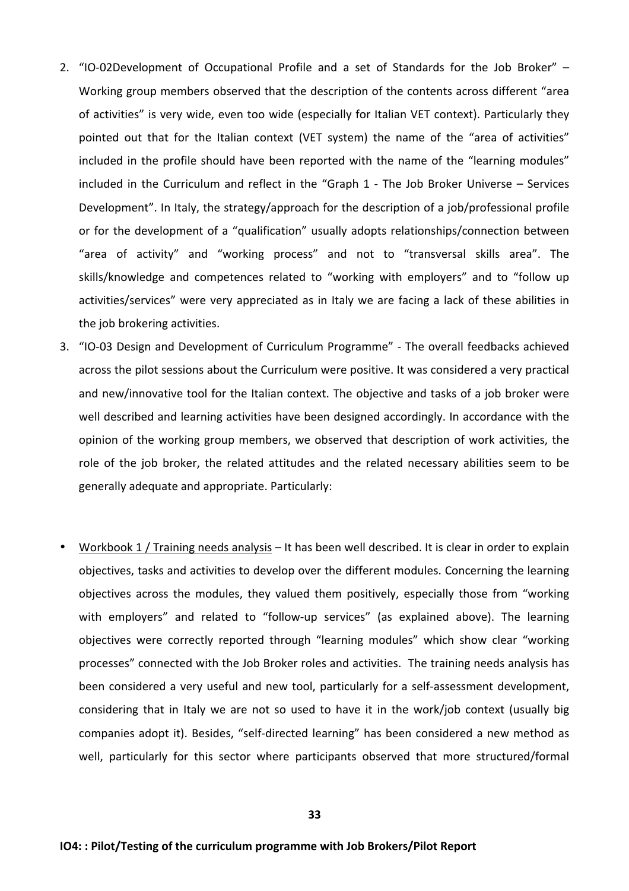2. "IO-02Development of Occupational Profile and a set of Standards for the Job Broker" – Working group members observed that the description of the contents across different "area of activities" is very wide, even too wide (especially for Italian VET context). Particularly they pointed out that for the Italian context (VET system) the name of the "area of activities" included in the profile should have been reported with the name of the "learning modules" included in the Curriculum and reflect in the "Graph 1 - The Job Broker Universe – Services Development". In Italy, the strategy/approach for the description of a job/professional profile or for the development of a "qualification" usually adopts relationships/connection between "area of activity" and "working process" and not to "transversal skills area". The skills/knowledge and competences related to "working with employers" and to "follow up activities/services" were very appreciated as in Italy we are facing a lack of these abilities in the job brokering activities.
3. "IO-03 Design and Development of Curriculum Programme" - The overall feedbacks achieved across the pilot sessions about the Curriculum were positive. It was considered a very practical and new/innovative tool for the Italian context. The objective and tasks of a job broker were well described and learning activities have been designed accordingly. In accordance with the opinion of the working group members, we observed that description of work activities, the role of the job broker, the related attitudes and the related necessary abilities seem to be generally adequate and appropriate. Particularly:

- <u>Workbook 1 / Training needs analysis</u> – It has been well described. It is clear in order to explain objectives, tasks and activities to develop over the different modules. Concerning the learning objectives across the modules, they valued them positively, especially those from "working with employers" and related to "follow-up services" (as explained above). The learning objectives were correctly reported through "learning modules" which show clear "working processes" connected with the Job Broker roles and activities. The training needs analysis has been considered a very useful and new tool, particularly for a self-assessment development, considering that in Italy we are not so used to have it in the work/job context (usually big companies adopt it). Besides, "self-directed learning" has been considered a new method as well, particularly for this sector where participants observed that more structured/formal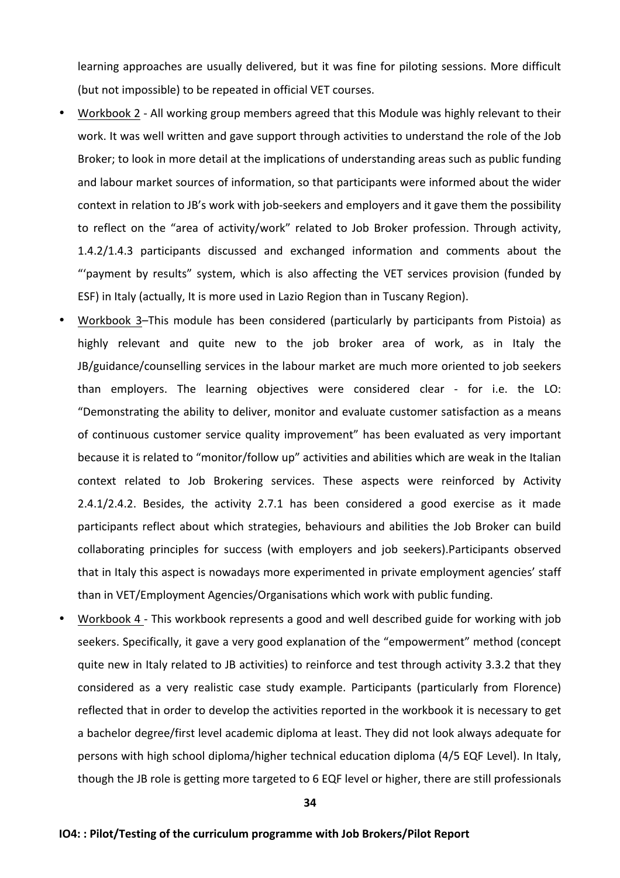learning approaches are usually delivered, but it was fine for piloting sessions. More difficult (but not impossible) to be repeated in official VET courses.

- Workbook 2 - All working group members agreed that this Module was highly relevant to their work. It was well written and gave support through activities to understand the role of the Job Broker; to look in more detail at the implications of understanding areas such as public funding and labour market sources of information, so that participants were informed about the wider context in relation to JB's work with job-seekers and employers and it gave them the possibility to reflect on the "area of activity/work" related to Job Broker profession. Through activity, 1.4.2/1.4.3 participants discussed and exchanged information and comments about the "'payment by results" system, which is also affecting the VET services provision (funded by ESF) in Italy (actually, It is more used in Lazio Region than in Tuscany Region).
- Workbook 3–This module has been considered (particularly by participants from Pistoia) as highly relevant and quite new to the job broker area of work, as in Italy the JB/guidance/counselling services in the labour market are much more oriented to job seekers than employers. The learning objectives were considered clear - for i.e. the LO: "Demonstrating the ability to deliver, monitor and evaluate customer satisfaction as a means of continuous customer service quality improvement" has been evaluated as very important because it is related to "monitor/follow up" activities and abilities which are weak in the Italian context related to Job Brokering services. These aspects were reinforced by Activity 2.4.1/2.4.2. Besides, the activity 2.7.1 has been considered a good exercise as it made participants reflect about which strategies, behaviours and abilities the Job Broker can build collaborating principles for success (with employers and job seekers).Participants observed that in Italy this aspect is nowadays more experimented in private employment agencies' staff than in VET/Employment Agencies/Organisations which work with public funding.
- Workbook 4 - This workbook represents a good and well described guide for working with job seekers. Specifically, it gave a very good explanation of the "empowerment" method (concept quite new in Italy related to JB activities) to reinforce and test through activity 3.3.2 that they considered as a very realistic case study example. Participants (particularly from Florence) reflected that in order to develop the activities reported in the workbook it is necessary to get a bachelor degree/first level academic diploma at least. They did not look always adequate for persons with high school diploma/higher technical education diploma (4/5 EQF Level). In Italy, though the JB role is getting more targeted to 6 EQF level or higher, there are still professionals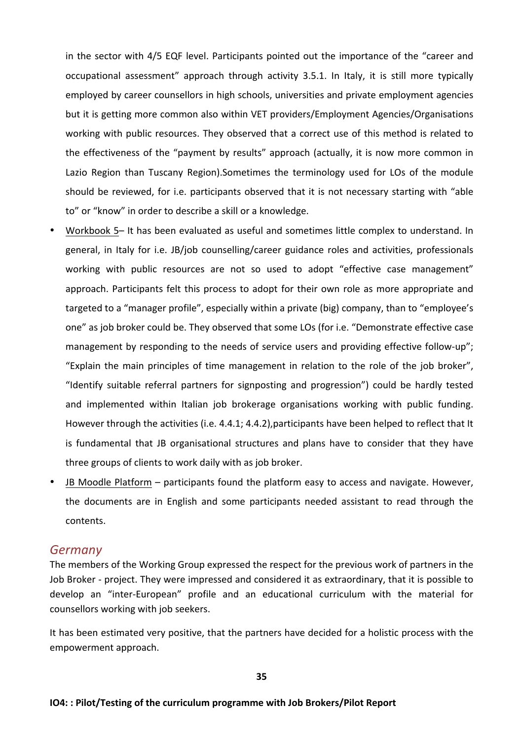in the sector with 4/5 EQF level. Participants pointed out the importance of the "career and occupational assessment" approach through activity 3.5.1. In Italy, it is still more typically employed by career counsellors in high schools, universities and private employment agencies but it is getting more common also within VET providers/Employment Agencies/Organisations working with public resources. They observed that a correct use of this method is related to the effectiveness of the "payment by results" approach (actually, it is now more common in Lazio Region than Tuscany Region).Sometimes the terminology used for LOs of the module should be reviewed, for i.e. participants observed that it is not necessary starting with "able to" or "know" in order to describe a skill or a knowledge.

- Workbook 5– It has been evaluated as useful and sometimes little complex to understand. In general, in Italy for i.e. JB/job counselling/career guidance roles and activities, professionals working with public resources are not so used to adopt "effective case management" approach. Participants felt this process to adopt for their own role as more appropriate and targeted to a "manager profile", especially within a private (big) company, than to "employee's one" as job broker could be. They observed that some LOs (for i.e. "Demonstrate effective case management by responding to the needs of service users and providing effective follow-up"; "Explain the main principles of time management in relation to the role of the job broker", "Identify suitable referral partners for signposting and progression") could be hardly tested and implemented within Italian job brokerage organisations working with public funding. However through the activities (i.e. 4.4.1; 4.4.2),participants have been helped to reflect that It is fundamental that JB organisational structures and plans have to consider that they have three groups of clients to work daily with as job broker.
- JB Moodle Platform – participants found the platform easy to access and navigate. However, the documents are in English and some participants needed assistant to read through the contents.

## *Germany*

The members of the Working Group expressed the respect for the previous work of partners in the Job Broker - project. They were impressed and considered it as extraordinary, that it is possible to develop an "inter-European" profile and an educational curriculum with the material for counsellors working with job seekers.

It has been estimated very positive, that the partners have decided for a holistic process with the empowerment approach.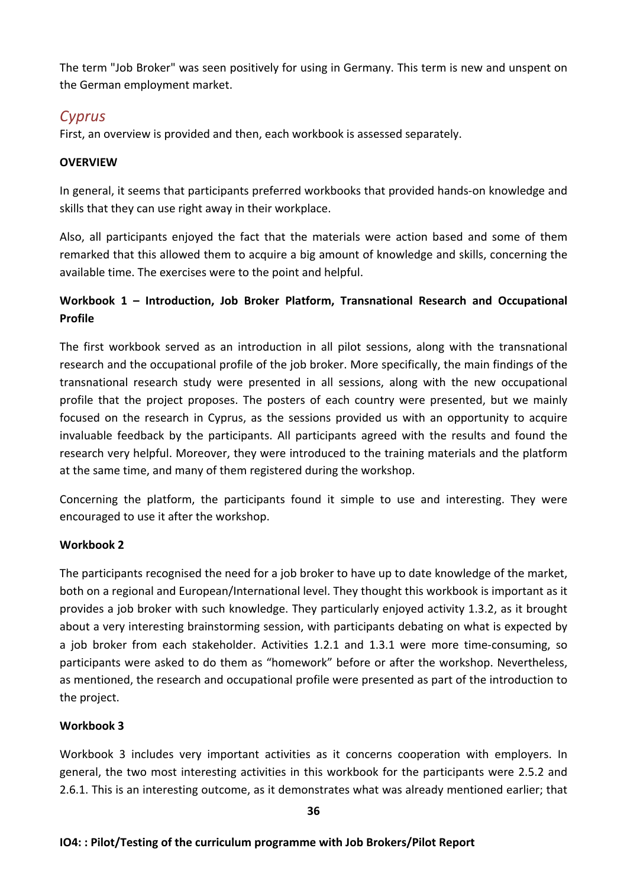The term "Job Broker" was seen positively for using in Germany. This term is new and unspent on the German employment market.

## *Cyprus*

First, an overview is provided and then, each workbook is assessed separately.

**OVERVIEW**

In general, it seems that participants preferred workbooks that provided hands-on knowledge and skills that they can use right away in their workplace.

Also, all participants enjoyed the fact that the materials were action based and some of them remarked that this allowed them to acquire a big amount of knowledge and skills, concerning the available time. The exercises were to the point and helpful.

**Workbook 1 – Introduction, Job Broker Platform, Transnational Research and Occupational Profile**

The first workbook served as an introduction in all pilot sessions, along with the transnational research and the occupational profile of the job broker. More specifically, the main findings of the transnational research study were presented in all sessions, along with the new occupational profile that the project proposes. The posters of each country were presented, but we mainly focused on the research in Cyprus, as the sessions provided us with an opportunity to acquire invaluable feedback by the participants. All participants agreed with the results and found the research very helpful. Moreover, they were introduced to the training materials and the platform at the same time, and many of them registered during the workshop.

Concerning the platform, the participants found it simple to use and interesting. They were encouraged to use it after the workshop.

**Workbook 2**

The participants recognised the need for a job broker to have up to date knowledge of the market, both on a regional and European/International level. They thought this workbook is important as it provides a job broker with such knowledge. They particularly enjoyed activity 1.3.2, as it brought about a very interesting brainstorming session, with participants debating on what is expected by a job broker from each stakeholder. Activities 1.2.1 and 1.3.1 were more time-consuming, so participants were asked to do them as "homework" before or after the workshop. Nevertheless, as mentioned, the research and occupational profile were presented as part of the introduction to the project.

**Workbook 3**

Workbook 3 includes very important activities as it concerns cooperation with employers. In general, the two most interesting activities in this workbook for the participants were 2.5.2 and 2.6.1. This is an interesting outcome, as it demonstrates what was already mentioned earlier; that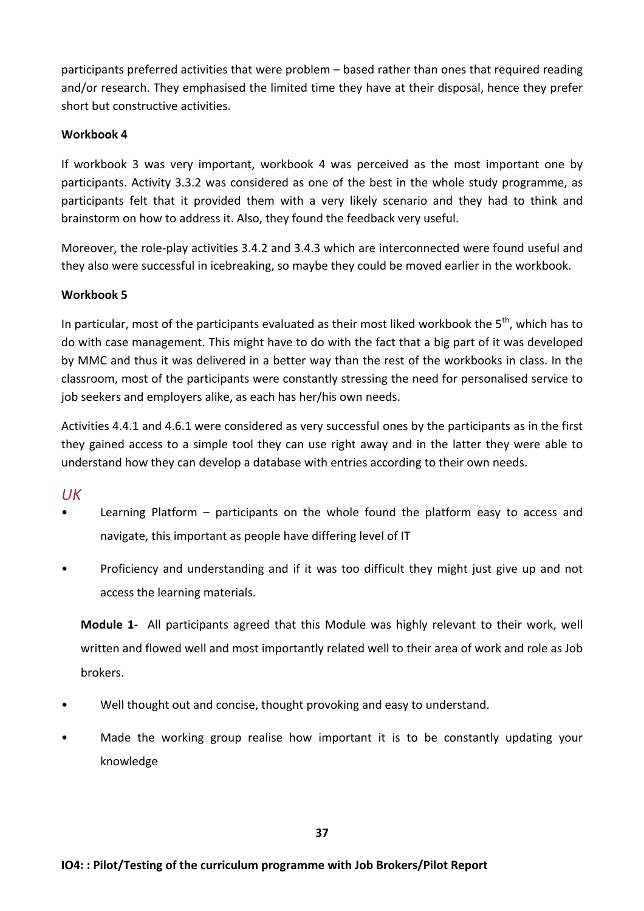participants preferred activities that were problem – based rather than ones that required reading and/or research. They emphasised the limited time they have at their disposal, hence they prefer short but constructive activities.

**Workbook 4**

If workbook 3 was very important, workbook 4 was perceived as the most important one by participants. Activity 3.3.2 was considered as one of the best in the whole study programme, as participants felt that it provided them with a very likely scenario and they had to think and brainstorm on how to address it. Also, they found the feedback very useful.

Moreover, the role-play activities 3.4.2 and 3.4.3 which are interconnected were found useful and they also were successful in icebreaking, so maybe they could be moved earlier in the workbook.

**Workbook 5**

In particular, most of the participants evaluated as their most liked workbook the 5th, which has to do with case management. This might have to do with the fact that a big part of it was developed by MMC and thus it was delivered in a better way than the rest of the workbooks in class. In the classroom, most of the participants were constantly stressing the need for personalised service to job seekers and employers alike, as each has her/his own needs.

Activities 4.4.1 and 4.6.1 were considered as very successful ones by the participants as in the first they gained access to a simple tool they can use right away and in the latter they were able to understand how they can develop a database with entries according to their own needs.

## *UK*

- Learning Platform – participants on the whole found the platform easy to access and navigate, this important as people have differing level of IT
- Proficiency and understanding and if it was too difficult they might just give up and not access the learning materials.

**Module 1-** All participants agreed that this Module was highly relevant to their work, well written and flowed well and most importantly related well to their area of work and role as Job brokers.

- Well thought out and concise, thought provoking and easy to understand.
- Made the working group realise how important it is to be constantly updating your knowledge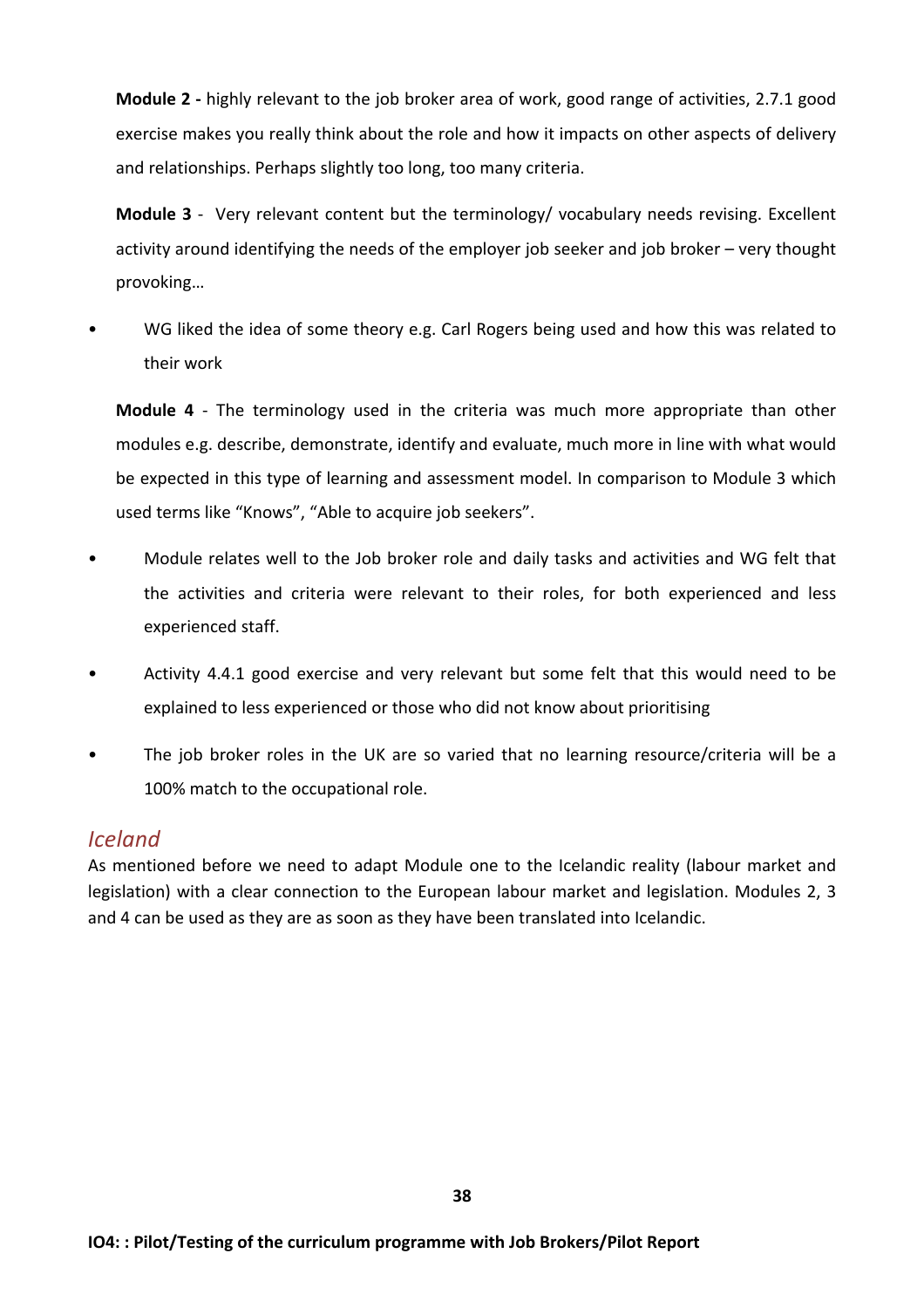**Module 2 -** highly relevant to the job broker area of work, good range of activities, 2.7.1 good exercise makes you really think about the role and how it impacts on other aspects of delivery and relationships. Perhaps slightly too long, too many criteria.

**Module 3** - Very relevant content but the terminology/ vocabulary needs revising. Excellent activity around identifying the needs of the employer job seeker and job broker – very thought provoking…

- WG liked the idea of some theory e.g. Carl Rogers being used and how this was related to their work

**Module 4** - The terminology used in the criteria was much more appropriate than other modules e.g. describe, demonstrate, identify and evaluate, much more in line with what would be expected in this type of learning and assessment model. In comparison to Module 3 which used terms like "Knows", "Able to acquire job seekers".

- Module relates well to the Job broker role and daily tasks and activities and WG felt that the activities and criteria were relevant to their roles, for both experienced and less experienced staff.
- Activity 4.4.1 good exercise and very relevant but some felt that this would need to be explained to less experienced or those who did not know about prioritising
- The job broker roles in the UK are so varied that no learning resource/criteria will be a 100% match to the occupational role.

## *Iceland*

As mentioned before we need to adapt Module one to the Icelandic reality (labour market and legislation) with a clear connection to the European labour market and legislation. Modules 2, 3 and 4 can be used as they are as soon as they have been translated into Icelandic.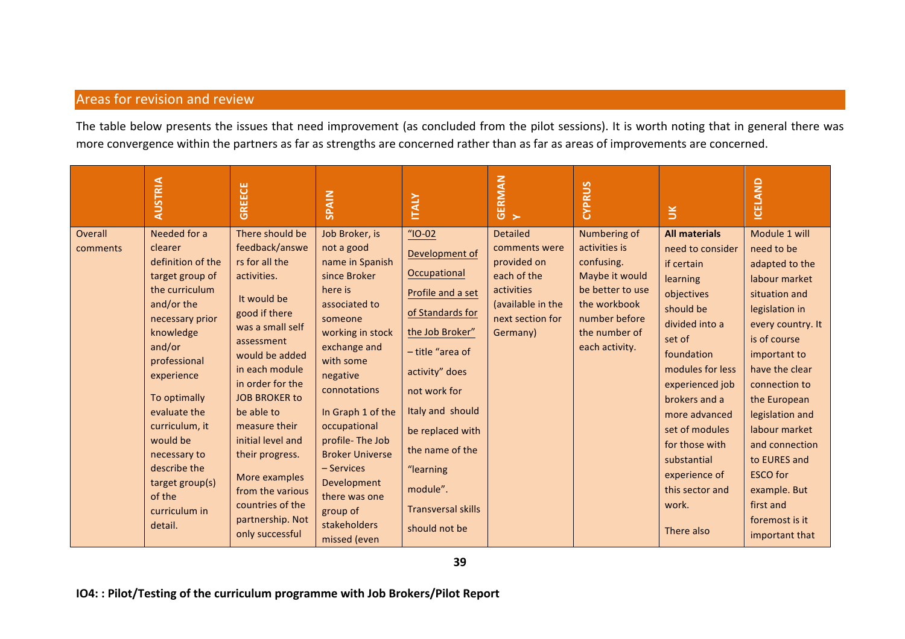## Areas for revision and review

The table below presents the issues that need improvement (as concluded from the pilot sessions). It is worth noting that in general there was more convergence within the partners as far as strengths are concerned rather than as far as areas of improvements are concerned.

| | AUSTRIA | GREECE | SPAIN | ITALY | GERMANY | CYPRUS | UK | ICELAND |
|---|---|---|---|---|---|---|---|---|
| Overall comments | Needed for a clearer definition of the target group of the curriculum and/or the necessary prior knowledge and/or professional experience<br><br>To optimally evaluate the curriculum, it would be necessary to describe the target group(s) of the curriculum in detail. | There should be feedback/answers for all the activities.<br><br>It would be good if there was a small self assessment would be added in each module in order for the JOB BROKER to be able to measure their initial level and their progress.<br><br>More examples from the various countries of the partnership. Not only successful | Job Broker, is not a good name in Spanish since Broker here is associated to someone working in stock exchange and with some negative connotations<br><br>In Graph 1 of the occupational profile- The Job Broker Universe – Services Development there was one group of stakeholders missed (even | "IO-02 Development of Occupational Profile and a set of Standards for the Job Broker" – title "area of activity" does not work for Italy and should be replaced with the name of the "learning module".<br><br>Transversal skills should not be | Detailed comments were provided on each of the activities (available in the next section for Germany) | Numbering of activities is confusing. Maybe it would be better to use the workbook number before the number of each activity. | **All materials** need to consider if certain learning objectives should be divided into a set of foundation modules for less experienced job brokers and a more advanced set of modules for those with substantial experience of this sector and work.<br><br>There also | Module 1 will need to be adapted to the labour market situation and legislation in every country. It is of course important to have the clear connection to the European legislation and labour market and connection to EURES and ESCO for example. But first and foremost is it important that |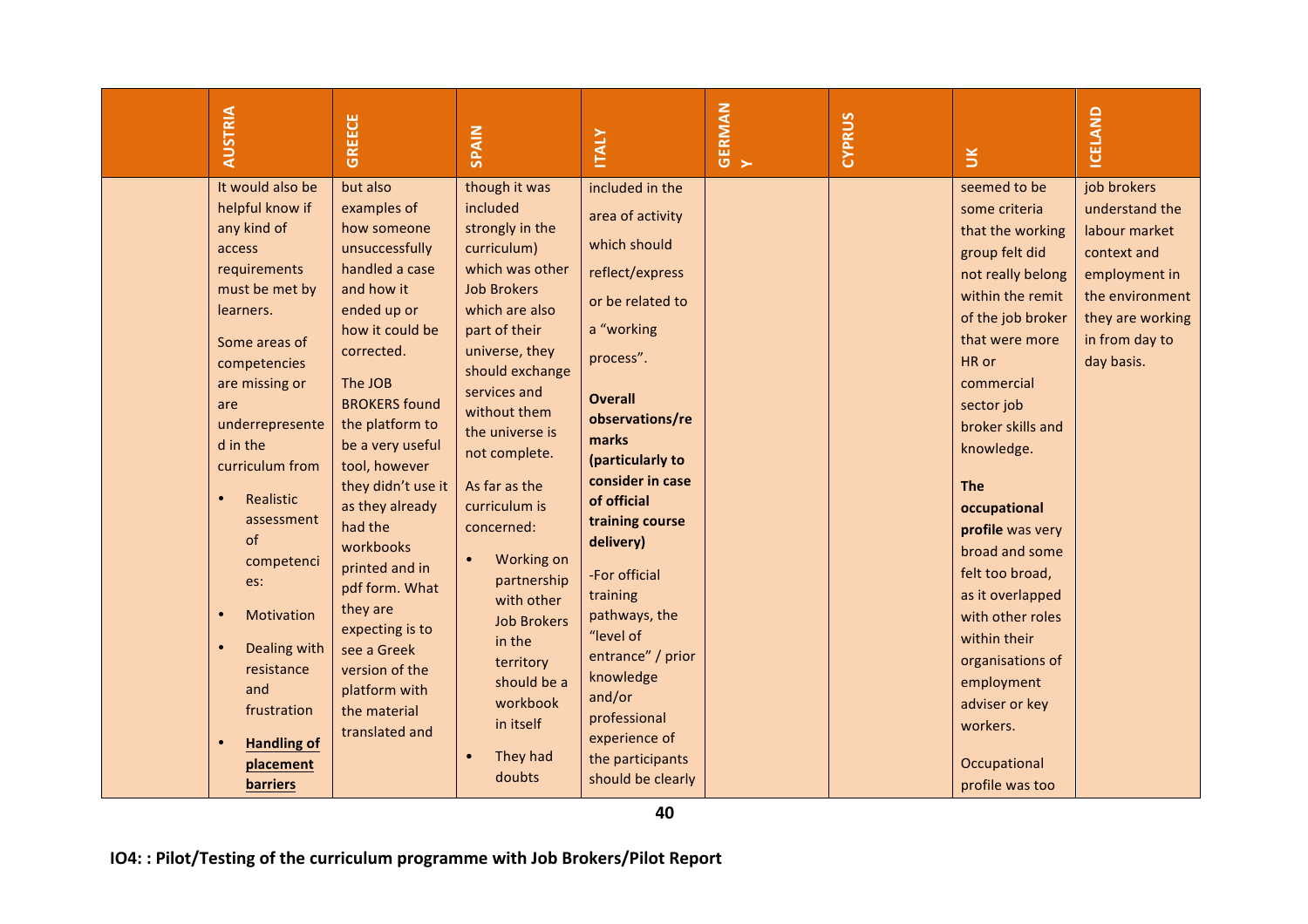| | AUSTRIA | GREECE | SPAIN | ITALY | GERMANY | CYPRUS | UK | ICELAND |
|---|---|---|---|---|---|---|---|---|
| | It would also be helpful know if any kind of access requirements must be met by learners.<br><br>Some areas of competencies are missing or are underrepresented in the curriculum from<br><br>• Realistic assessment of competencies:<br>• Motivation<br>• Dealing with resistance and frustration<br>• **<u>Handling of placement barriers</u>** | but also examples of how someone unsuccessfully handled a case and how it ended up or how it could be corrected.<br><br>The JOB BROKERS found the platform to be a very useful tool, however they didn't use it as they already had the workbooks printed and in pdf form. What they are expecting is to see a Greek version of the platform with the material translated and | though it was included strongly in the curriculum) which was other Job Brokers which are also part of their universe, they should exchange services and without them the universe is not complete.<br><br>As far as the curriculum is concerned:<br><br>• Working on partnership with other Job Brokers in the territory should be a workbook in itself<br>• They had doubts | included in the area of activity which should reflect/express or be related to a "working process".<br><br>**Overall observations/remarks (particularly to consider in case of official training course delivery)**<br><br>-For official training pathways, the "level of entrance" / prior knowledge and/or professional experience of the participants should be clearly | | | seemed to be some criteria that the working group felt did not really belong within the remit of the job broker that were more HR or commercial sector job broker skills and knowledge.<br><br>**The occupational profile** was very broad and some felt too broad, as it overlapped with other roles within their organisations of employment adviser or key workers.<br><br>Occupational profile was too | job brokers understand the labour market context and employment in the environment they are working in from day to day basis. |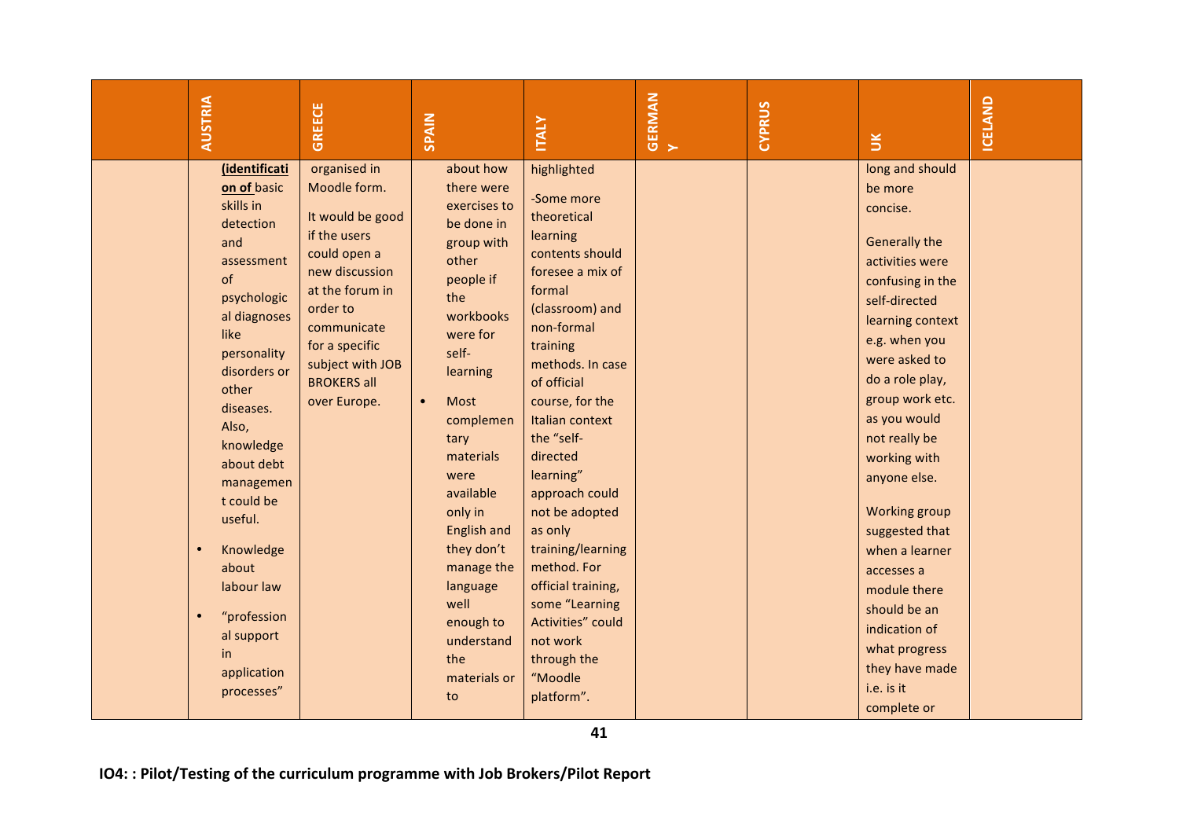| | AUSTRIA | GREECE | SPAIN | ITALY | GERMANY | CYPRUS | UK | ICELAND |
|---|---|---|---|---|---|---|---|---|
| | **(identification of** basic skills in detection and assessment of psychological diagnoses like personality disorders or other diseases. Also, knowledge about debt management could be useful.<br>• Knowledge about labour law<br>• "professional support in application processes" | organised in Moodle form.<br><br>It would be good if the users could open a new discussion at the forum in order to communicate for a specific subject with JOB BROKERS all over Europe. | about how there were exercises to be done in group with other people if the workbooks were for self-learning<br>• Most complementary materials were available only in English and they don't manage the language well enough to understand the materials or to | highlighted<br><br>-Some more theoretical learning contents should foresee a mix of formal (classroom) and non-formal training methods. In case of official course, for the Italian context the "self-directed learning" approach could not be adopted as only training/learning method. For official training, some "Learning Activities" could not work through the "Moodle platform". | | | long and should be more concise.<br><br>Generally the activities were confusing in the self-directed learning context e.g. when you were asked to do a role play, group work etc. as you would not really be working with anyone else.<br><br>Working group suggested that when a learner accesses a module there should be an indication of what progress they have made i.e. is it complete or | |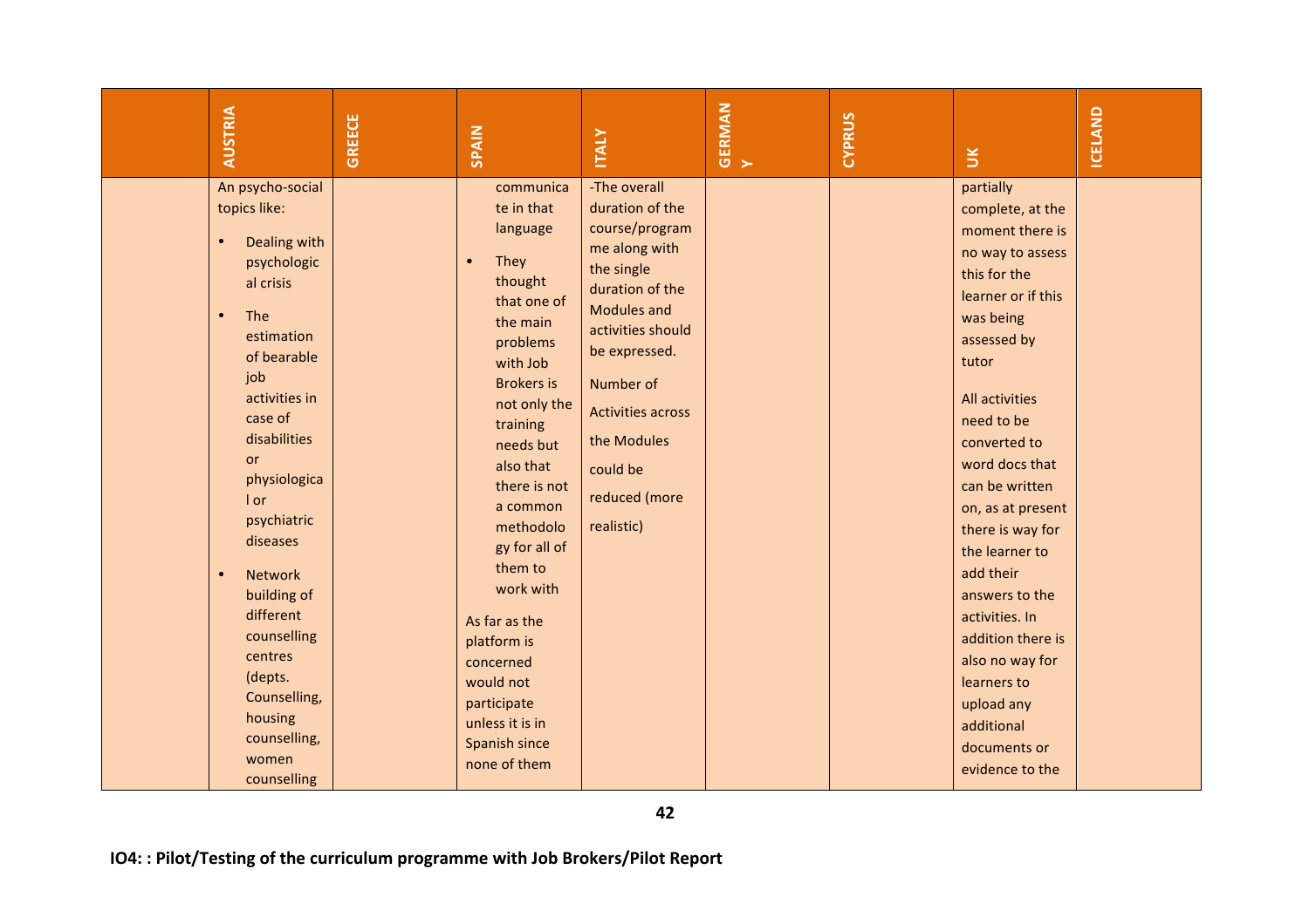| | AUSTRIA | GREECE | SPAIN | ITALY | GERMANY | CYPRUS | UK | ICELAND |
|---|---|---|---|---|---|---|---|---|
| | An psycho-social topics like:<br>• Dealing with psychological crisis<br>• The estimation of bearable job activities in case of disabilities or physiological or psychiatric diseases<br>• Network building of different counselling centres (depts. Counselling, housing counselling, women counselling | | communicate in that language<br>• They thought that one of the main problems with Job Brokers is not only the training needs but also that there is not a common methodology for all of them to work with<br><br>As far as the platform is concerned would not participate unless it is in Spanish since none of them | -The overall duration of the course/programme along with the single duration of the Modules and activities should be expressed.<br><br>Number of Activities across the Modules could be reduced (more realistic) | | | partially complete, at the moment there is no way to assess this for the learner or if this was being assessed by tutor<br><br>All activities need to be converted to word docs that can be written on, as at present there is way for the learner to add their answers to the activities. In addition there is also no way for learners to upload any additional documents or evidence to the | |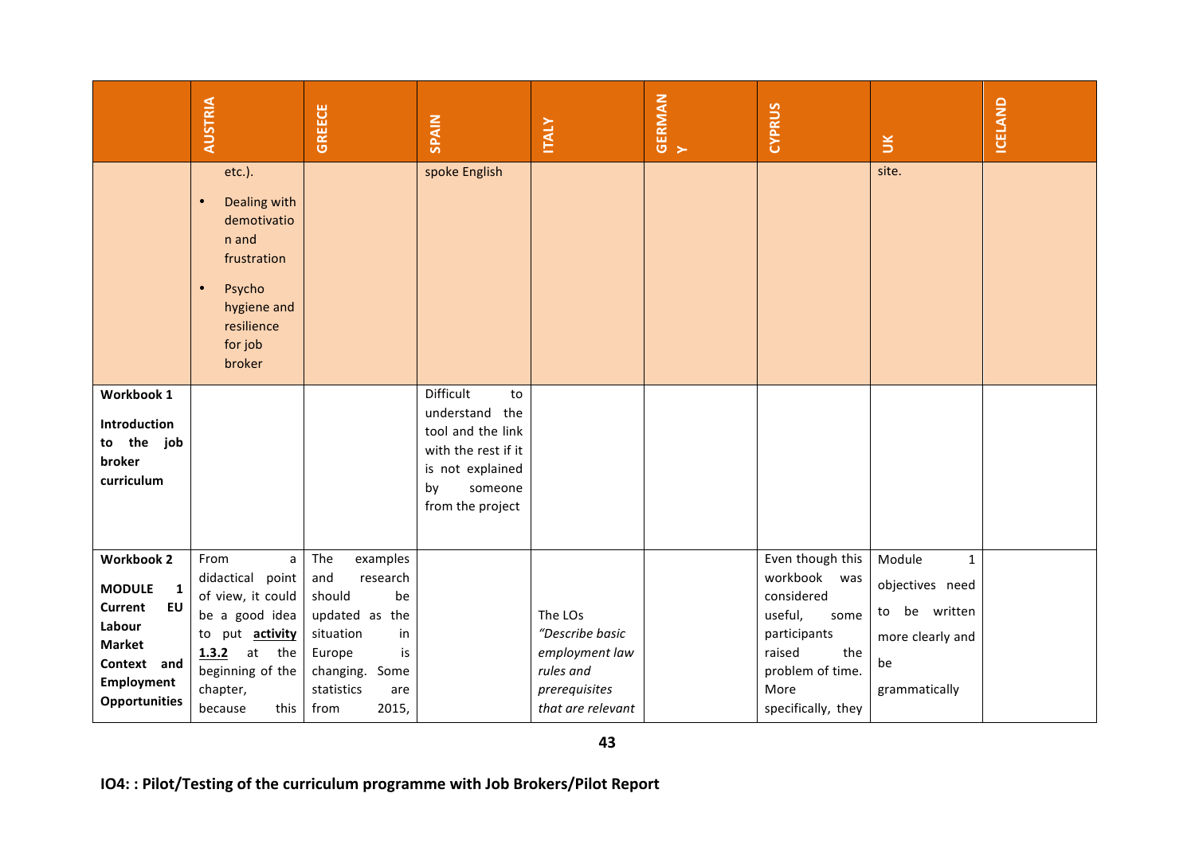| | AUSTRIA | GREECE | SPAIN | ITALY | GERMANY | CYPRUS | UK | ICELAND |
|---|---|---|---|---|---|---|---|---|
| | etc.).<br>• Dealing with demotivation and frustration<br>• Psycho hygiene and resilience for job broker | | spoke English | | | | site. | |
| **Workbook 1**<br>**Introduction to the job broker curriculum** | | | Difficult to understand the tool and the link with the rest if it is not explained by someone from the project | | | | | |
| **Workbook 2**<br>**MODULE 1 Current EU Labour Market Context and Employment Opportunities** | From a didactical point of view, it could be a good idea to put **activity 1.3.2** at the beginning of the chapter, because this | The examples and research should be updated as the situation in Europe is changing. Some statistics are from 2015, | | The LOs *"Describe basic employment law rules and prerequisites that are relevant* | | Even though this workbook was considered useful, some participants raised the problem of time. More specifically, they | Module 1 objectives need to be written more clearly and be grammatically | |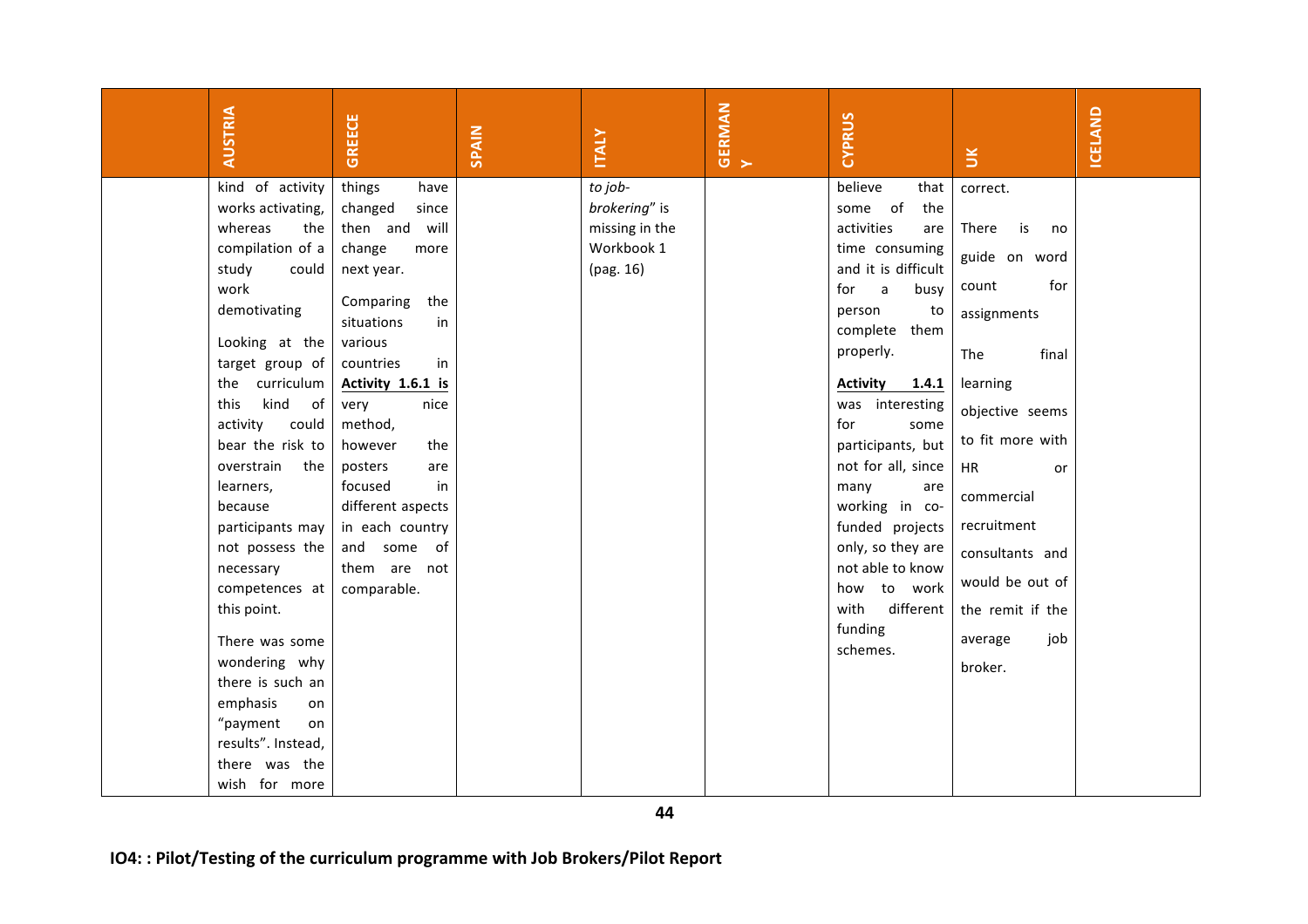| | AUSTRIA | GREECE | SPAIN | ITALY | GERMANY | CYPRUS | UK | ICELAND |
|---|---|---|---|---|---|---|---|---|
| | kind of activity works activating, whereas the compilation of a study could work demotivating<br><br>Looking at the target group of the curriculum this kind of activity could bear the risk to overstrain the learners, because participants may not possess the necessary competences at this point.<br><br>There was some wondering why there is such an emphasis on "payment on results". Instead, there was the wish for more | things have changed since then and will change more next year.<br><br>Comparing the situations in various countries in **Activity 1.6.1 is** very nice method, however the posters are focused in different aspects in each country and some of them are not comparable. | | *to job-brokering*" is missing in the Workbook 1 (pag. 16) | | believe that some of the activities are time consuming and it is difficult for a busy person to complete them properly.<br><br>**Activity 1.4.1** was interesting for some participants, but not for all, since many are working in co-funded projects only, so they are not able to know how to work with different funding schemes. | correct.<br><br>There is no guide on word count for assignments<br><br>The final learning objective seems to fit more with HR or commercial recruitment consultants and would be out of the remit if the average job broker. | |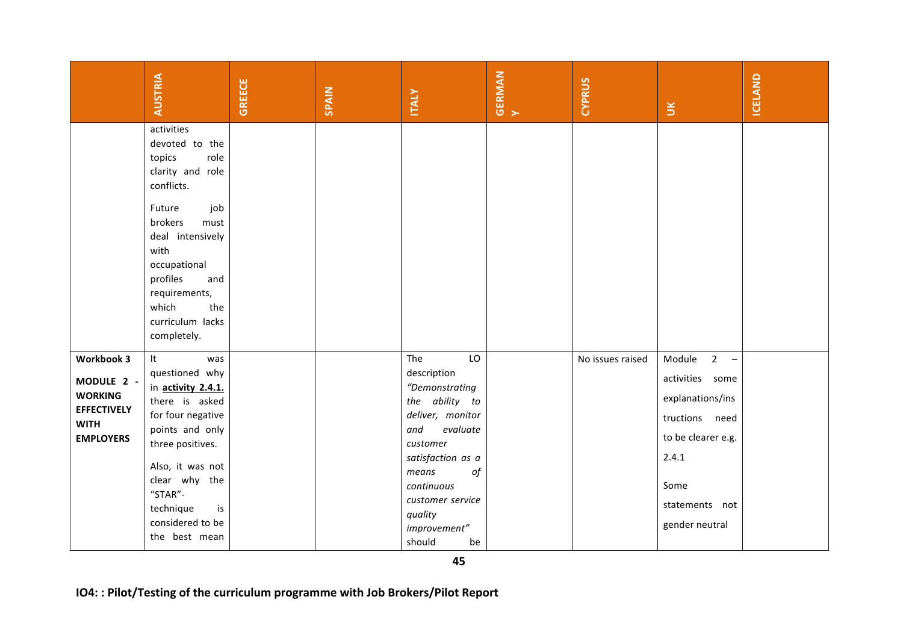| | AUSTRIA | GREECE | SPAIN | ITALY | GERMANY | CYPRUS | UK | ICELAND |
|---|---|---|---|---|---|---|---|---|
| | activities devoted to the topics role clarity and role conflicts. <br><br> Future job brokers must deal intensively with occupational profiles and requirements, which the curriculum lacks completely. | | | | | | | |
| **Workbook 3** <br><br> **MODULE 2 - WORKING EFFECTIVELY WITH EMPLOYERS** | It was questioned why in **activity 2.4.1.** there is asked for four negative points and only three positives. <br><br> Also, it was not clear why the "STAR"-technique is considered to be the best mean | | | The LO description *"Demonstrating the ability to deliver, monitor and evaluate customer satisfaction as a means of continuous customer service quality improvement"* should be | | No issues raised | Module 2 – activities some explanations/instructions need to be clearer e.g. 2.4.1 <br><br> Some statements not gender neutral | |

**IO4: : Pilot/Testing of the curriculum programme with Job Brokers/Pilot Report**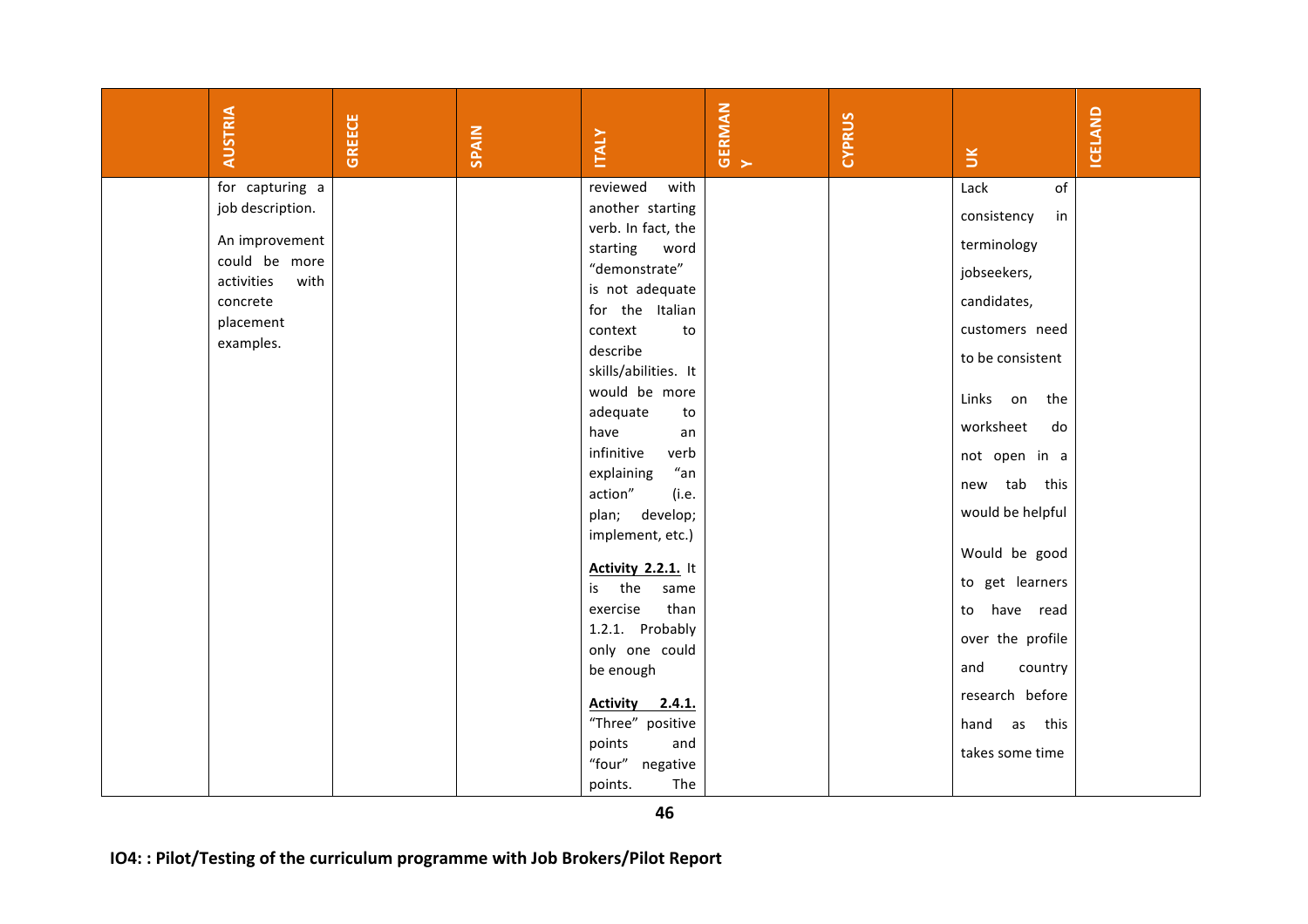| | AUSTRIA | GREECE | SPAIN | ITALY | GERMANY | CYPRUS | UK | ICELAND |
|---|---|---|---|---|---|---|---|---|
| | for capturing a job description.<br><br>An improvement could be more activities with concrete placement examples. | | | reviewed with another starting verb. In fact, the starting word "demonstrate" is not adequate for the Italian context to describe skills/abilities. It would be more adequate to have an infinitive verb explaining "an action" (i.e. plan; develop; implement, etc.)<br><br>**Activity 2.2.1.** It is the same exercise than 1.2.1. Probably only one could be enough<br><br>**Activity 2.4.1.** "Three" positive points and "four" negative points. The | | | Lack of consistency in terminology jobseekers, candidates, customers need to be consistent<br><br>Links on the worksheet do not open in a new tab this would be helpful<br><br>Would be good to get learners to have read over the profile and country research before hand as this takes some time | |

**IO4: : Pilot/Testing of the curriculum programme with Job Brokers/Pilot Report**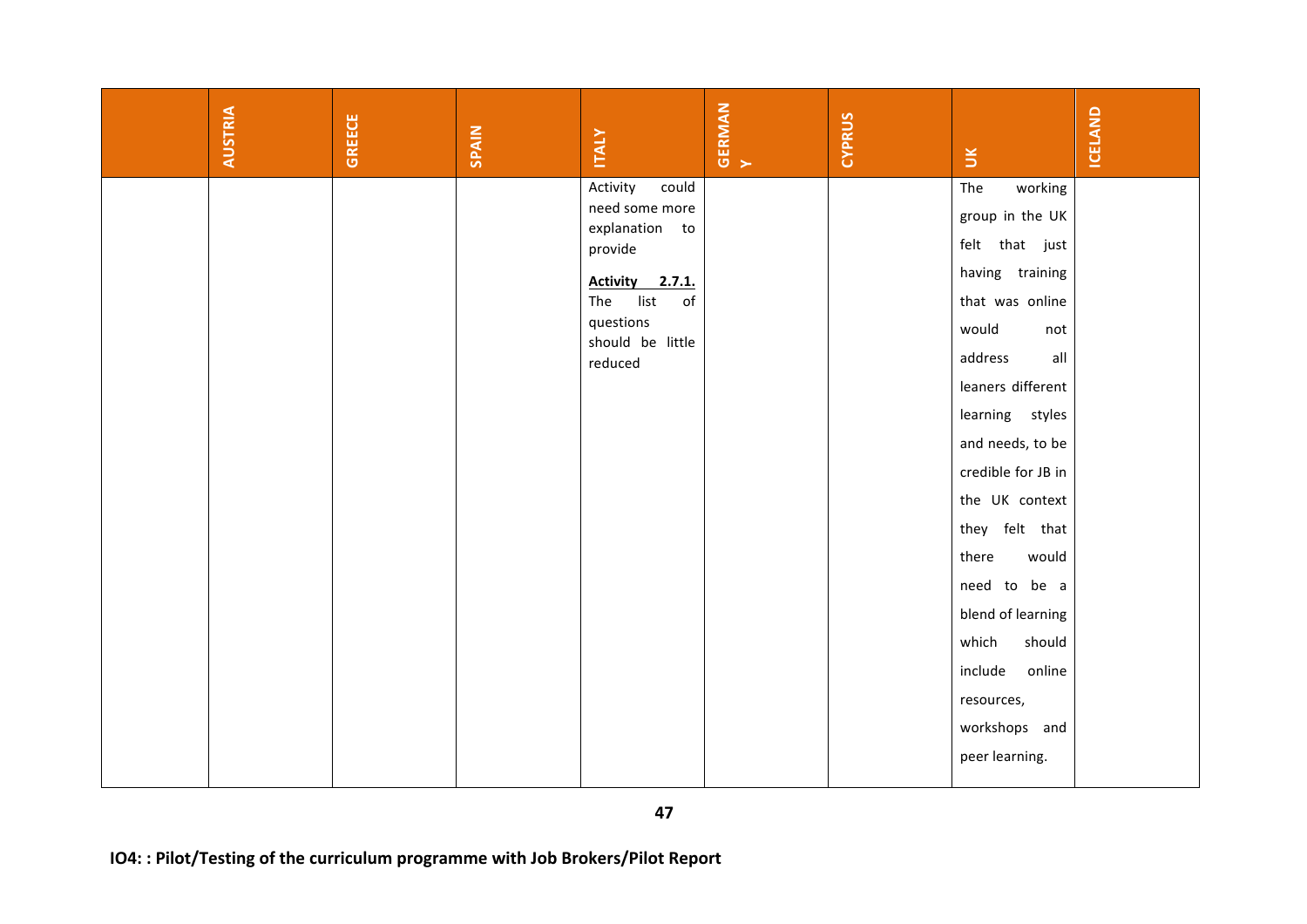| | AUSTRIA | GREECE | SPAIN | ITALY | GERMANY | CYPRUS | UK | ICELAND |
|---|---|---|---|---|---|---|---|---|
| | | | | Activity could need some more explanation to provide<br><br>**Activity 2.7.1.** The list of questions should be little reduced | | | The working group in the UK felt that just having training that was online would not address all leaners different learning styles and needs, to be credible for JB in the UK context they felt that there would need to be a blend of learning which should include online resources, workshops and peer learning. | |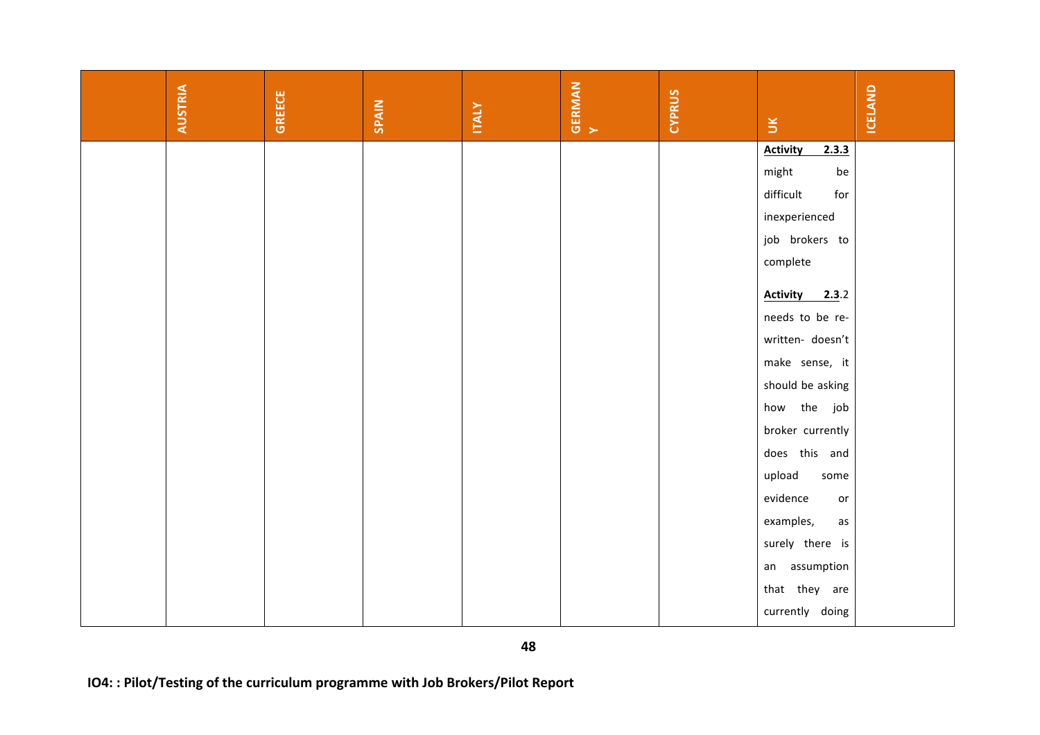| | AUSTRIA | GREECE | SPAIN | ITALY | GERMANY | CYPRUS | UK | ICELAND |
|---|---|---|---|---|---|---|---|---|
| | | | | | | | **Activity 2.3.3** might be difficult for inexperienced job brokers to complete<br><br>**Activity 2.3**.2 needs to be re-written- doesn't make sense, it should be asking how the job broker currently does this and upload some evidence or examples, as surely there is an assumption that they are currently doing | |

**IO4: : Pilot/Testing of the curriculum programme with Job Brokers/Pilot Report**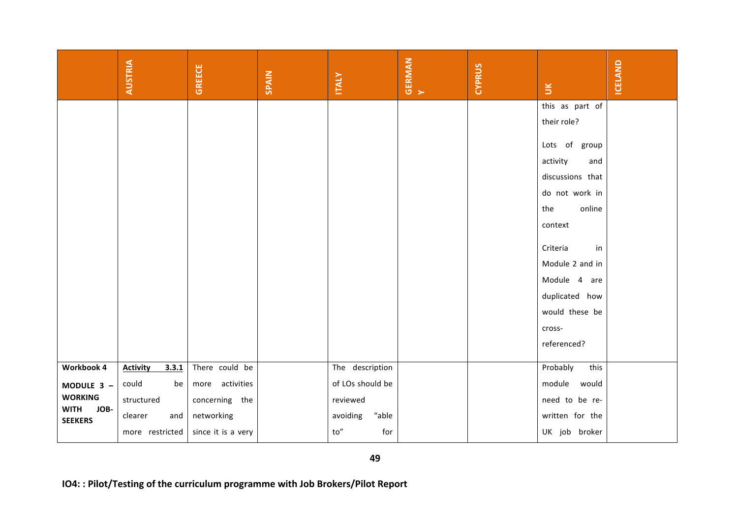| | AUSTRIA | GREECE | SPAIN | ITALY | GERMANY | CYPRUS | UK | ICELAND |
|---|---|---|---|---|---|---|---|---|
| | | | | | | | this as part of their role?<br><br>Lots of group activity and discussions that do not work in the online context<br><br>Criteria in Module 2 and in Module 4 are duplicated how would these be cross-referenced? | |
| **Workbook 4**<br><br>**MODULE 3 – WORKING WITH JOB-SEEKERS** | **Activity 3.3.1** could be structured clearer and more restricted | There could be more activities concerning the networking since it is a very | | The description of LOs should be reviewed avoiding "able to" for | | | Probably this module would need to be re-written for the UK job broker | |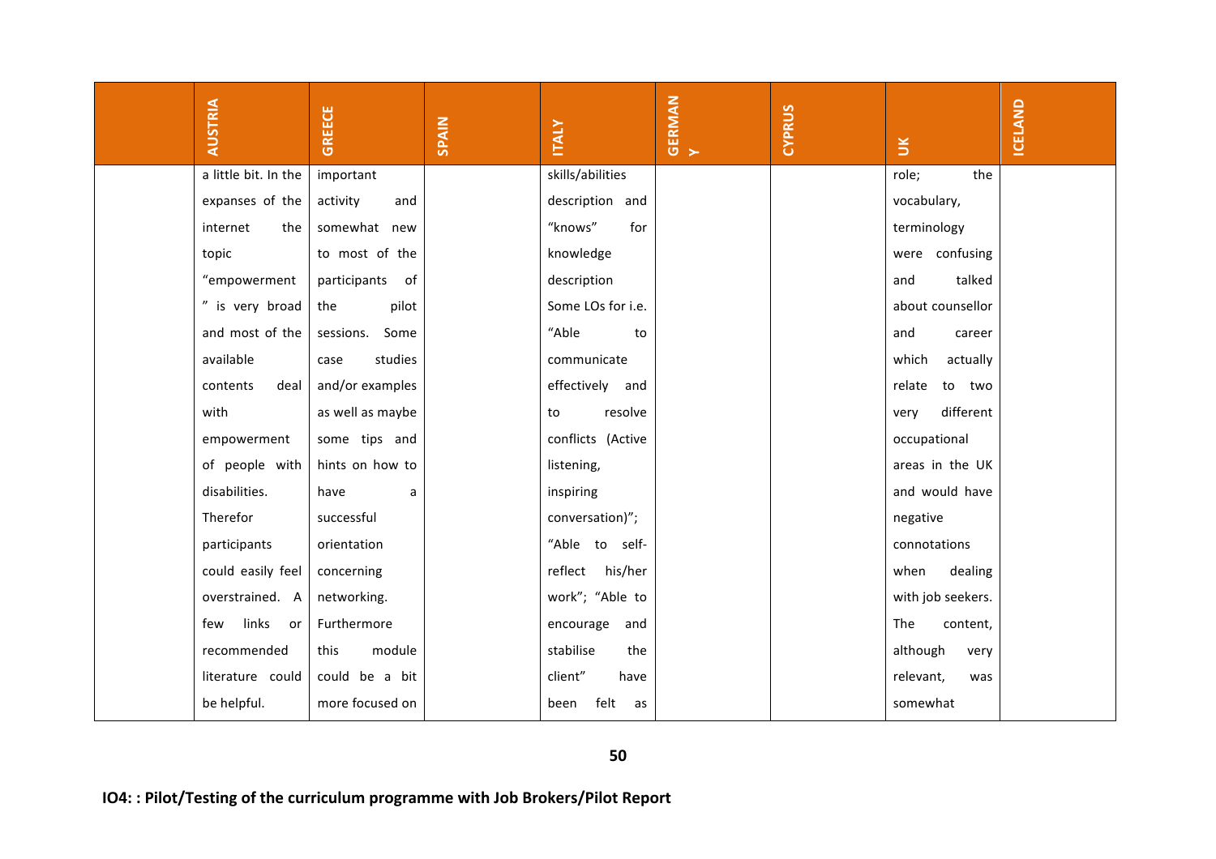| | AUSTRIA | GREECE | SPAIN | ITALY | GERMANY | CYPRUS | UK | ICELAND |
|---|---|---|---|---|---|---|---|---|
| | a little bit. In the expanses of the internet the topic "empowerment" is very broad and most of the available contents deal with empowerment of people with disabilities. Therefor participants could easily feel overstrained. A few links or recommended literature could be helpful. | important activity and somewhat new to most of the participants of the pilot sessions. Some case studies and/or examples as well as maybe some tips and hints on how to have a successful orientation concerning networking. Furthermore this module could be a bit more focused on | | skills/abilities description and "knows" for knowledge description Some LOs for i.e. "Able to communicate effectively and to resolve conflicts (Active listening, inspiring conversation)"; "Able to self-reflect his/her work"; "Able to encourage and stabilise the client" have been felt as | | | role; the vocabulary, terminology were confusing and talked about counsellor and career which actually relate to two very different occupational areas in the UK and would have negative connotations when dealing with job seekers. The content, although very relevant, was somewhat | |

**IO4: : Pilot/Testing of the curriculum programme with Job Brokers/Pilot Report**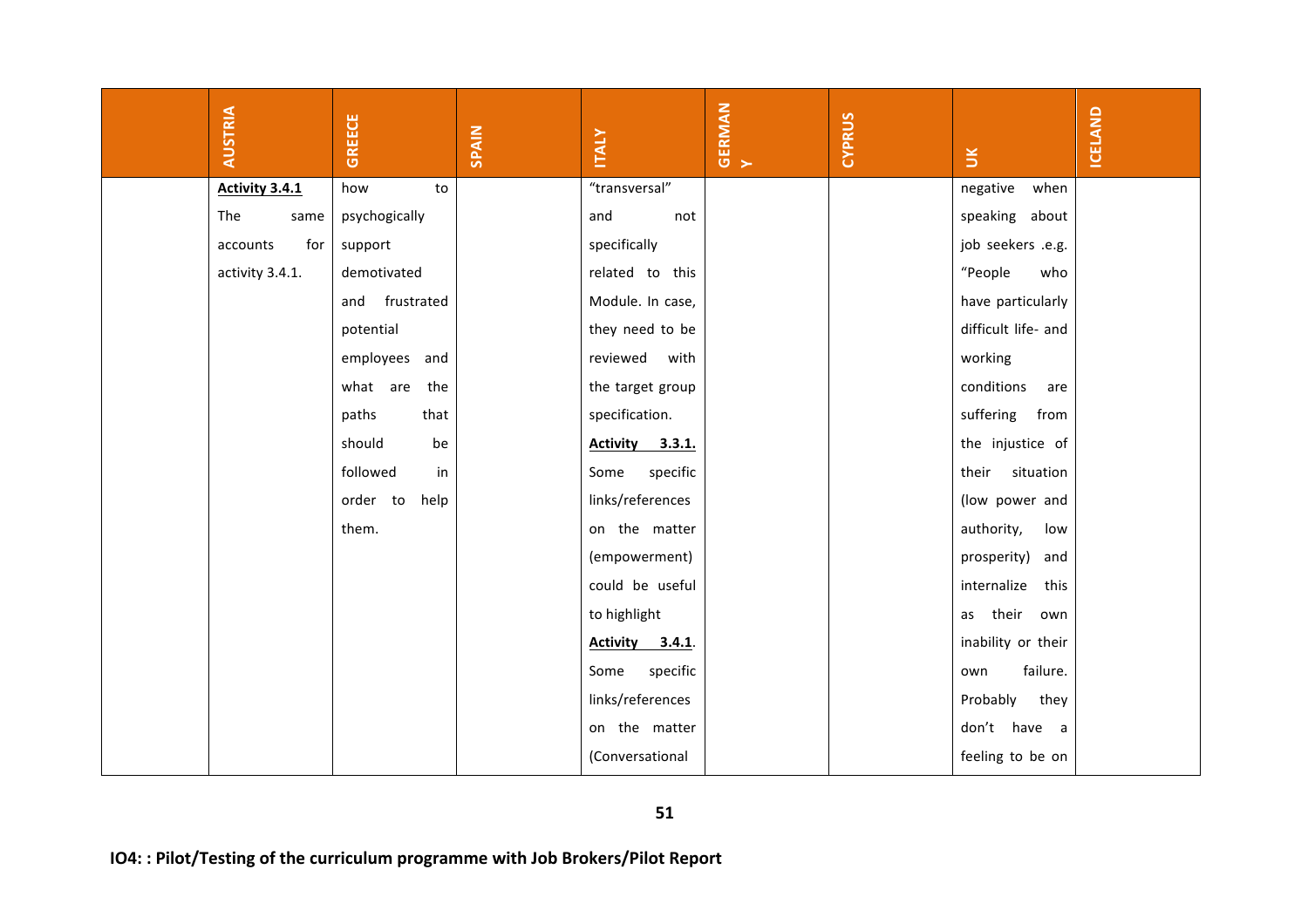| | AUSTRIA | GREECE | SPAIN | ITALY | GERMANY | CYPRUS | UK | ICELAND |
|---|---|---|---|---|---|---|---|---|
| | **Activity 3.4.1** The same accounts for activity 3.4.1. | how to psychogically support demotivated and frustrated potential employees and what are the paths that should be followed in order to help them. | | "transversal" and not specifically related to this Module. In case, they need to be reviewed with the target group specification. **Activity 3.3.1.** Some specific links/references on the matter (empowerment) could be useful to highlight **Activity 3.4.1**. Some specific links/references on the matter (Conversational | | | negative when speaking about job seekers .e.g. "People who have particularly difficult life- and working conditions are suffering from the injustice of their situation (low power and authority, low prosperity) and internalize this as their own inability or their own failure. Probably they don't have a feeling to be on | |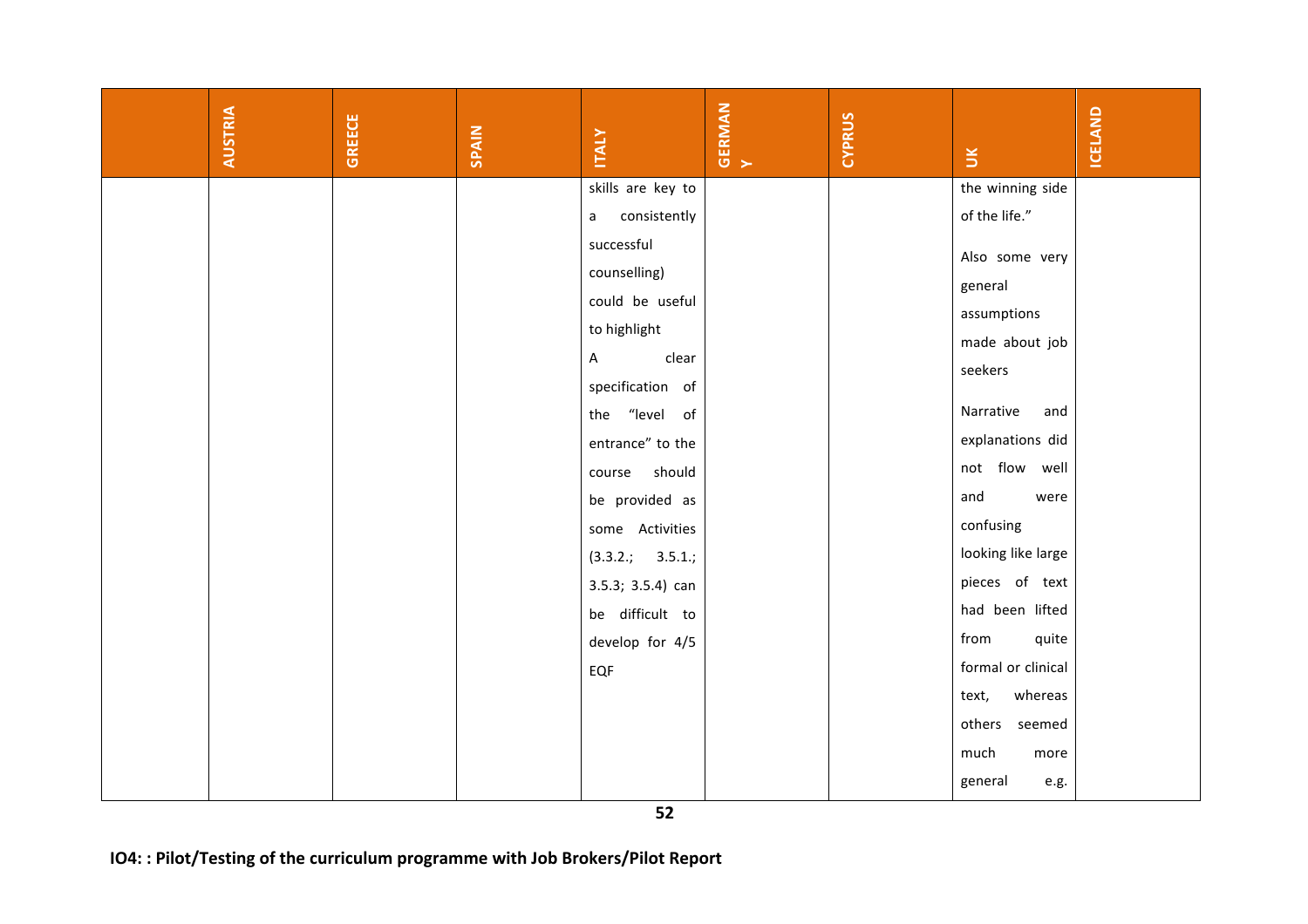| | AUSTRIA | GREECE | SPAIN | ITALY | GERMANY | CYPRUS | UK | ICELAND |
|---|---|---|---|---|---|---|---|---|
| | | | | skills are key to a consistently successful counselling) could be useful to highlight<br>A clear specification of the "level of entrance" to the course should be provided as some Activities (3.3.2.; 3.5.1.; 3.5.3; 3.5.4) can be difficult to develop for 4/5 EQF | | | the winning side of the life."<br>Also some very general assumptions made about job seekers<br>Narrative and explanations did not flow well and were confusing looking like large pieces of text had been lifted from quite formal or clinical text, whereas others seemed much more general e.g. | |

IO4: : Pilot/Testing of the curriculum programme with Job Brokers/Pilot Report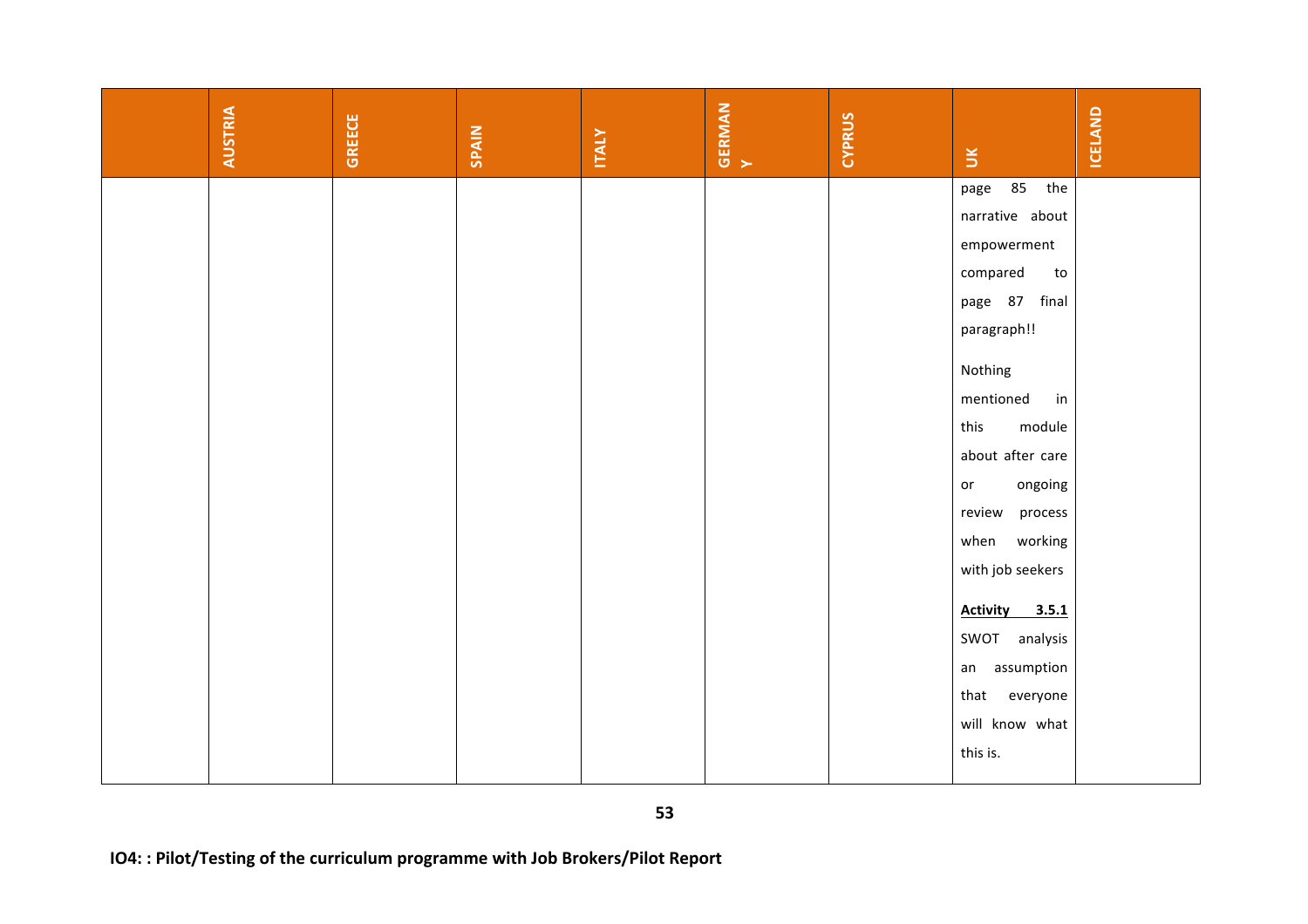| | AUSTRIA | GREECE | SPAIN | ITALY | GERMANY | CYPRUS | UK | ICELAND |
|---|---|---|---|---|---|---|---|---|
| | | | | | | | page 85 the narrative about empowerment compared to page 87 final paragraph!!<br><br>Nothing mentioned in this module about after care or ongoing review process when working with job seekers<br><br>**Activity 3.5.1** SWOT analysis an assumption that everyone will know what this is. | |

**IO4: : Pilot/Testing of the curriculum programme with Job Brokers/Pilot Report**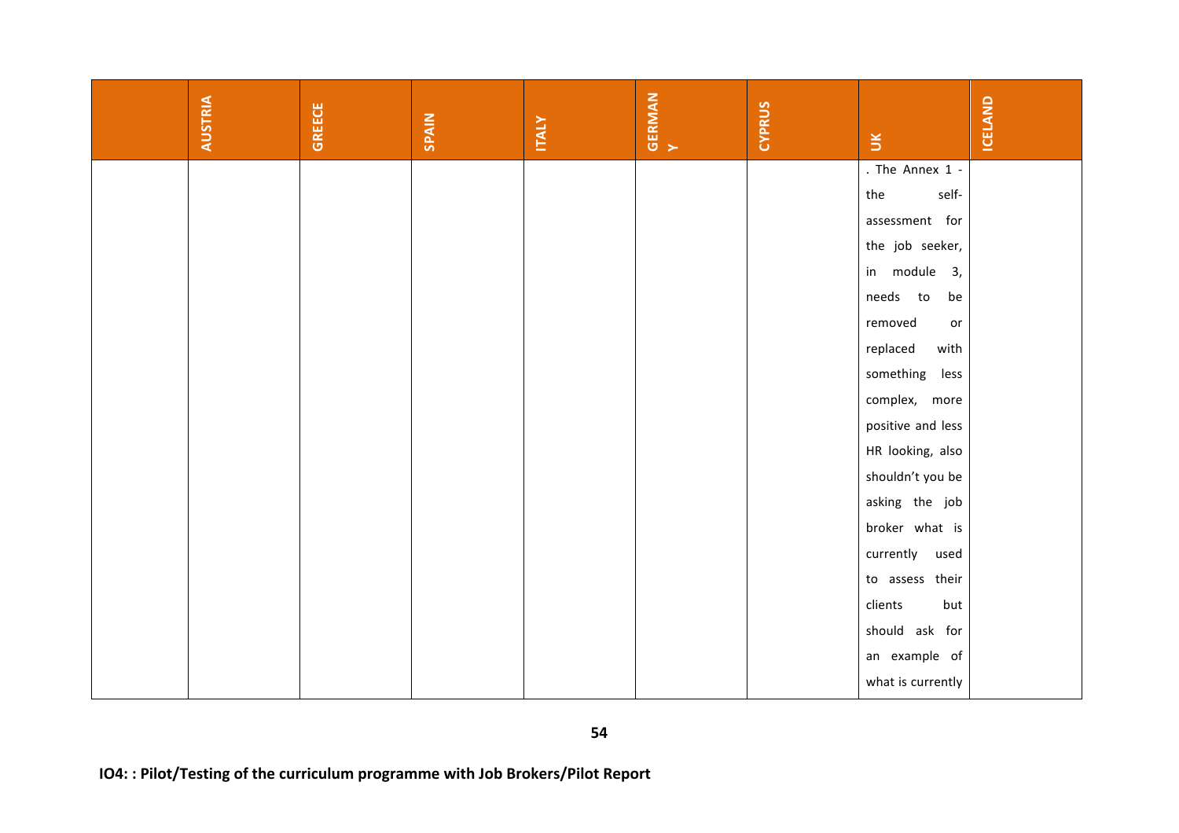| | AUSTRIA | GREECE | SPAIN | ITALY | GERMANY | CYPRUS | UK | ICELAND |
|---|---|---|---|---|---|---|---|---|
| | | | | | | | . The Annex 1 - the self-assessment for the job seeker, in module 3, needs to be removed or replaced with something less complex, more positive and less HR looking, also shouldn't you be asking the job broker what is currently used to assess their clients but should ask for an example of what is currently | |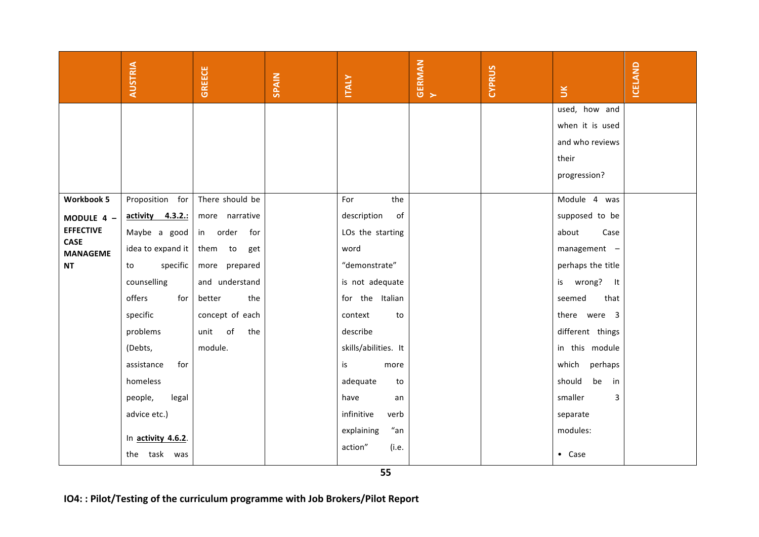| | AUSTRIA | GREECE | SPAIN | ITALY | GERMANY | CYPRUS | UK | ICELAND |
|---|---|---|---|---|---|---|---|---|
| | | | | | | | used, how and when it is used and who reviews their progression? | |
| **Workbook 5** **MODULE 4 – EFFECTIVE CASE MANAGEMENT** | Proposition for **activity 4.3.2.:** Maybe a good idea to expand it to specific counselling offers for specific problems (Debts, assistance for homeless people, legal advice etc.) In **activity 4.6.2**. the task was | There should be more narrative in order for them to get more prepared and understand better the concept of each unit of the module. | | For the description of LOs the starting word "demonstrate" is not adequate for the Italian context to describe skills/abilities. It is more adequate to have an infinitive verb explaining "an action" (i.e. | | | Module 4 was supposed to be about Case management – perhaps the title is wrong? It seemed that there were 3 different things in this module which perhaps should be in smaller 3 separate modules: • Case | |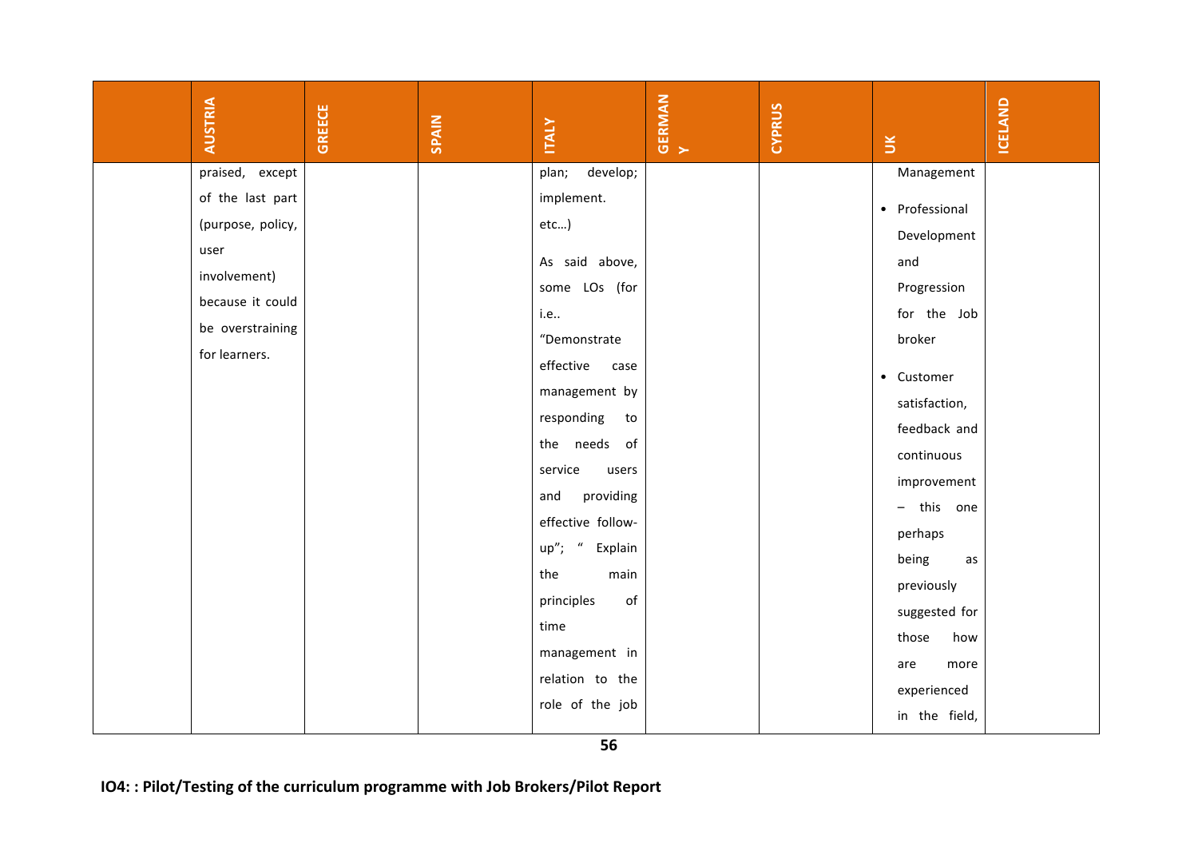| | AUSTRIA | GREECE | SPAIN | ITALY | GERMANY | CYPRUS | UK | ICELAND |
|---|---|---|---|---|---|---|---|---|
| | praised, except of the last part (purpose, policy, user involvement) because it could be overstraining for learners. | | | plan; develop; implement. etc…) As said above, some LOs (for i.e.. "Demonstrate effective case management by responding to the needs of service users and providing effective follow-up"; " Explain the main principles of time management in relation to the role of the job | | | Management • Professional Development and Progression for the Job broker • Customer satisfaction, feedback and continuous improvement – this one perhaps being as previously suggested for those how are more experienced in the field, | |

IO4: : Pilot/Testing of the curriculum programme with Job Brokers/Pilot Report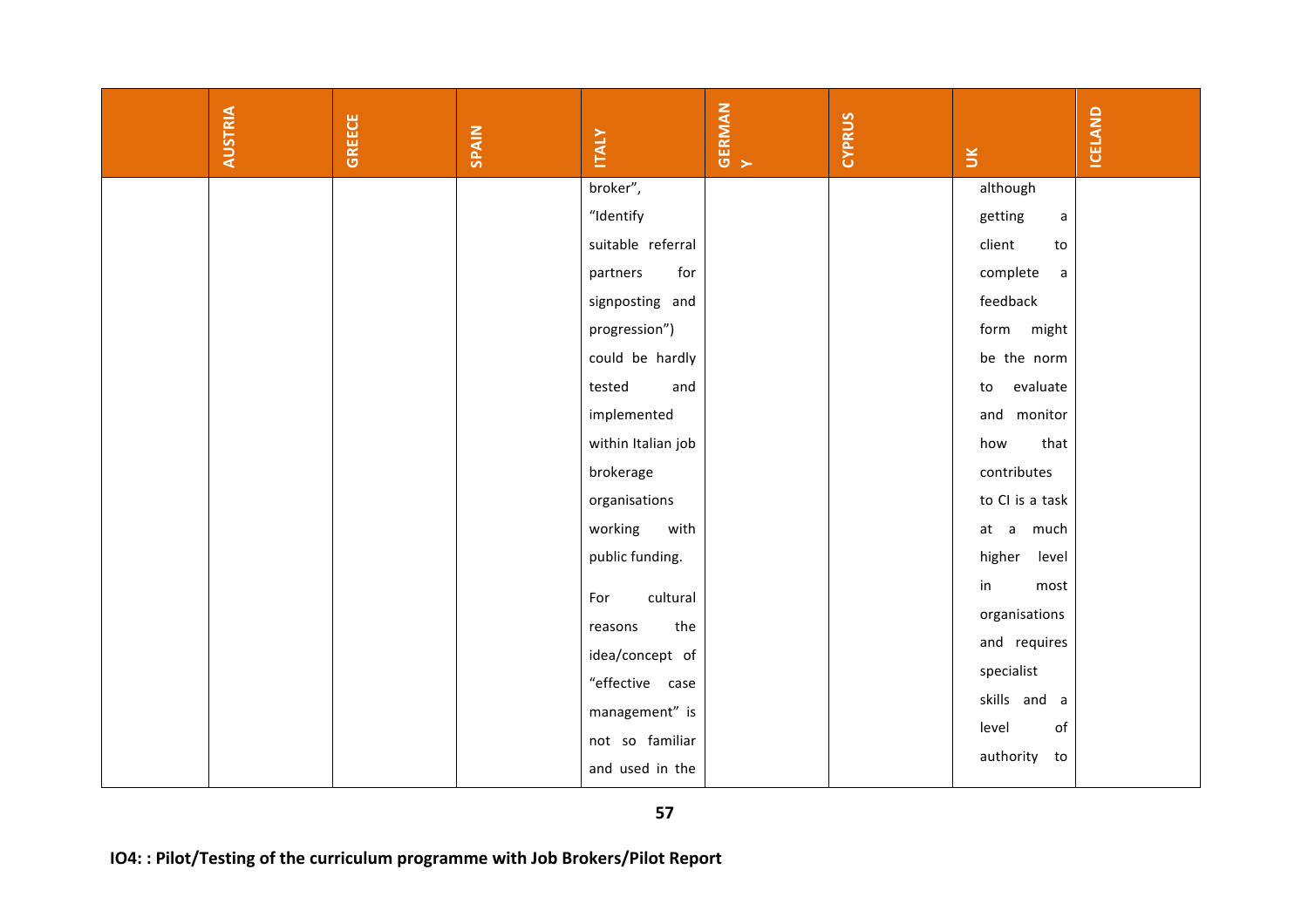| | AUSTRIA | GREECE | SPAIN | ITALY | GERMANY | CYPRUS | UK | ICELAND |
|---|---|---|---|---|---|---|---|---|
| | | | | broker", "Identify suitable referral partners for signposting and progression") could be hardly tested and implemented within Italian job brokerage organisations working with public funding. For cultural reasons the idea/concept of "effective case management" is not so familiar and used in the | | | although getting a client to complete a feedback form might be the norm to evaluate and monitor how that contributes to CI is a task at a much higher level in most organisations and requires specialist skills and a level of authority to | |

IO4: : Pilot/Testing of the curriculum programme with Job Brokers/Pilot Report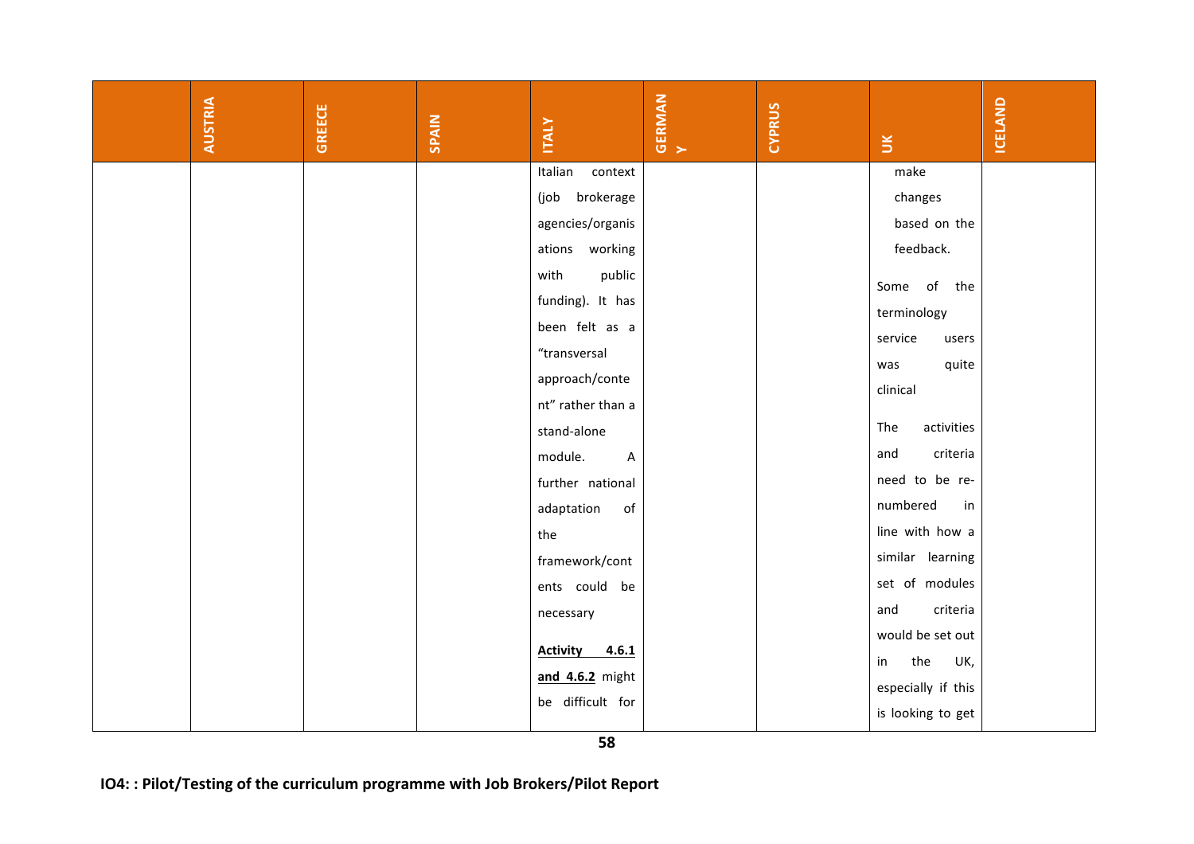| | AUSTRIA | GREECE | SPAIN | ITALY | GERMANY | CYPRUS | UK | ICELAND |
|---|---|---|---|---|---|---|---|---|
| | | | | Italian context (job brokerage agencies/organisations working with public funding). It has been felt as a "transversal approach/content" rather than a stand-alone module. A further national adaptation of the framework/contents could be necessary<br><br>**<u>Activity 4.6.1 and 4.6.2</u>** might be difficult for | | | make changes based on the feedback.<br><br>Some of the terminology service users was quite clinical<br><br>The activities and criteria need to be re-numbered in line with how a similar learning set of modules and criteria would be set out in the UK, especially if this is looking to get | |

IO4: : Pilot/Testing of the curriculum programme with Job Brokers/Pilot Report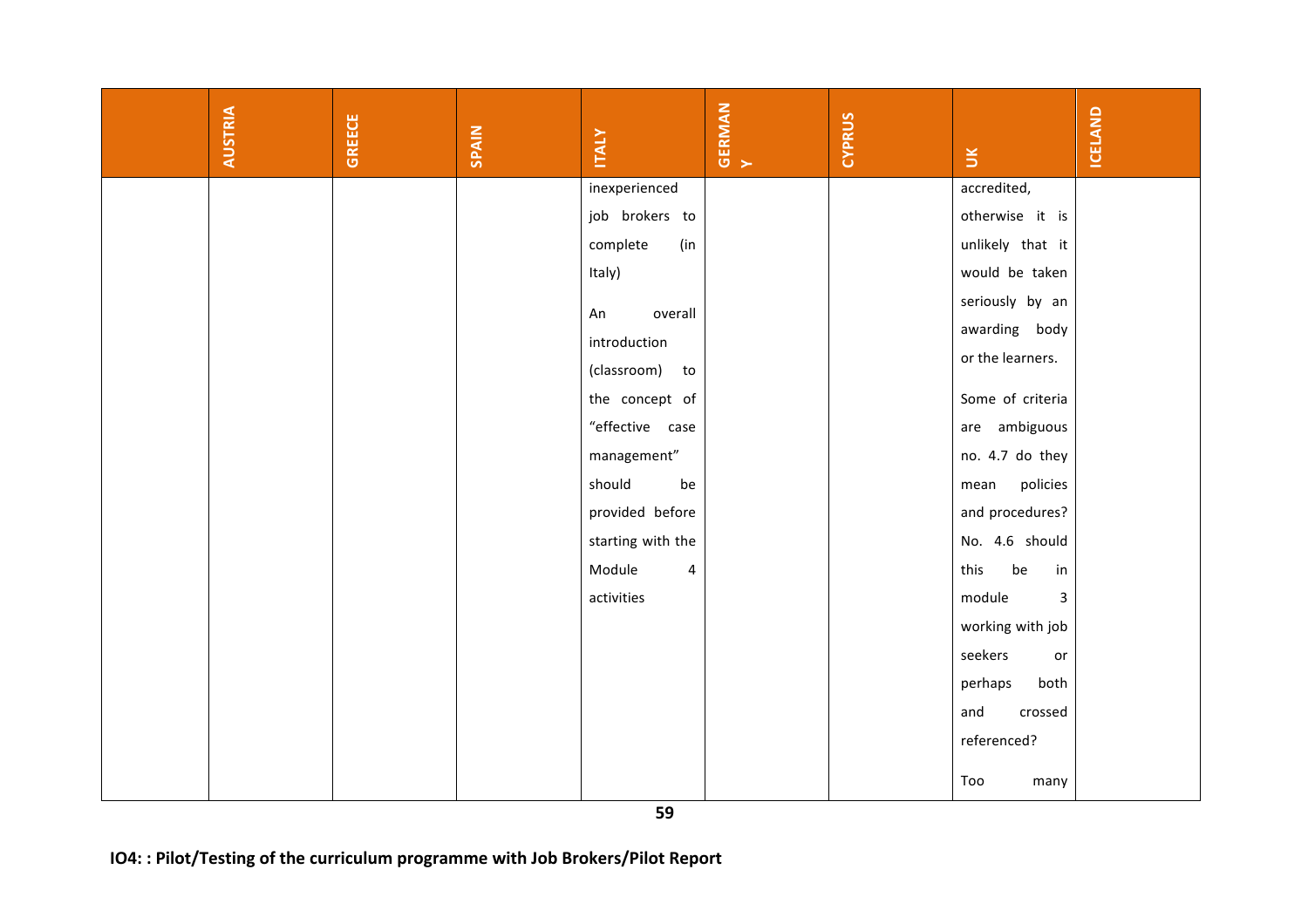| | AUSTRIA | GREECE | SPAIN | ITALY | GERMANY | CYPRUS | UK | ICELAND |
|---|---|---|---|---|---|---|---|---|
| | | | | inexperienced job brokers to complete (in Italy)<br><br>An overall introduction (classroom) to the concept of "effective case management" should be provided before starting with the Module 4 activities | | | accredited, otherwise it is unlikely that it would be taken seriously by an awarding body or the learners.<br><br>Some of criteria are ambiguous no. 4.7 do they mean policies and procedures? No. 4.6 should this be in module 3 working with job seekers or perhaps both and crossed referenced?<br><br>Too many | |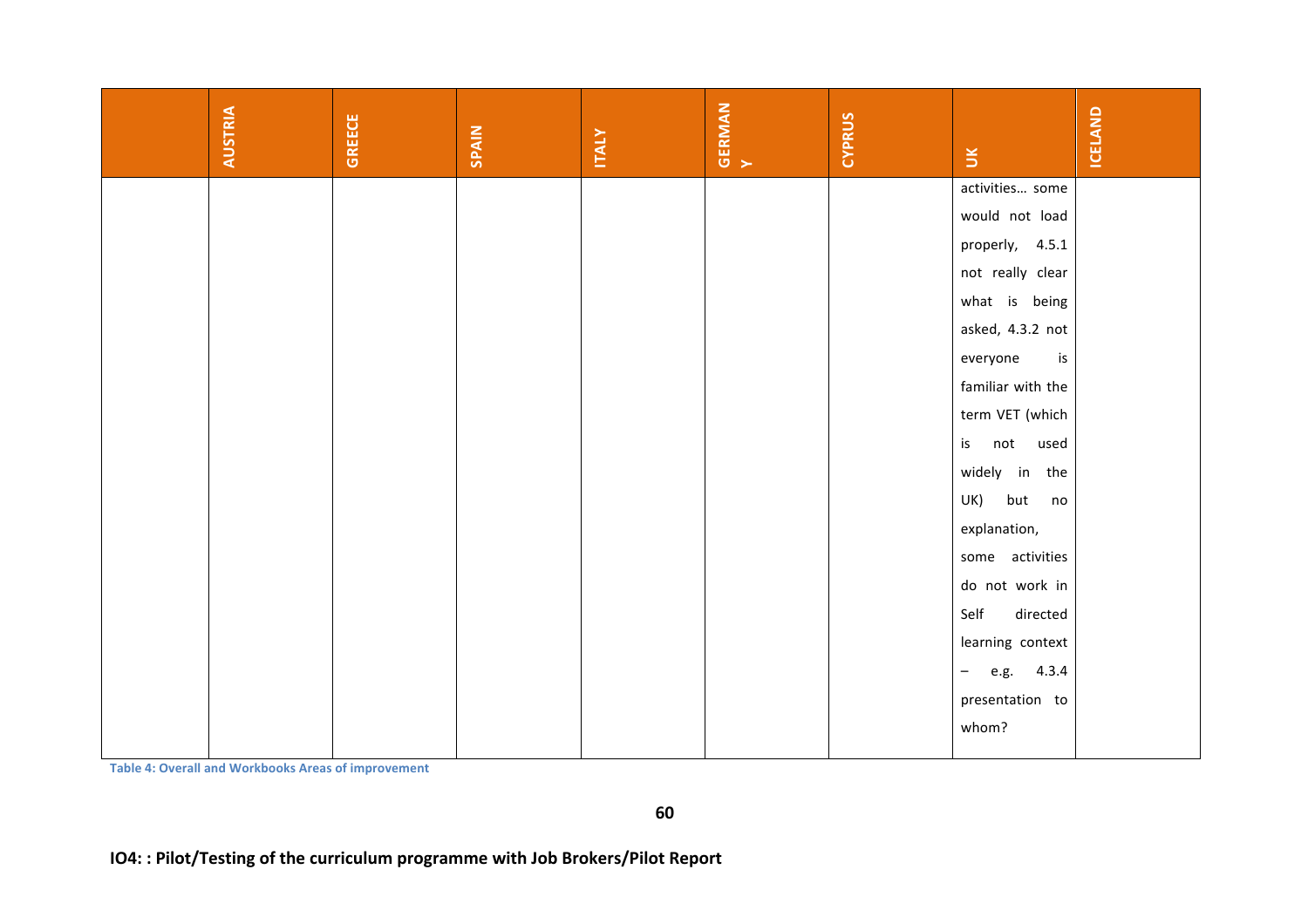| | AUSTRIA | GREECE | SPAIN | ITALY | GERMANY | CYPRUS | UK | ICELAND |
|---|---|---|---|---|---|---|---|---|
| | | | | | | | activities… some would not load properly, 4.5.1 not really clear what is being asked, 4.3.2 not everyone is familiar with the term VET (which is not used widely in the UK) but no explanation, some activities do not work in Self directed learning context – e.g. 4.3.4 presentation to whom? | |

Table 4: Overall and Workbooks Areas of improvement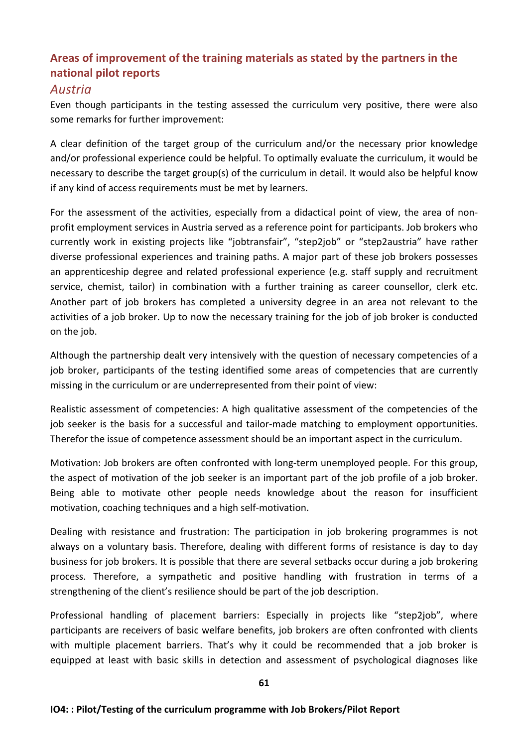## Areas of improvement of the training materials as stated by the partners in the national pilot reports

### *Austria*

Even though participants in the testing assessed the curriculum very positive, there were also some remarks for further improvement:

A clear definition of the target group of the curriculum and/or the necessary prior knowledge and/or professional experience could be helpful. To optimally evaluate the curriculum, it would be necessary to describe the target group(s) of the curriculum in detail. It would also be helpful know if any kind of access requirements must be met by learners.

For the assessment of the activities, especially from a didactical point of view, the area of non-profit employment services in Austria served as a reference point for participants. Job brokers who currently work in existing projects like "jobtransfair", "step2job" or "step2austria" have rather diverse professional experiences and training paths. A major part of these job brokers possesses an apprenticeship degree and related professional experience (e.g. staff supply and recruitment service, chemist, tailor) in combination with a further training as career counsellor, clerk etc. Another part of job brokers has completed a university degree in an area not relevant to the activities of a job broker. Up to now the necessary training for the job of job broker is conducted on the job.

Although the partnership dealt very intensively with the question of necessary competencies of a job broker, participants of the testing identified some areas of competencies that are currently missing in the curriculum or are underrepresented from their point of view:

Realistic assessment of competencies: A high qualitative assessment of the competencies of the job seeker is the basis for a successful and tailor-made matching to employment opportunities. Therefor the issue of competence assessment should be an important aspect in the curriculum.

Motivation: Job brokers are often confronted with long-term unemployed people. For this group, the aspect of motivation of the job seeker is an important part of the job profile of a job broker. Being able to motivate other people needs knowledge about the reason for insufficient motivation, coaching techniques and a high self-motivation.

Dealing with resistance and frustration: The participation in job brokering programmes is not always on a voluntary basis. Therefore, dealing with different forms of resistance is day to day business for job brokers. It is possible that there are several setbacks occur during a job brokering process. Therefore, a sympathetic and positive handling with frustration in terms of a strengthening of the client's resilience should be part of the job description.

Professional handling of placement barriers: Especially in projects like "step2job", where participants are receivers of basic welfare benefits, job brokers are often confronted with clients with multiple placement barriers. That's why it could be recommended that a job broker is equipped at least with basic skills in detection and assessment of psychological diagnoses like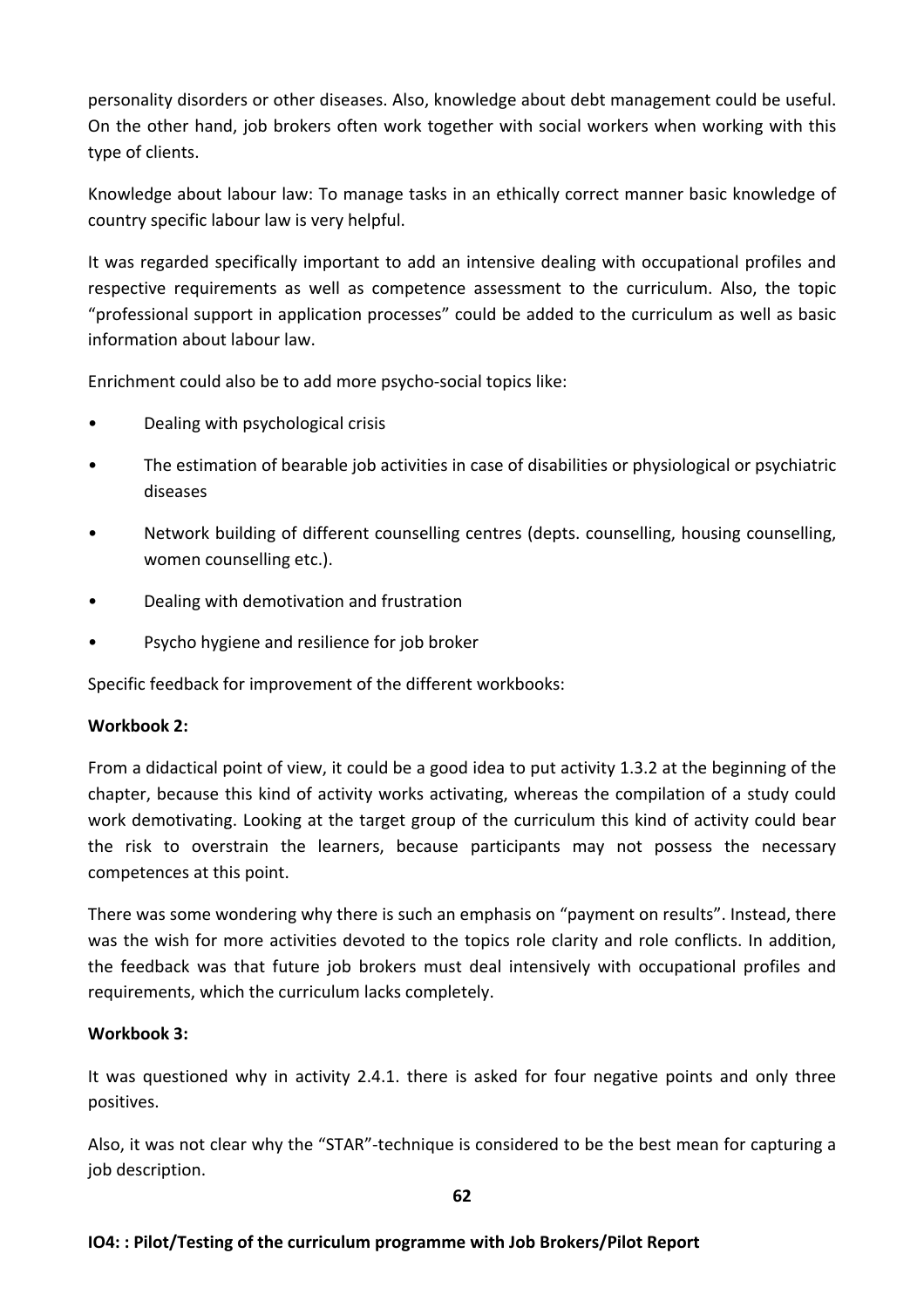personality disorders or other diseases. Also, knowledge about debt management could be useful. On the other hand, job brokers often work together with social workers when working with this type of clients.

Knowledge about labour law: To manage tasks in an ethically correct manner basic knowledge of country specific labour law is very helpful.

It was regarded specifically important to add an intensive dealing with occupational profiles and respective requirements as well as competence assessment to the curriculum. Also, the topic "professional support in application processes" could be added to the curriculum as well as basic information about labour law.

Enrichment could also be to add more psycho-social topics like:

- Dealing with psychological crisis
- The estimation of bearable job activities in case of disabilities or physiological or psychiatric diseases
- Network building of different counselling centres (depts. counselling, housing counselling, women counselling etc.).
- Dealing with demotivation and frustration
- Psycho hygiene and resilience for job broker

Specific feedback for improvement of the different workbooks:

**Workbook 2:**

From a didactical point of view, it could be a good idea to put activity 1.3.2 at the beginning of the chapter, because this kind of activity works activating, whereas the compilation of a study could work demotivating. Looking at the target group of the curriculum this kind of activity could bear the risk to overstrain the learners, because participants may not possess the necessary competences at this point.

There was some wondering why there is such an emphasis on "payment on results". Instead, there was the wish for more activities devoted to the topics role clarity and role conflicts. In addition, the feedback was that future job brokers must deal intensively with occupational profiles and requirements, which the curriculum lacks completely.

**Workbook 3:**

It was questioned why in activity 2.4.1. there is asked for four negative points and only three positives.

Also, it was not clear why the "STAR"-technique is considered to be the best mean for capturing a job description.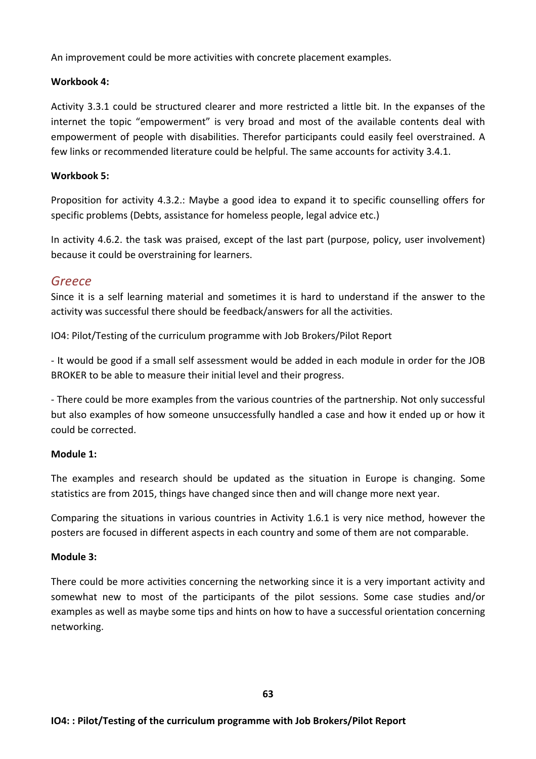An improvement could be more activities with concrete placement examples.

**Workbook 4:**

Activity 3.3.1 could be structured clearer and more restricted a little bit. In the expanses of the internet the topic "empowerment" is very broad and most of the available contents deal with empowerment of people with disabilities. Therefor participants could easily feel overstrained. A few links or recommended literature could be helpful. The same accounts for activity 3.4.1.

**Workbook 5:**

Proposition for activity 4.3.2.: Maybe a good idea to expand it to specific counselling offers for specific problems (Debts, assistance for homeless people, legal advice etc.)

In activity 4.6.2. the task was praised, except of the last part (purpose, policy, user involvement) because it could be overstraining for learners.

## *Greece*

Since it is a self learning material and sometimes it is hard to understand if the answer to the activity was successful there should be feedback/answers for all the activities.

IO4: Pilot/Testing of the curriculum programme with Job Brokers/Pilot Report

- It would be good if a small self assessment would be added in each module in order for the JOB BROKER to be able to measure their initial level and their progress.

- There could be more examples from the various countries of the partnership. Not only successful but also examples of how someone unsuccessfully handled a case and how it ended up or how it could be corrected.

**Module 1:**

The examples and research should be updated as the situation in Europe is changing. Some statistics are from 2015, things have changed since then and will change more next year.

Comparing the situations in various countries in Activity 1.6.1 is very nice method, however the posters are focused in different aspects in each country and some of them are not comparable.

**Module 3:**

There could be more activities concerning the networking since it is a very important activity and somewhat new to most of the participants of the pilot sessions. Some case studies and/or examples as well as maybe some tips and hints on how to have a successful orientation concerning networking.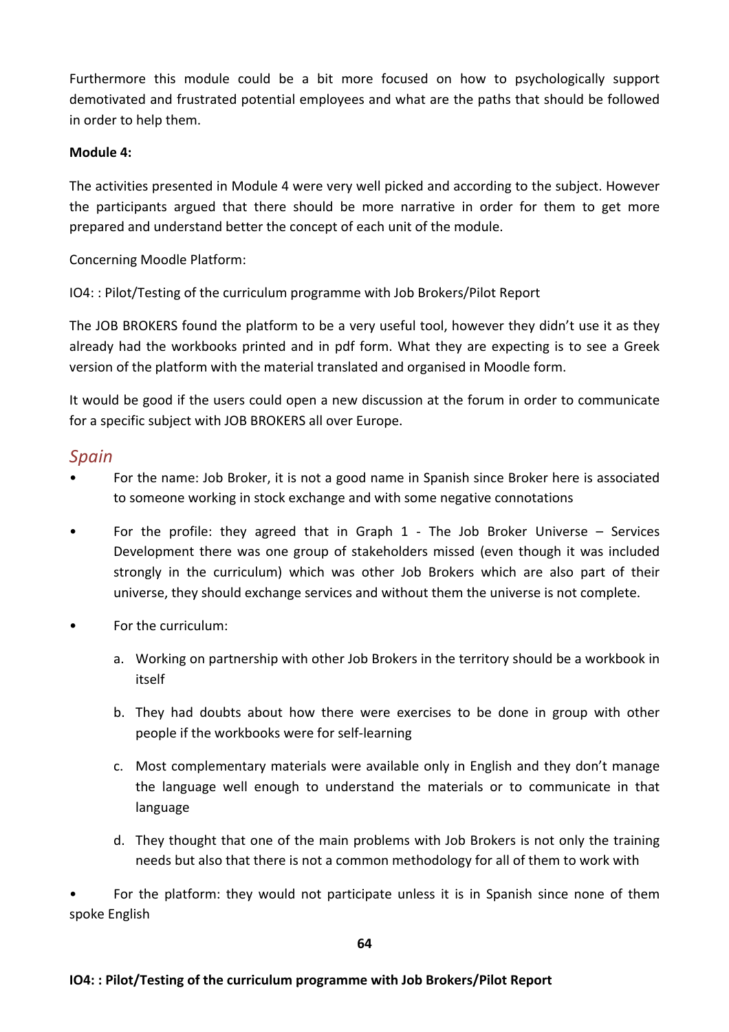Furthermore this module could be a bit more focused on how to psychologically support demotivated and frustrated potential employees and what are the paths that should be followed in order to help them.

**Module 4:**

The activities presented in Module 4 were very well picked and according to the subject. However the participants argued that there should be more narrative in order for them to get more prepared and understand better the concept of each unit of the module.

Concerning Moodle Platform:

The JOB BROKERS found the platform to be a very useful tool, however they didn't use it as they already had the workbooks printed and in pdf form. What they are expecting is to see a Greek version of the platform with the material translated and organised in Moodle form.

It would be good if the users could open a new discussion at the forum in order to communicate for a specific subject with JOB BROKERS all over Europe.

## *Spain*

- For the name: Job Broker, it is not a good name in Spanish since Broker here is associated to someone working in stock exchange and with some negative connotations
- For the profile: they agreed that in Graph 1 - The Job Broker Universe – Services Development there was one group of stakeholders missed (even though it was included strongly in the curriculum) which was other Job Brokers which are also part of their universe, they should exchange services and without them the universe is not complete.
- For the curriculum:
  a. Working on partnership with other Job Brokers in the territory should be a workbook in itself
  b. They had doubts about how there were exercises to be done in group with other people if the workbooks were for self-learning
  c. Most complementary materials were available only in English and they don't manage the language well enough to understand the materials or to communicate in that language
  d. They thought that one of the main problems with Job Brokers is not only the training needs but also that there is not a common methodology for all of them to work with
- For the platform: they would not participate unless it is in Spanish since none of them spoke English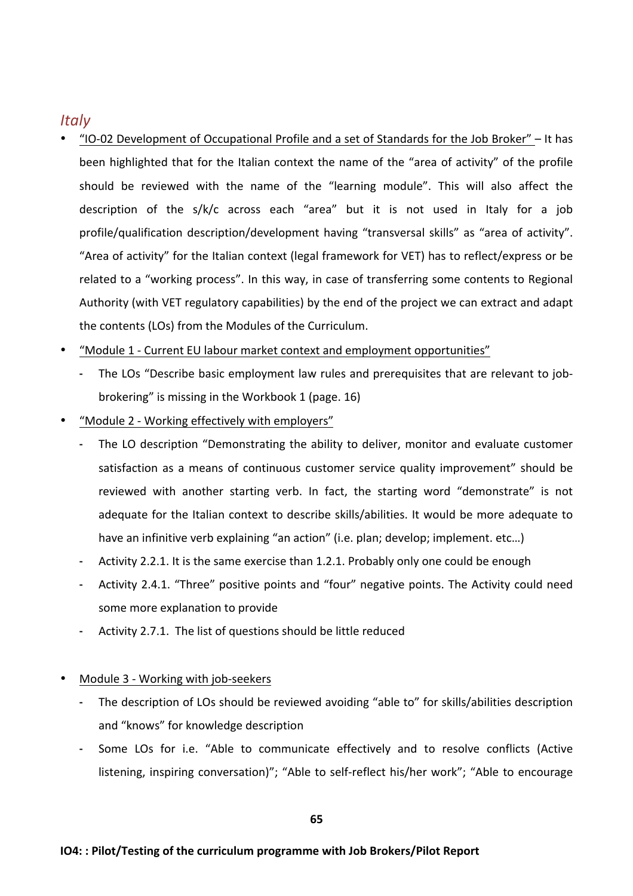## *Italy*

- "IO-02 Development of Occupational Profile and a set of Standards for the Job Broker" – It has been highlighted that for the Italian context the name of the "area of activity" of the profile should be reviewed with the name of the "learning module". This will also affect the description of the s/k/c across each "area" but it is not used in Italy for a job profile/qualification description/development having "transversal skills" as "area of activity". "Area of activity" for the Italian context (legal framework for VET) has to reflect/express or be related to a "working process". In this way, in case of transferring some contents to Regional Authority (with VET regulatory capabilities) by the end of the project we can extract and adapt the contents (LOs) from the Modules of the Curriculum.
- "Module 1 - Current EU labour market context and employment opportunities"
  - The LOs "Describe basic employment law rules and prerequisites that are relevant to job-brokering" is missing in the Workbook 1 (page. 16)
- "Module 2 - Working effectively with employers"
  - The LO description "Demonstrating the ability to deliver, monitor and evaluate customer satisfaction as a means of continuous customer service quality improvement" should be reviewed with another starting verb. In fact, the starting word "demonstrate" is not adequate for the Italian context to describe skills/abilities. It would be more adequate to have an infinitive verb explaining "an action" (i.e. plan; develop; implement. etc…)
  - Activity 2.2.1. It is the same exercise than 1.2.1. Probably only one could be enough
  - Activity 2.4.1. "Three" positive points and "four" negative points. The Activity could need some more explanation to provide
  - Activity 2.7.1. The list of questions should be little reduced

- Module 3 - Working with job-seekers
  - The description of LOs should be reviewed avoiding "able to" for skills/abilities description and "knows" for knowledge description
  - Some LOs for i.e. "Able to communicate effectively and to resolve conflicts (Active listening, inspiring conversation)"; "Able to self-reflect his/her work"; "Able to encourage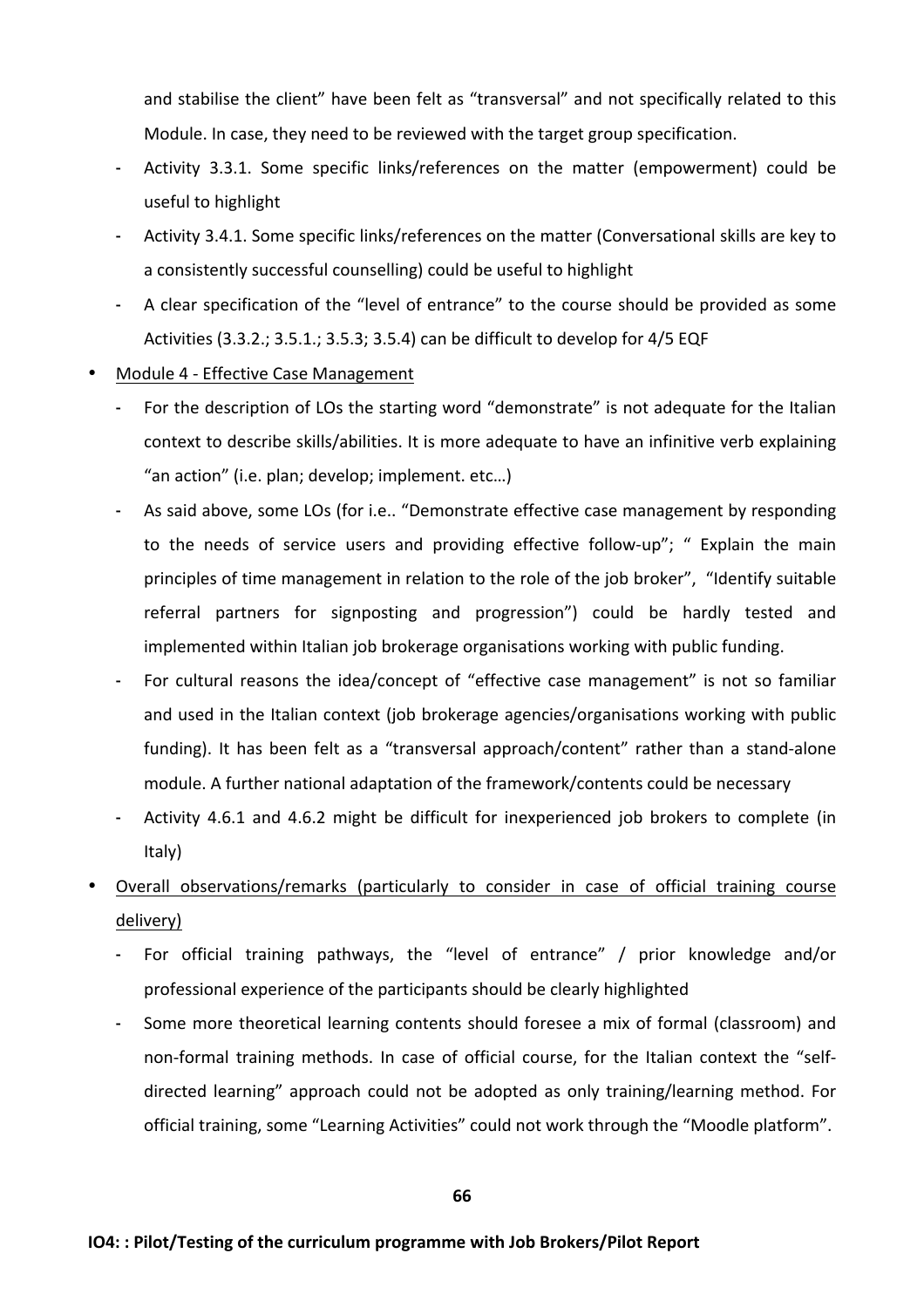and stabilise the client" have been felt as "transversal" and not specifically related to this Module. In case, they need to be reviewed with the target group specification.

  - Activity 3.3.1. Some specific links/references on the matter (empowerment) could be useful to highlight
  - Activity 3.4.1. Some specific links/references on the matter (Conversational skills are key to a consistently successful counselling) could be useful to highlight
  - A clear specification of the "level of entrance" to the course should be provided as some Activities (3.3.2.; 3.5.1.; 3.5.3; 3.5.4) can be difficult to develop for 4/5 EQF

- <u>Module 4 - Effective Case Management</u>
  - For the description of LOs the starting word "demonstrate" is not adequate for the Italian context to describe skills/abilities. It is more adequate to have an infinitive verb explaining "an action" (i.e. plan; develop; implement. etc…)
  - As said above, some LOs (for i.e.. "Demonstrate effective case management by responding to the needs of service users and providing effective follow-up"; " Explain the main principles of time management in relation to the role of the job broker", "Identify suitable referral partners for signposting and progression") could be hardly tested and implemented within Italian job brokerage organisations working with public funding.
  - For cultural reasons the idea/concept of "effective case management" is not so familiar and used in the Italian context (job brokerage agencies/organisations working with public funding). It has been felt as a "transversal approach/content" rather than a stand-alone module. A further national adaptation of the framework/contents could be necessary
  - Activity 4.6.1 and 4.6.2 might be difficult for inexperienced job brokers to complete (in Italy)

- <u>Overall observations/remarks (particularly to consider in case of official training course delivery)</u>
  - For official training pathways, the "level of entrance" / prior knowledge and/or professional experience of the participants should be clearly highlighted
  - Some more theoretical learning contents should foresee a mix of formal (classroom) and non-formal training methods. In case of official course, for the Italian context the "self-directed learning" approach could not be adopted as only training/learning method. For official training, some "Learning Activities" could not work through the "Moodle platform".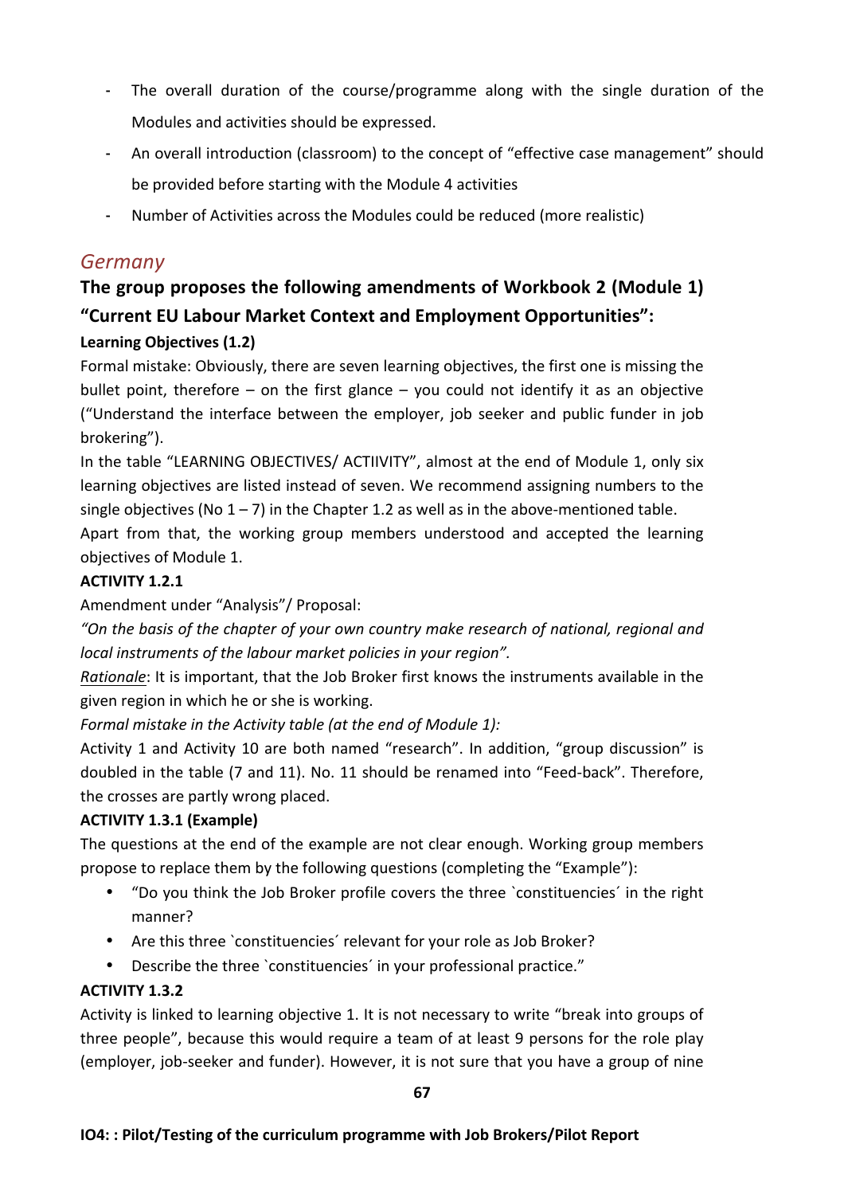- The overall duration of the course/programme along with the single duration of the Modules and activities should be expressed.
- An overall introduction (classroom) to the concept of "effective case management" should be provided before starting with the Module 4 activities
- Number of Activities across the Modules could be reduced (more realistic)

## *Germany*

### The group proposes the following amendments of Workbook 2 (Module 1) "Current EU Labour Market Context and Employment Opportunities":

**Learning Objectives (1.2)**

Formal mistake: Obviously, there are seven learning objectives, the first one is missing the bullet point, therefore – on the first glance – you could not identify it as an objective ("Understand the interface between the employer, job seeker and public funder in job brokering").

In the table "LEARNING OBJECTIVES/ ACTIIVITY", almost at the end of Module 1, only six learning objectives are listed instead of seven. We recommend assigning numbers to the single objectives (No 1 – 7) in the Chapter 1.2 as well as in the above-mentioned table.

Apart from that, the working group members understood and accepted the learning objectives of Module 1.

**ACTIVITY 1.2.1**

Amendment under "Analysis"/ Proposal:

*"On the basis of the chapter of your own country make research of national, regional and local instruments of the labour market policies in your region".*

Rationale: It is important, that the Job Broker first knows the instruments available in the given region in which he or she is working.

*Formal mistake in the Activity table (at the end of Module 1):*

Activity 1 and Activity 10 are both named "research". In addition, "group discussion" is doubled in the table (7 and 11). No. 11 should be renamed into "Feed-back". Therefore, the crosses are partly wrong placed.

**ACTIVITY 1.3.1 (Example)**

The questions at the end of the example are not clear enough. Working group members propose to replace them by the following questions (completing the "Example"):

- "Do you think the Job Broker profile covers the three \`constituencies´ in the right manner?
- Are this three \`constituencies´ relevant for your role as Job Broker?
- Describe the three \`constituencies´ in your professional practice."

**ACTIVITY 1.3.2**

Activity is linked to learning objective 1. It is not necessary to write "break into groups of three people", because this would require a team of at least 9 persons for the role play (employer, job-seeker and funder). However, it is not sure that you have a group of nine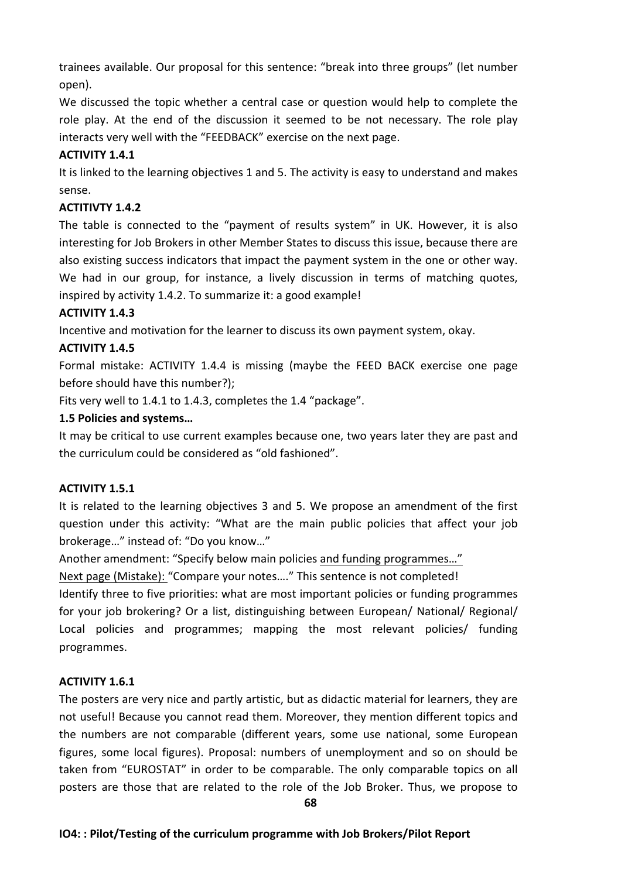trainees available. Our proposal for this sentence: “break into three groups” (let number open).

We discussed the topic whether a central case or question would help to complete the role play. At the end of the discussion it seemed to be not necessary. The role play interacts very well with the “FEEDBACK” exercise on the next page.

**ACTIVITY 1.4.1**

It is linked to the learning objectives 1 and 5. The activity is easy to understand and makes sense.

**ACTITIVTY 1.4.2**

The table is connected to the “payment of results system” in UK. However, it is also interesting for Job Brokers in other Member States to discuss this issue, because there are also existing success indicators that impact the payment system in the one or other way. We had in our group, for instance, a lively discussion in terms of matching quotes, inspired by activity 1.4.2. To summarize it: a good example!

**ACTIVITY 1.4.3**

Incentive and motivation for the learner to discuss its own payment system, okay.

**ACTIVITY 1.4.5**

Formal mistake: ACTIVITY 1.4.4 is missing (maybe the FEED BACK exercise one page before should have this number?);

Fits very well to 1.4.1 to 1.4.3, completes the 1.4 “package”.

**1.5 Policies and systems…**

It may be critical to use current examples because one, two years later they are past and the curriculum could be considered as “old fashioned”.

**ACTIVITY 1.5.1**

It is related to the learning objectives 3 and 5. We propose an amendment of the first question under this activity: “What are the main public policies that affect your job brokerage…” instead of: “Do you know…”

Another amendment: “Specify below main policies <u>and funding programmes…”</u>

<u>Next page (Mistake):</u> “Compare your notes….” This sentence is not completed!

Identify three to five priorities: what are most important policies or funding programmes for your job brokering? Or a list, distinguishing between European/ National/ Regional/ Local policies and programmes; mapping the most relevant policies/ funding programmes.

**ACTIVITY 1.6.1**

The posters are very nice and partly artistic, but as didactic material for learners, they are not useful! Because you cannot read them. Moreover, they mention different topics and the numbers are not comparable (different years, some use national, some European figures, some local figures). Proposal: numbers of unemployment and so on should be taken from “EUROSTAT” in order to be comparable. The only comparable topics on all posters are those that are related to the role of the Job Broker. Thus, we propose to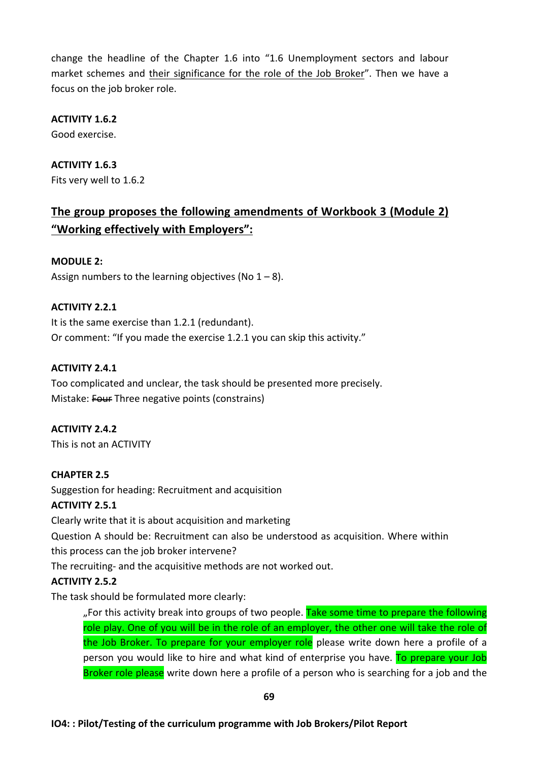change the headline of the Chapter 1.6 into "1.6 Unemployment sectors and labour market schemes and <u>their significance for the role of the Job Broker</u>". Then we have a focus on the job broker role.

**ACTIVITY 1.6.2**

Good exercise.

**ACTIVITY 1.6.3**

Fits very well to 1.6.2

## <u>The group proposes the following amendments of Workbook 3 (Module 2) "Working effectively with Employers":</u>

**MODULE 2:**

Assign numbers to the learning objectives (No 1 – 8).

**ACTIVITY 2.2.1**

It is the same exercise than 1.2.1 (redundant).
Or comment: "If you made the exercise 1.2.1 you can skip this activity."

**ACTIVITY 2.4.1**

Too complicated and unclear, the task should be presented more precisely.
Mistake: ~~Four~~ Three negative points (constrains)

**ACTIVITY 2.4.2**

This is not an ACTIVITY

**CHAPTER 2.5**

Suggestion for heading: Recruitment and acquisition

**ACTIVITY 2.5.1**

Clearly write that it is about acquisition and marketing
Question A should be: Recruitment can also be understood as acquisition. Where within this process can the job broker intervene?
The recruiting- and the acquisitive methods are not worked out.

**ACTIVITY 2.5.2**

The task should be formulated more clearly:

> „For this activity break into groups of two people. Take some time to prepare the following role play. One of you will be in the role of an employer, the other one will take the role of the Job Broker. To prepare for your employer role please write down here a profile of a person you would like to hire and what kind of enterprise you have. To prepare your Job Broker role please write down here a profile of a person who is searching for a job and the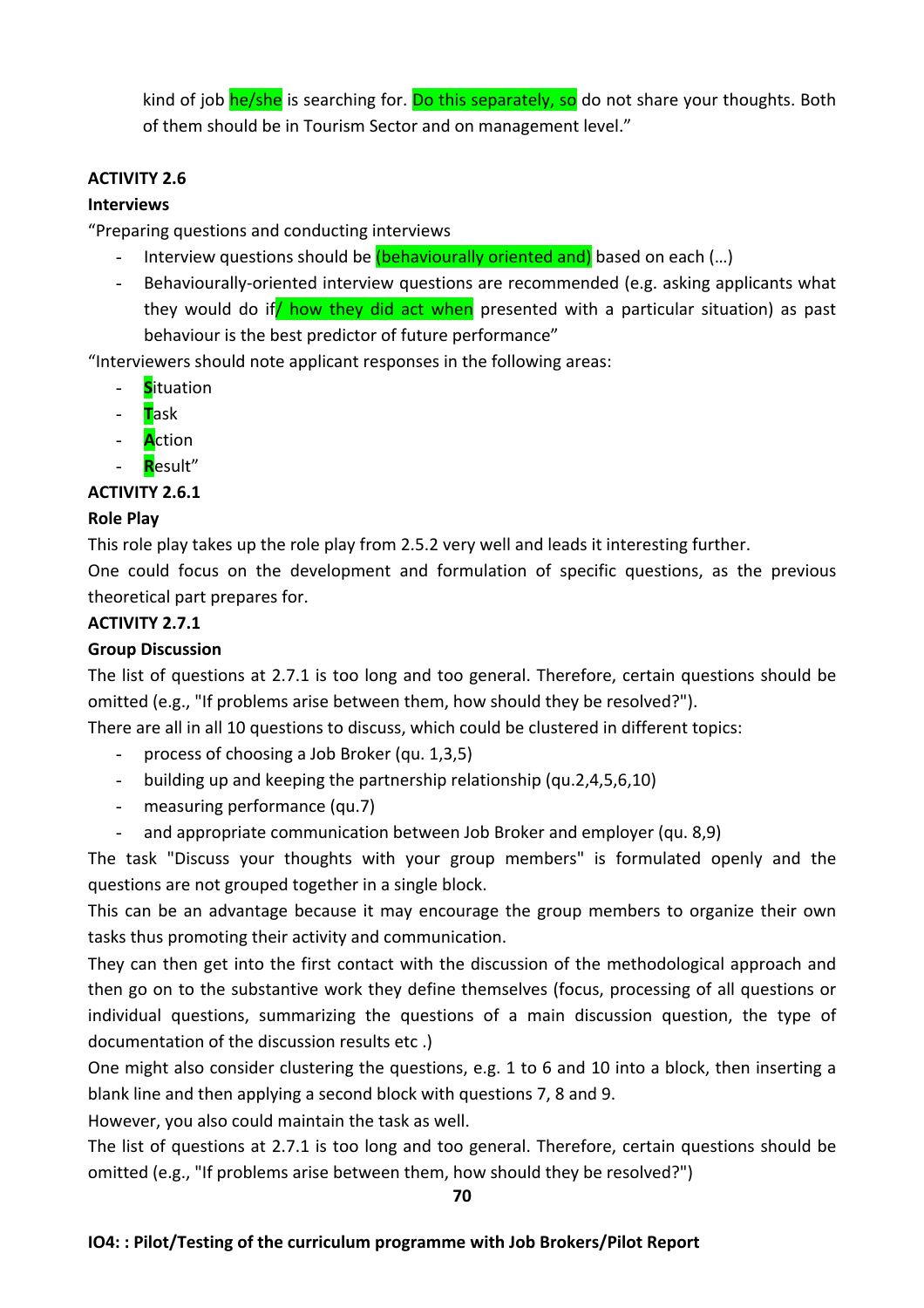kind of job he/she is searching for. Do this separately, so do not share your thoughts. Both of them should be in Tourism Sector and on management level."

**ACTIVITY 2.6**

**Interviews**

"Preparing questions and conducting interviews

- Interview questions should be (behaviourally oriented and) based on each (…)
- Behaviourally-oriented interview questions are recommended (e.g. asking applicants what they would do if/ how they did act when presented with a particular situation) as past behaviour is the best predictor of future performance"

"Interviewers should note applicant responses in the following areas:

- **S**ituation
- **T**ask
- **A**ction
- **R**esult"

**ACTIVITY 2.6.1**

**Role Play**

This role play takes up the role play from 2.5.2 very well and leads it interesting further.

One could focus on the development and formulation of specific questions, as the previous theoretical part prepares for.

**ACTIVITY 2.7.1**

**Group Discussion**

The list of questions at 2.7.1 is too long and too general. Therefore, certain questions should be omitted (e.g., "If problems arise between them, how should they be resolved?").

There are all in all 10 questions to discuss, which could be clustered in different topics:

- process of choosing a Job Broker (qu. 1,3,5)
- building up and keeping the partnership relationship (qu.2,4,5,6,10)
- measuring performance (qu.7)
- and appropriate communication between Job Broker and employer (qu. 8,9)

The task "Discuss your thoughts with your group members" is formulated openly and the questions are not grouped together in a single block.

This can be an advantage because it may encourage the group members to organize their own tasks thus promoting their activity and communication.

They can then get into the first contact with the discussion of the methodological approach and then go on to the substantive work they define themselves (focus, processing of all questions or individual questions, summarizing the questions of a main discussion question, the type of documentation of the discussion results etc .)

One might also consider clustering the questions, e.g. 1 to 6 and 10 into a block, then inserting a blank line and then applying a second block with questions 7, 8 and 9.

However, you also could maintain the task as well.

The list of questions at 2.7.1 is too long and too general. Therefore, certain questions should be omitted (e.g., "If problems arise between them, how should they be resolved?")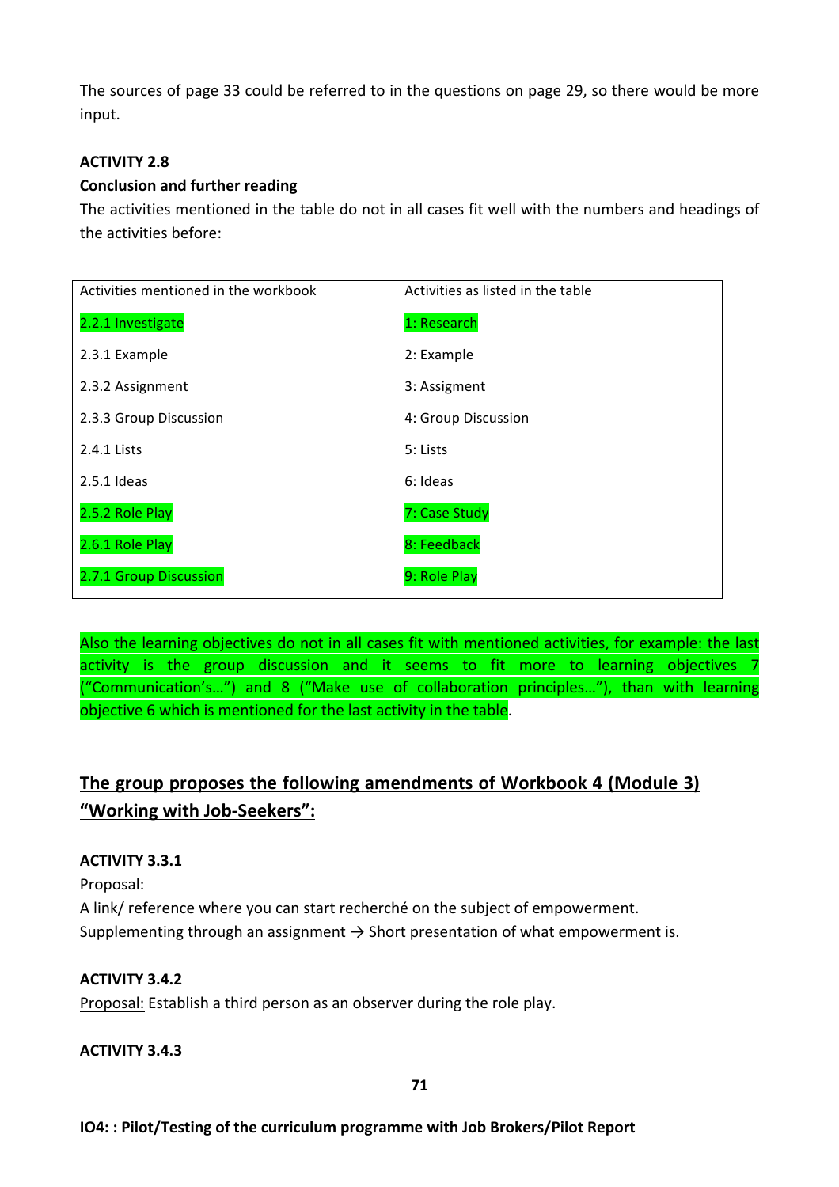The sources of page 33 could be referred to in the questions on page 29, so there would be more input.

**ACTIVITY 2.8**

**Conclusion and further reading**

The activities mentioned in the table do not in all cases fit well with the numbers and headings of the activities before:

| Activities mentioned in the workbook | Activities as listed in the table |
|---|---|
| 2.2.1 Investigate | 1: Research |
| 2.3.1 Example | 2: Example |
| 2.3.2 Assignment | 3: Assigment |
| 2.3.3 Group Discussion | 4: Group Discussion |
| 2.4.1 Lists | 5: Lists |
| 2.5.1 Ideas | 6: Ideas |
| 2.5.2 Role Play | 7: Case Study |
| 2.6.1 Role Play | 8: Feedback |
| 2.7.1 Group Discussion | 9: Role Play |

Also the learning objectives do not in all cases fit with mentioned activities, for example: the last activity is the group discussion and it seems to fit more to learning objectives 7 ("Communication's…") and 8 ("Make use of collaboration principles…"), than with learning objective 6 which is mentioned for the last activity in the table.

## The group proposes the following amendments of Workbook 4 (Module 3) "Working with Job-Seekers":

**ACTIVITY 3.3.1**

Proposal:

A link/ reference where you can start recherché on the subject of empowerment.
Supplementing through an assignment → Short presentation of what empowerment is.

**ACTIVITY 3.4.2**

Proposal: Establish a third person as an observer during the role play.

**ACTIVITY 3.4.3**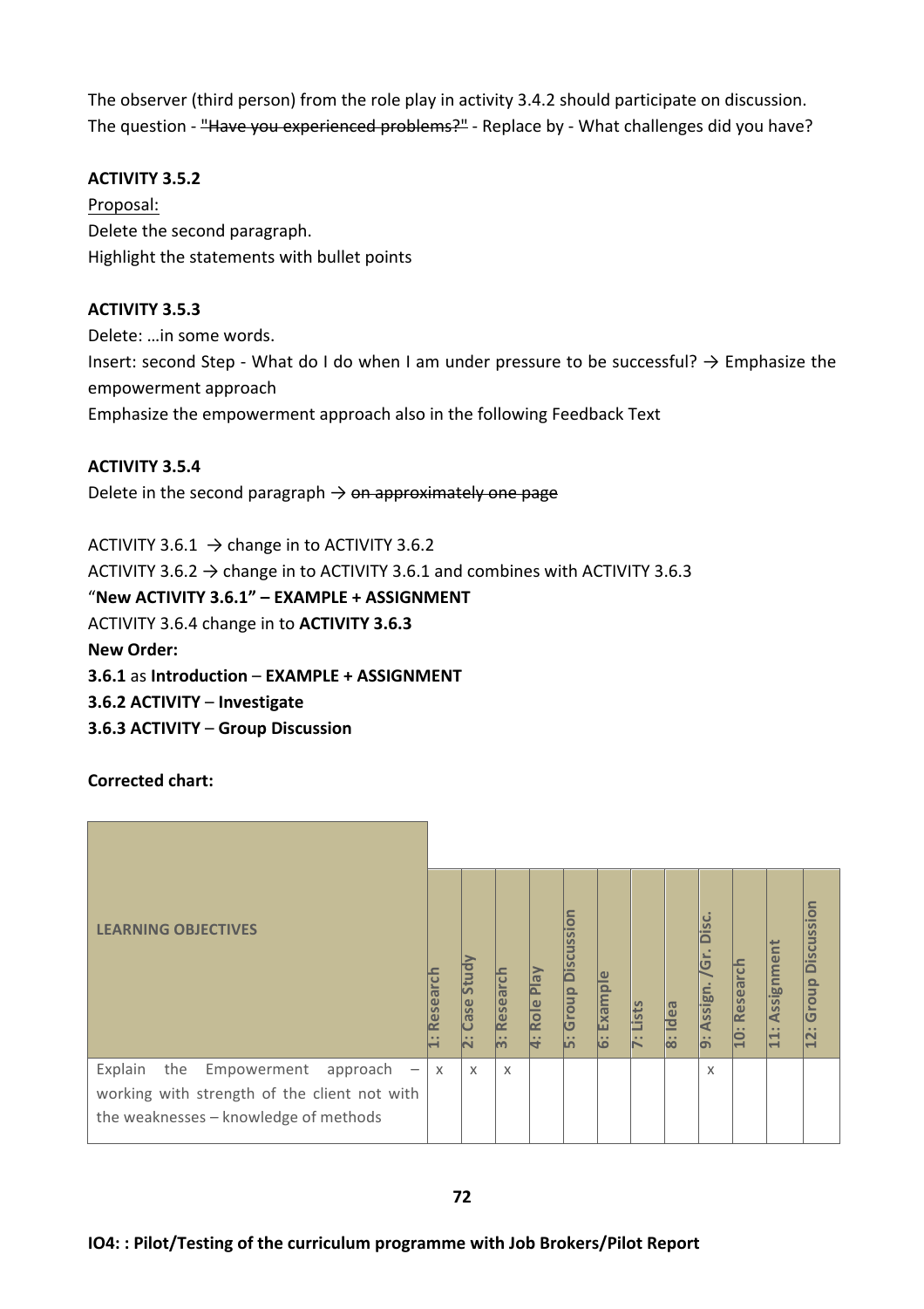The observer (third person) from the role play in activity 3.4.2 should participate on discussion.
The question - ~~"Have you experienced problems?"~~ - Replace by - What challenges did you have?

**ACTIVITY 3.5.2**

Proposal:
Delete the second paragraph.
Highlight the statements with bullet points

**ACTIVITY 3.5.3**

Delete: …in some words.
Insert: second Step - What do I do when I am under pressure to be successful? → Emphasize the empowerment approach
Emphasize the empowerment approach also in the following Feedback Text

**ACTIVITY 3.5.4**

Delete in the second paragraph → ~~on approximately one page~~

ACTIVITY 3.6.1 → change in to ACTIVITY 3.6.2
ACTIVITY 3.6.2 → change in to ACTIVITY 3.6.1 and combines with ACTIVITY 3.6.3
"**New ACTIVITY 3.6.1" – EXAMPLE + ASSIGNMENT**
ACTIVITY 3.6.4 change in to **ACTIVITY 3.6.3**
**New Order:**
**3.6.1** as **Introduction** – **EXAMPLE + ASSIGNMENT**
**3.6.2 ACTIVITY** – **Investigate**
**3.6.3 ACTIVITY** – **Group Discussion**

**Corrected chart:**

| LEARNING OBJECTIVES | 1: Research | 2: Case Study | 3: Research | 4: Role Play | 5: Group Discussion | 6: Example | 7: Lists | 8: Idea | 9: Assign. /Gr. Disc. | 10: Research | 11: Assignment | 12: Group Discussion |
|---|---|---|---|---|---|---|---|---|---|---|---|---|
| Explain the Empowerment approach – working with strength of the client not with the weaknesses – knowledge of methods | x | x | x | | | | | | x | | | |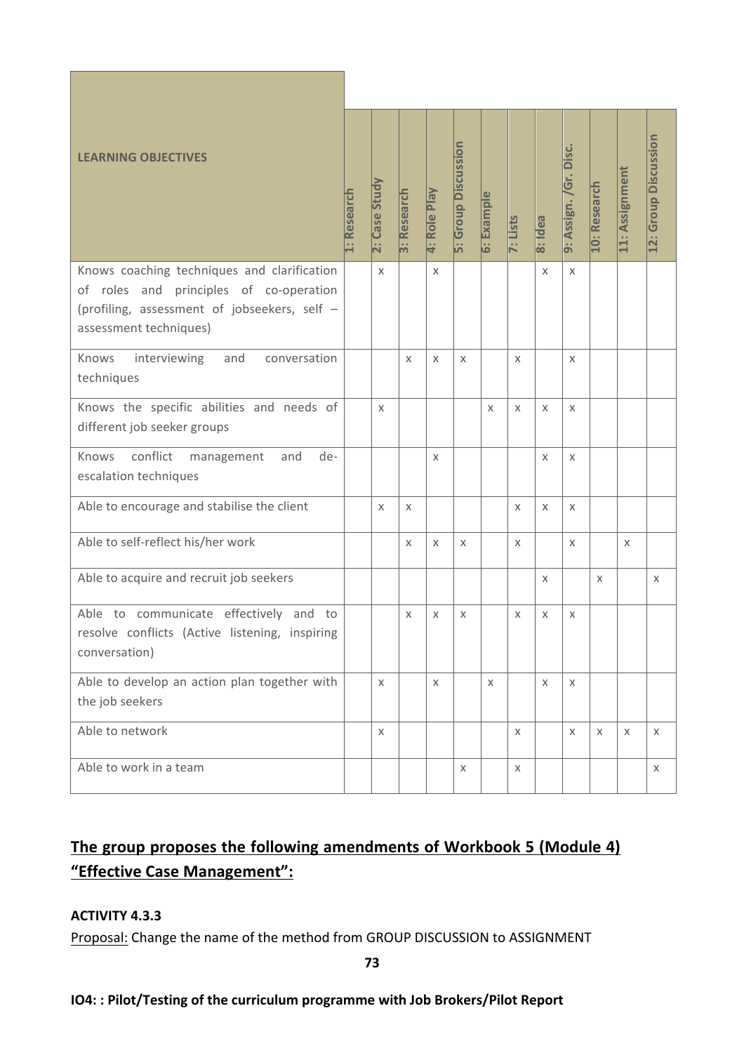| LEARNING OBJECTIVES | 1: Research | 2: Case Study | 3: Research | 4: Role Play | 5: Group Discussion | 6: Example | 7: Lists | 8: Idea | 9: Assign. /Gr. Disc. | 10: Research | 11: Assignment | 12: Group Discussion |
|---|---|---|---|---|---|---|---|---|---|---|---|---|
| Knows coaching techniques and clarification of roles and principles of co-operation (profiling, assessment of jobseekers, self – assessment techniques) | | x | | x | | | | x | x | | | |
| Knows interviewing and conversation techniques | | | x | x | x | | x | | x | | | |
| Knows the specific abilities and needs of different job seeker groups | | x | | | | x | x | x | x | | | |
| Knows conflict management and de-escalation techniques | | | | x | | | | x | x | | | |
| Able to encourage and stabilise the client | | x | x | | | | x | x | x | | | |
| Able to self-reflect his/her work | | | x | x | x | | x | | x | | x | |
| Able to acquire and recruit job seekers | | | | | | | | x | | x | | x |
| Able to communicate effectively and to resolve conflicts (Active listening, inspiring conversation) | | | x | x | x | | x | x | x | | | |
| Able to develop an action plan together with the job seekers | | x | | x | | x | | x | x | | | |
| Able to network | | x | | | | | x | | x | x | x | x |
| Able to work in a team | | | | | x | | x | | | | | x |

## The group proposes the following amendments of Workbook 5 (Module 4) "Effective Case Management":

**ACTIVITY 4.3.3**

Proposal: Change the name of the method from GROUP DISCUSSION to ASSIGNMENT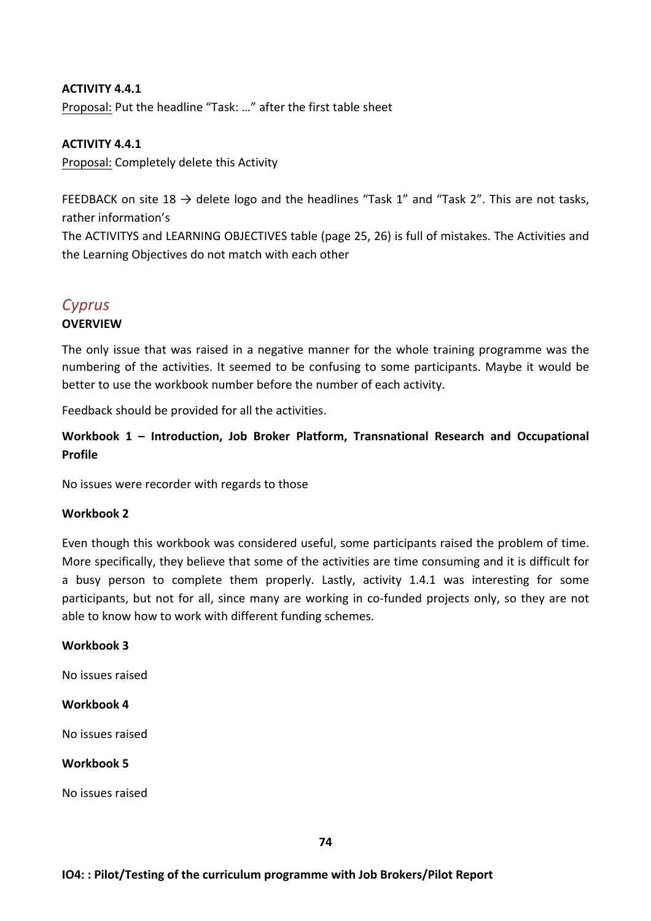**ACTIVITY 4.4.1**

Proposal: Put the headline “Task: …” after the first table sheet

**ACTIVITY 4.4.1**

Proposal: Completely delete this Activity

FEEDBACK on site 18 → delete logo and the headlines “Task 1” and “Task 2”. This are not tasks, rather information’s

The ACTIVITYS and LEARNING OBJECTIVES table (page 25, 26) is full of mistakes. The Activities and the Learning Objectives do not match with each other

## *Cyprus*

**OVERVIEW**

The only issue that was raised in a negative manner for the whole training programme was the numbering of the activities. It seemed to be confusing to some participants. Maybe it would be better to use the workbook number before the number of each activity.

Feedback should be provided for all the activities.

**Workbook 1 – Introduction, Job Broker Platform, Transnational Research and Occupational Profile**

No issues were recorder with regards to those

**Workbook 2**

Even though this workbook was considered useful, some participants raised the problem of time. More specifically, they believe that some of the activities are time consuming and it is difficult for a busy person to complete them properly. Lastly, activity 1.4.1 was interesting for some participants, but not for all, since many are working in co-funded projects only, so they are not able to know how to work with different funding schemes.

**Workbook 3**

No issues raised

**Workbook 4**

No issues raised

**Workbook 5**

No issues raised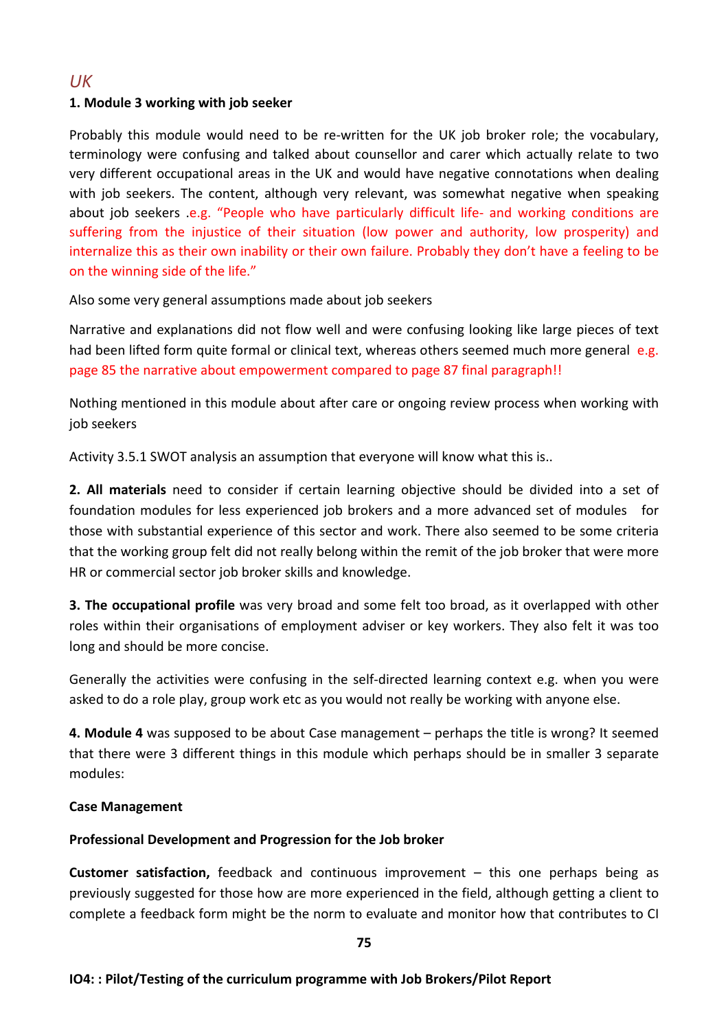## *UK*

**1. Module 3 working with job seeker**

Probably this module would need to be re-written for the UK job broker role; the vocabulary, terminology were confusing and talked about counsellor and carer which actually relate to two very different occupational areas in the UK and would have negative connotations when dealing with job seekers. The content, although very relevant, was somewhat negative when speaking about job seekers .e.g. "People who have particularly difficult life- and working conditions are suffering from the injustice of their situation (low power and authority, low prosperity) and internalize this as their own inability or their own failure. Probably they don't have a feeling to be on the winning side of the life."

Also some very general assumptions made about job seekers

Narrative and explanations did not flow well and were confusing looking like large pieces of text had been lifted form quite formal or clinical text, whereas others seemed much more general e.g. page 85 the narrative about empowerment compared to page 87 final paragraph!!

Nothing mentioned in this module about after care or ongoing review process when working with job seekers

Activity 3.5.1 SWOT analysis an assumption that everyone will know what this is..

**2. All materials** need to consider if certain learning objective should be divided into a set of foundation modules for less experienced job brokers and a more advanced set of modules for those with substantial experience of this sector and work. There also seemed to be some criteria that the working group felt did not really belong within the remit of the job broker that were more HR or commercial sector job broker skills and knowledge.

**3. The occupational profile** was very broad and some felt too broad, as it overlapped with other roles within their organisations of employment adviser or key workers. They also felt it was too long and should be more concise.

Generally the activities were confusing in the self-directed learning context e.g. when you were asked to do a role play, group work etc as you would not really be working with anyone else.

**4. Module 4** was supposed to be about Case management – perhaps the title is wrong? It seemed that there were 3 different things in this module which perhaps should be in smaller 3 separate modules:

**Case Management**

**Professional Development and Progression for the Job broker**

**Customer satisfaction,** feedback and continuous improvement – this one perhaps being as previously suggested for those how are more experienced in the field, although getting a client to complete a feedback form might be the norm to evaluate and monitor how that contributes to CI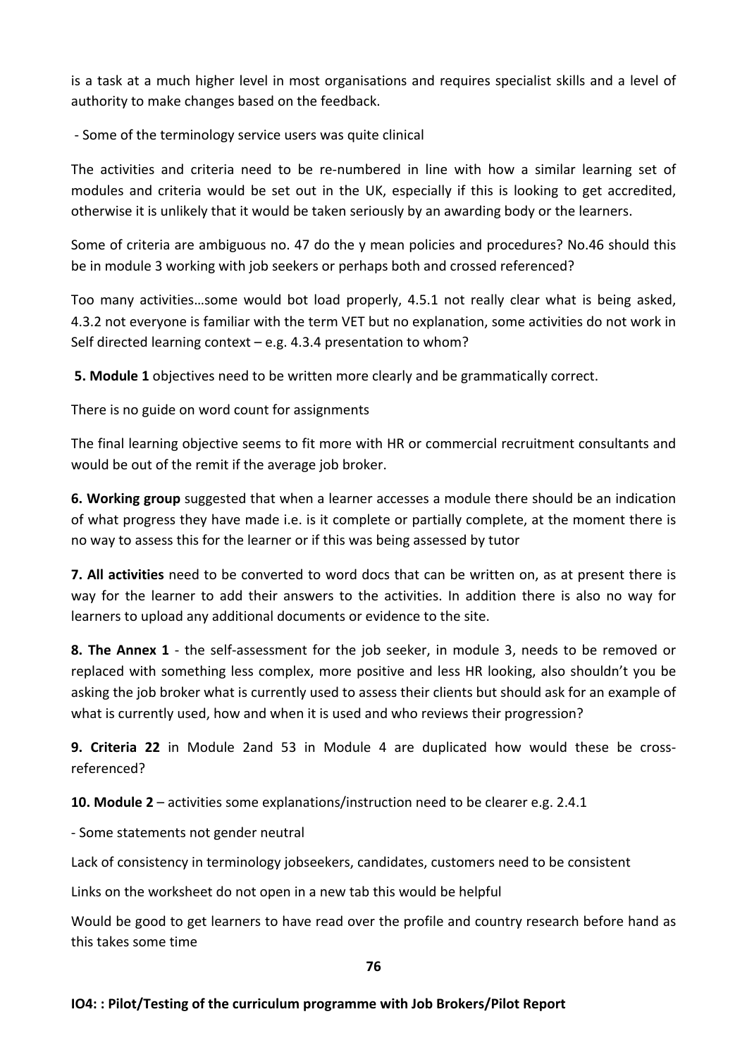is a task at a much higher level in most organisations and requires specialist skills and a level of authority to make changes based on the feedback.

- Some of the terminology service users was quite clinical

The activities and criteria need to be re-numbered in line with how a similar learning set of modules and criteria would be set out in the UK, especially if this is looking to get accredited, otherwise it is unlikely that it would be taken seriously by an awarding body or the learners.

Some of criteria are ambiguous no. 47 do the y mean policies and procedures? No.46 should this be in module 3 working with job seekers or perhaps both and crossed referenced?

Too many activities…some would bot load properly, 4.5.1 not really clear what is being asked, 4.3.2 not everyone is familiar with the term VET but no explanation, some activities do not work in Self directed learning context – e.g. 4.3.4 presentation to whom?

**5. Module 1** objectives need to be written more clearly and be grammatically correct.

There is no guide on word count for assignments

The final learning objective seems to fit more with HR or commercial recruitment consultants and would be out of the remit if the average job broker.

**6. Working group** suggested that when a learner accesses a module there should be an indication of what progress they have made i.e. is it complete or partially complete, at the moment there is no way to assess this for the learner or if this was being assessed by tutor

**7. All activities** need to be converted to word docs that can be written on, as at present there is way for the learner to add their answers to the activities. In addition there is also no way for learners to upload any additional documents or evidence to the site.

**8. The Annex 1** - the self-assessment for the job seeker, in module 3, needs to be removed or replaced with something less complex, more positive and less HR looking, also shouldn't you be asking the job broker what is currently used to assess their clients but should ask for an example of what is currently used, how and when it is used and who reviews their progression?

**9. Criteria 22** in Module 2and 53 in Module 4 are duplicated how would these be cross-referenced?

**10. Module 2** – activities some explanations/instruction need to be clearer e.g. 2.4.1

- Some statements not gender neutral

Lack of consistency in terminology jobseekers, candidates, customers need to be consistent

Links on the worksheet do not open in a new tab this would be helpful

Would be good to get learners to have read over the profile and country research before hand as this takes some time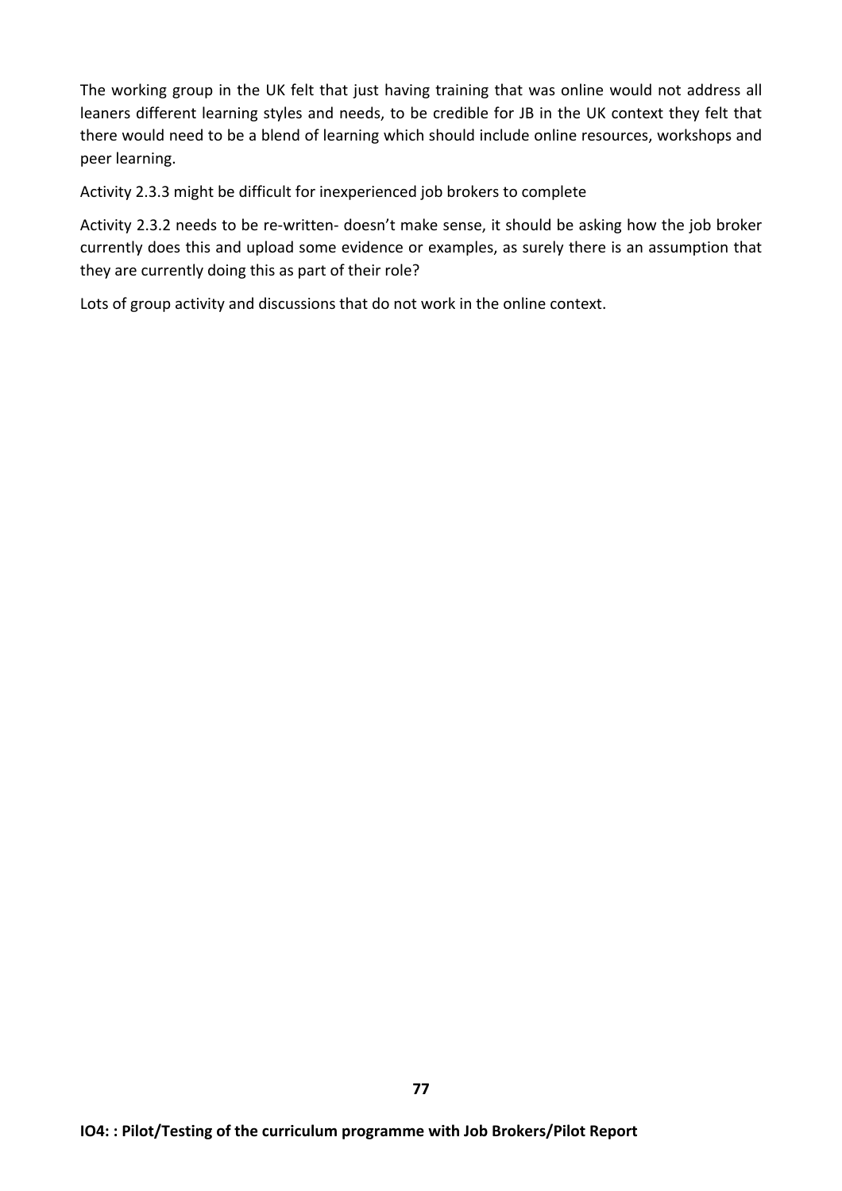The working group in the UK felt that just having training that was online would not address all leaners different learning styles and needs, to be credible for JB in the UK context they felt that there would need to be a blend of learning which should include online resources, workshops and peer learning.

Activity 2.3.3 might be difficult for inexperienced job brokers to complete

Activity 2.3.2 needs to be re-written- doesn't make sense, it should be asking how the job broker currently does this and upload some evidence or examples, as surely there is an assumption that they are currently doing this as part of their role?

Lots of group activity and discussions that do not work in the online context.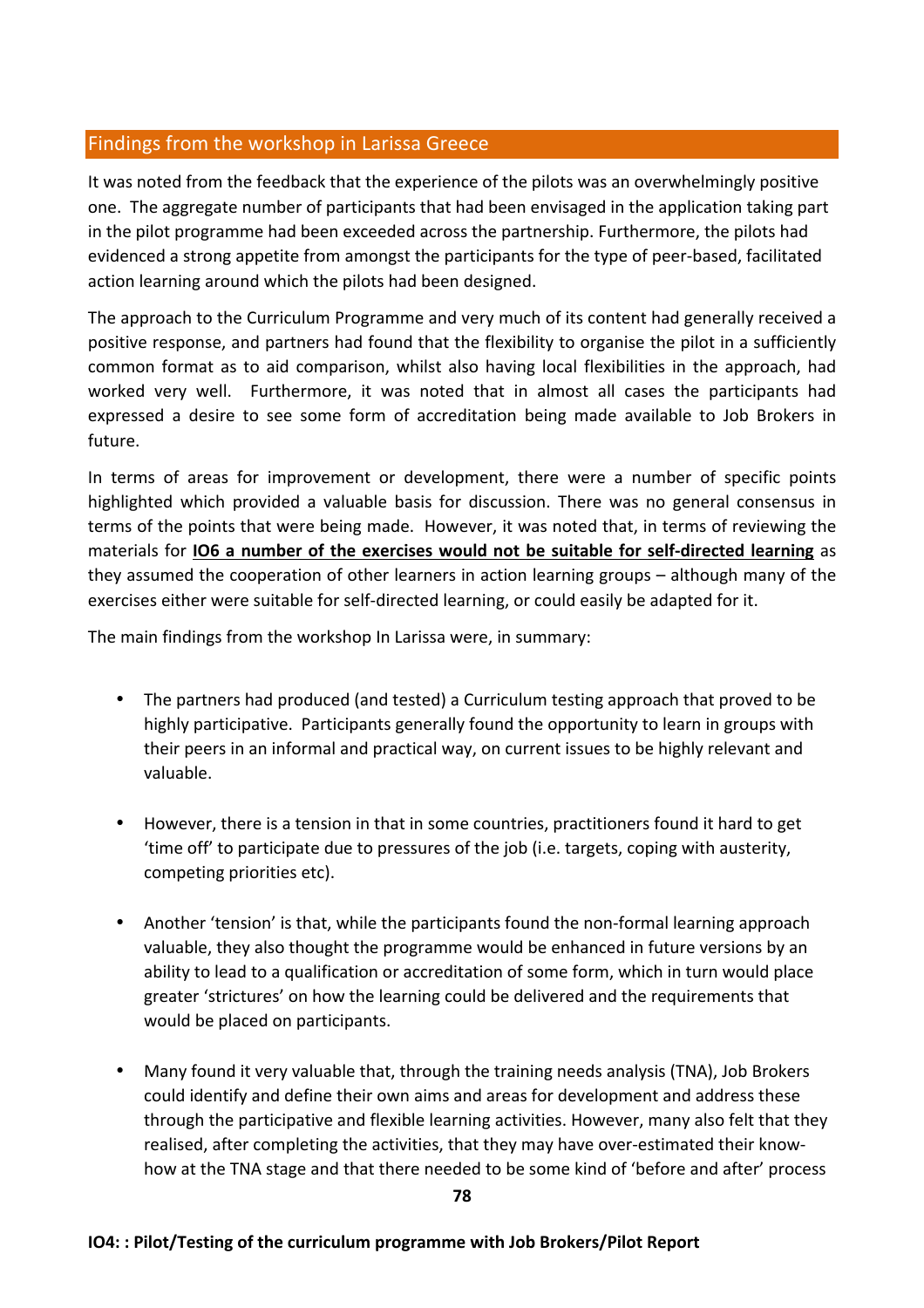## Findings from the workshop in Larissa Greece

It was noted from the feedback that the experience of the pilots was an overwhelmingly positive one. The aggregate number of participants that had been envisaged in the application taking part in the pilot programme had been exceeded across the partnership. Furthermore, the pilots had evidenced a strong appetite from amongst the participants for the type of peer-based, facilitated action learning around which the pilots had been designed.

The approach to the Curriculum Programme and very much of its content had generally received a positive response, and partners had found that the flexibility to organise the pilot in a sufficiently common format as to aid comparison, whilst also having local flexibilities in the approach, had worked very well. Furthermore, it was noted that in almost all cases the participants had expressed a desire to see some form of accreditation being made available to Job Brokers in future.

In terms of areas for improvement or development, there were a number of specific points highlighted which provided a valuable basis for discussion. There was no general consensus in terms of the points that were being made. However, it was noted that, in terms of reviewing the materials for **IO6 a number of the exercises would not be suitable for self-directed learning** as they assumed the cooperation of other learners in action learning groups – although many of the exercises either were suitable for self-directed learning, or could easily be adapted for it.

The main findings from the workshop In Larissa were, in summary:

- The partners had produced (and tested) a Curriculum testing approach that proved to be highly participative. Participants generally found the opportunity to learn in groups with their peers in an informal and practical way, on current issues to be highly relevant and valuable.
- However, there is a tension in that in some countries, practitioners found it hard to get 'time off' to participate due to pressures of the job (i.e. targets, coping with austerity, competing priorities etc).
- Another 'tension' is that, while the participants found the non-formal learning approach valuable, they also thought the programme would be enhanced in future versions by an ability to lead to a qualification or accreditation of some form, which in turn would place greater 'strictures' on how the learning could be delivered and the requirements that would be placed on participants.
- Many found it very valuable that, through the training needs analysis (TNA), Job Brokers could identify and define their own aims and areas for development and address these through the participative and flexible learning activities. However, many also felt that they realised, after completing the activities, that they may have over-estimated their know-how at the TNA stage and that there needed to be some kind of 'before and after' process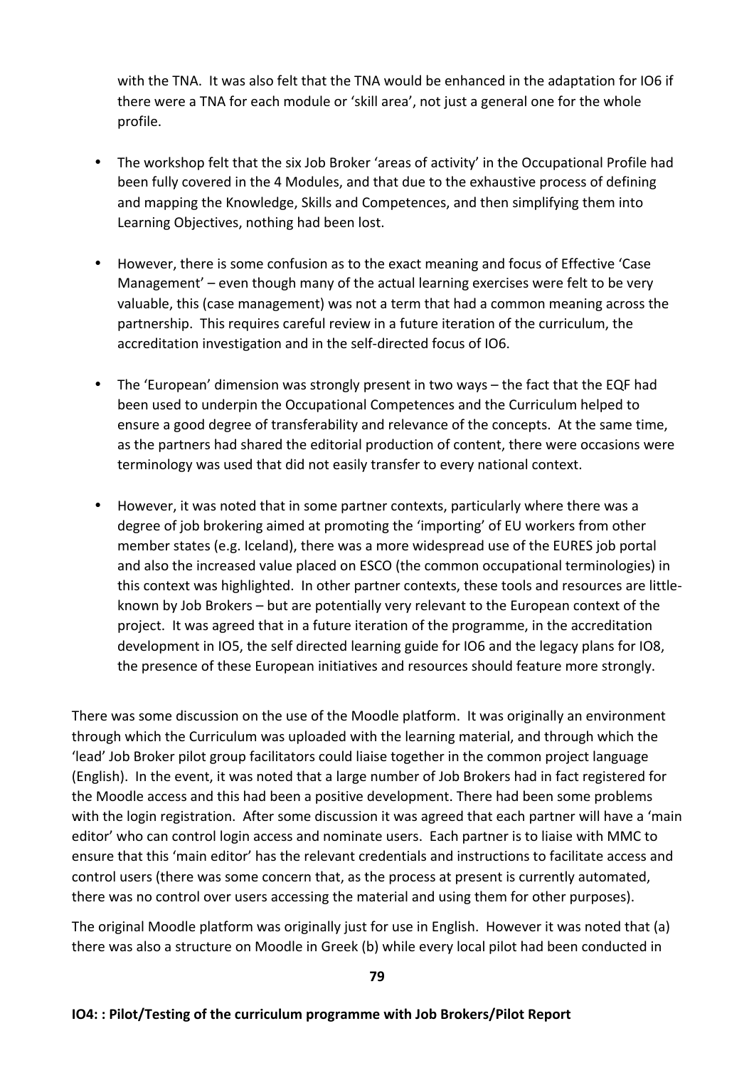with the TNA. It was also felt that the TNA would be enhanced in the adaptation for IO6 if there were a TNA for each module or 'skill area', not just a general one for the whole profile.

- The workshop felt that the six Job Broker 'areas of activity' in the Occupational Profile had been fully covered in the 4 Modules, and that due to the exhaustive process of defining and mapping the Knowledge, Skills and Competences, and then simplifying them into Learning Objectives, nothing had been lost.

- However, there is some confusion as to the exact meaning and focus of Effective 'Case Management' – even though many of the actual learning exercises were felt to be very valuable, this (case management) was not a term that had a common meaning across the partnership. This requires careful review in a future iteration of the curriculum, the accreditation investigation and in the self-directed focus of IO6.

- The 'European' dimension was strongly present in two ways – the fact that the EQF had been used to underpin the Occupational Competences and the Curriculum helped to ensure a good degree of transferability and relevance of the concepts. At the same time, as the partners had shared the editorial production of content, there were occasions were terminology was used that did not easily transfer to every national context.

- However, it was noted that in some partner contexts, particularly where there was a degree of job brokering aimed at promoting the 'importing' of EU workers from other member states (e.g. Iceland), there was a more widespread use of the EURES job portal and also the increased value placed on ESCO (the common occupational terminologies) in this context was highlighted. In other partner contexts, these tools and resources are little-known by Job Brokers – but are potentially very relevant to the European context of the project. It was agreed that in a future iteration of the programme, in the accreditation development in IO5, the self directed learning guide for IO6 and the legacy plans for IO8, the presence of these European initiatives and resources should feature more strongly.

There was some discussion on the use of the Moodle platform. It was originally an environment through which the Curriculum was uploaded with the learning material, and through which the 'lead' Job Broker pilot group facilitators could liaise together in the common project language (English). In the event, it was noted that a large number of Job Brokers had in fact registered for the Moodle access and this had been a positive development. There had been some problems with the login registration. After some discussion it was agreed that each partner will have a 'main editor' who can control login access and nominate users. Each partner is to liaise with MMC to ensure that this 'main editor' has the relevant credentials and instructions to facilitate access and control users (there was some concern that, as the process at present is currently automated, there was no control over users accessing the material and using them for other purposes).

The original Moodle platform was originally just for use in English. However it was noted that (a) there was also a structure on Moodle in Greek (b) while every local pilot had been conducted in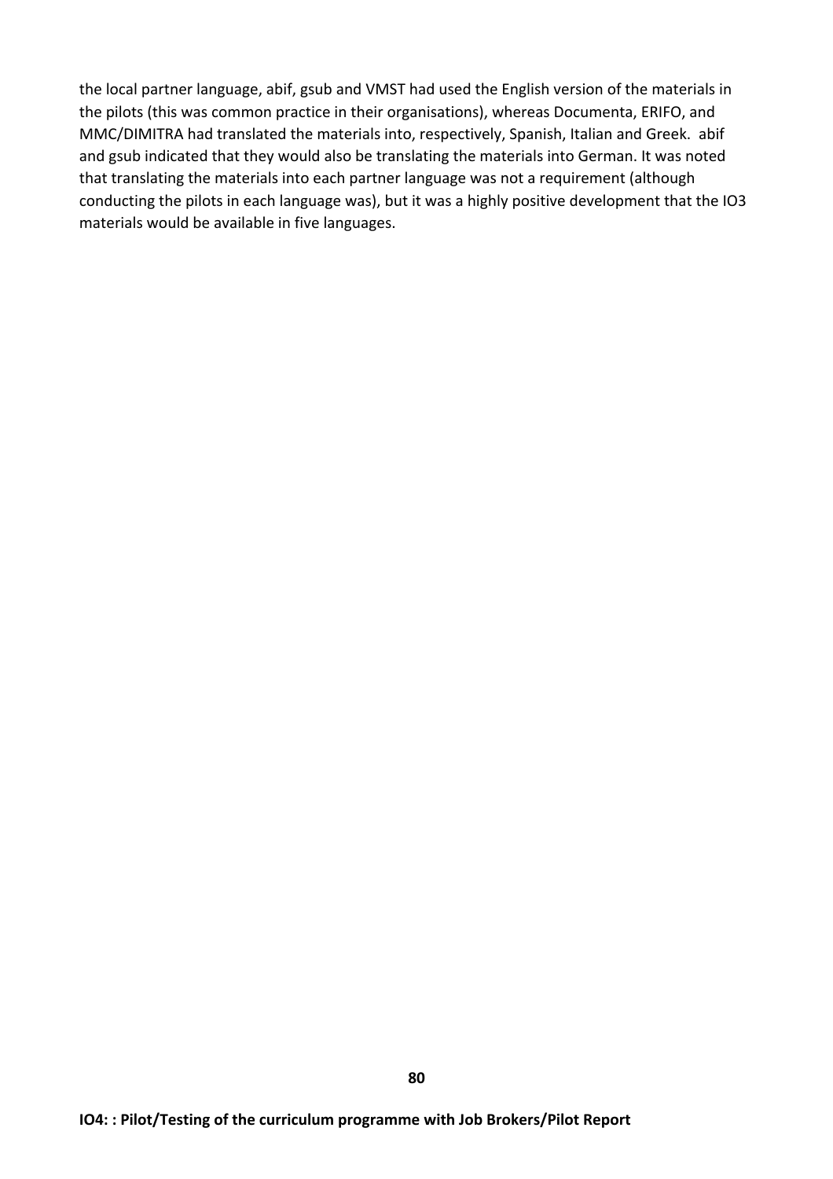the local partner language, abif, gsub and VMST had used the English version of the materials in the pilots (this was common practice in their organisations), whereas Documenta, ERIFO, and MMC/DIMITRA had translated the materials into, respectively, Spanish, Italian and Greek. abif and gsub indicated that they would also be translating the materials into German. It was noted that translating the materials into each partner language was not a requirement (although conducting the pilots in each language was), but it was a highly positive development that the IO3 materials would be available in five languages.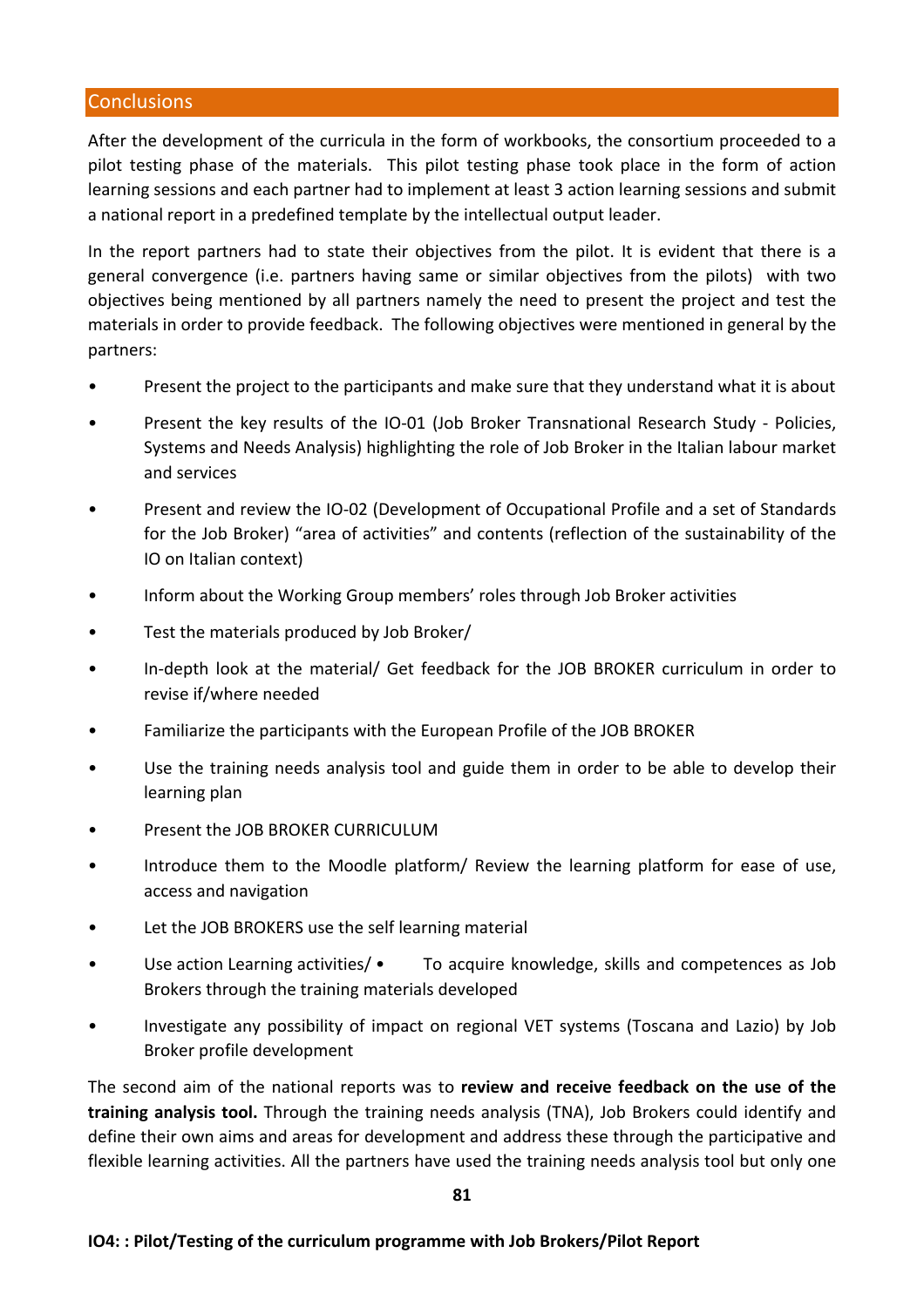## Conclusions

After the development of the curricula in the form of workbooks, the consortium proceeded to a pilot testing phase of the materials. This pilot testing phase took place in the form of action learning sessions and each partner had to implement at least 3 action learning sessions and submit a national report in a predefined template by the intellectual output leader.

In the report partners had to state their objectives from the pilot. It is evident that there is a general convergence (i.e. partners having same or similar objectives from the pilots) with two objectives being mentioned by all partners namely the need to present the project and test the materials in order to provide feedback. The following objectives were mentioned in general by the partners:

- Present the project to the participants and make sure that they understand what it is about
- Present the key results of the IO-01 (Job Broker Transnational Research Study - Policies, Systems and Needs Analysis) highlighting the role of Job Broker in the Italian labour market and services
- Present and review the IO-02 (Development of Occupational Profile and a set of Standards for the Job Broker) "area of activities" and contents (reflection of the sustainability of the IO on Italian context)
- Inform about the Working Group members' roles through Job Broker activities
- Test the materials produced by Job Broker/
- In-depth look at the material/ Get feedback for the JOB BROKER curriculum in order to revise if/where needed
- Familiarize the participants with the European Profile of the JOB BROKER
- Use the training needs analysis tool and guide them in order to be able to develop their learning plan
- Present the JOB BROKER CURRICULUM
- Introduce them to the Moodle platform/ Review the learning platform for ease of use, access and navigation
- Let the JOB BROKERS use the self learning material
- Use action Learning activities/ • To acquire knowledge, skills and competences as Job Brokers through the training materials developed
- Investigate any possibility of impact on regional VET systems (Toscana and Lazio) by Job Broker profile development

The second aim of the national reports was to **review and receive feedback on the use of the training analysis tool.** Through the training needs analysis (TNA), Job Brokers could identify and define their own aims and areas for development and address these through the participative and flexible learning activities. All the partners have used the training needs analysis tool but only one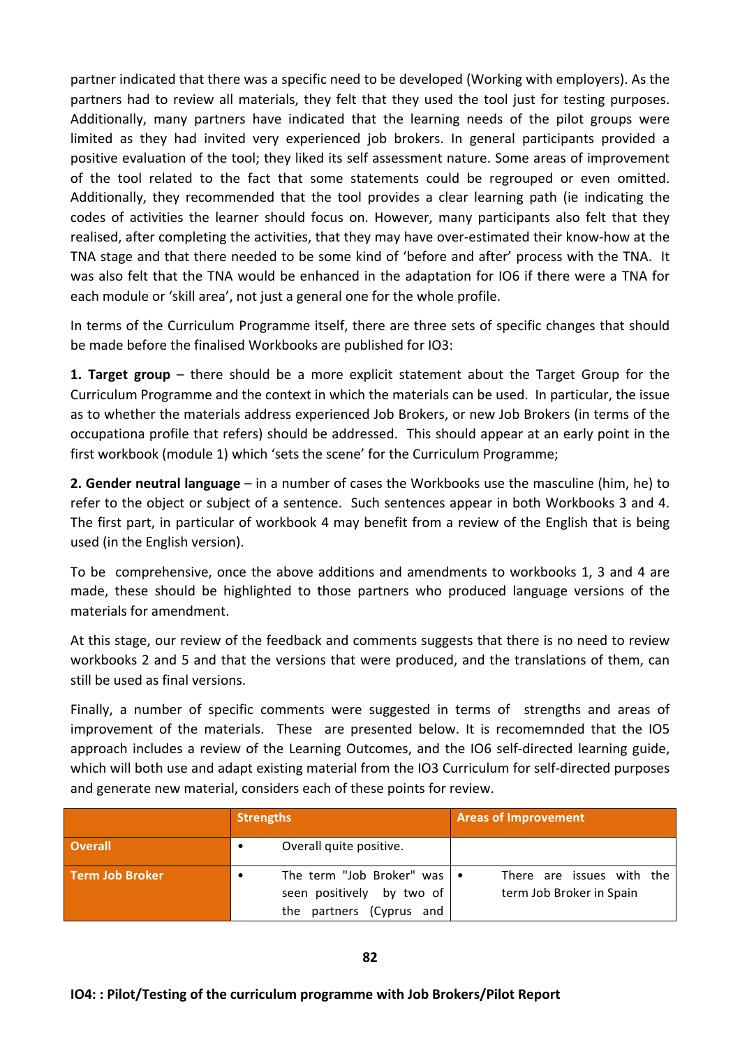partner indicated that there was a specific need to be developed (Working with employers). As the partners had to review all materials, they felt that they used the tool just for testing purposes. Additionally, many partners have indicated that the learning needs of the pilot groups were limited as they had invited very experienced job brokers. In general participants provided a positive evaluation of the tool; they liked its self assessment nature. Some areas of improvement of the tool related to the fact that some statements could be regrouped or even omitted. Additionally, they recommended that the tool provides a clear learning path (ie indicating the codes of activities the learner should focus on. However, many participants also felt that they realised, after completing the activities, that they may have over-estimated their know-how at the TNA stage and that there needed to be some kind of 'before and after' process with the TNA. It was also felt that the TNA would be enhanced in the adaptation for IO6 if there were a TNA for each module or 'skill area', not just a general one for the whole profile.

In terms of the Curriculum Programme itself, there are three sets of specific changes that should be made before the finalised Workbooks are published for IO3:

**1. Target group** – there should be a more explicit statement about the Target Group for the Curriculum Programme and the context in which the materials can be used. In particular, the issue as to whether the materials address experienced Job Brokers, or new Job Brokers (in terms of the occupationa profile that refers) should be addressed. This should appear at an early point in the first workbook (module 1) which 'sets the scene' for the Curriculum Programme;

**2. Gender neutral language** – in a number of cases the Workbooks use the masculine (him, he) to refer to the object or subject of a sentence. Such sentences appear in both Workbooks 3 and 4. The first part, in particular of workbook 4 may benefit from a review of the English that is being used (in the English version).

To be comprehensive, once the above additions and amendments to workbooks 1, 3 and 4 are made, these should be highlighted to those partners who produced language versions of the materials for amendment.

At this stage, our review of the feedback and comments suggests that there is no need to review workbooks 2 and 5 and that the versions that were produced, and the translations of them, can still be used as final versions.

Finally, a number of specific comments were suggested in terms of strengths and areas of improvement of the materials. These are presented below. It is recomemnded that the IO5 approach includes a review of the Learning Outcomes, and the IO6 self-directed learning guide, which will both use and adapt existing material from the IO3 Curriculum for self-directed purposes and generate new material, considers each of these points for review.

| | Strengths | Areas of Improvement |
|---|---|---|
| **Overall** | • Overall quite positive. | |
| **Term Job Broker** | • The term "Job Broker" was seen positively by two of the partners (Cyprus and | • There are issues with the term Job Broker in Spain |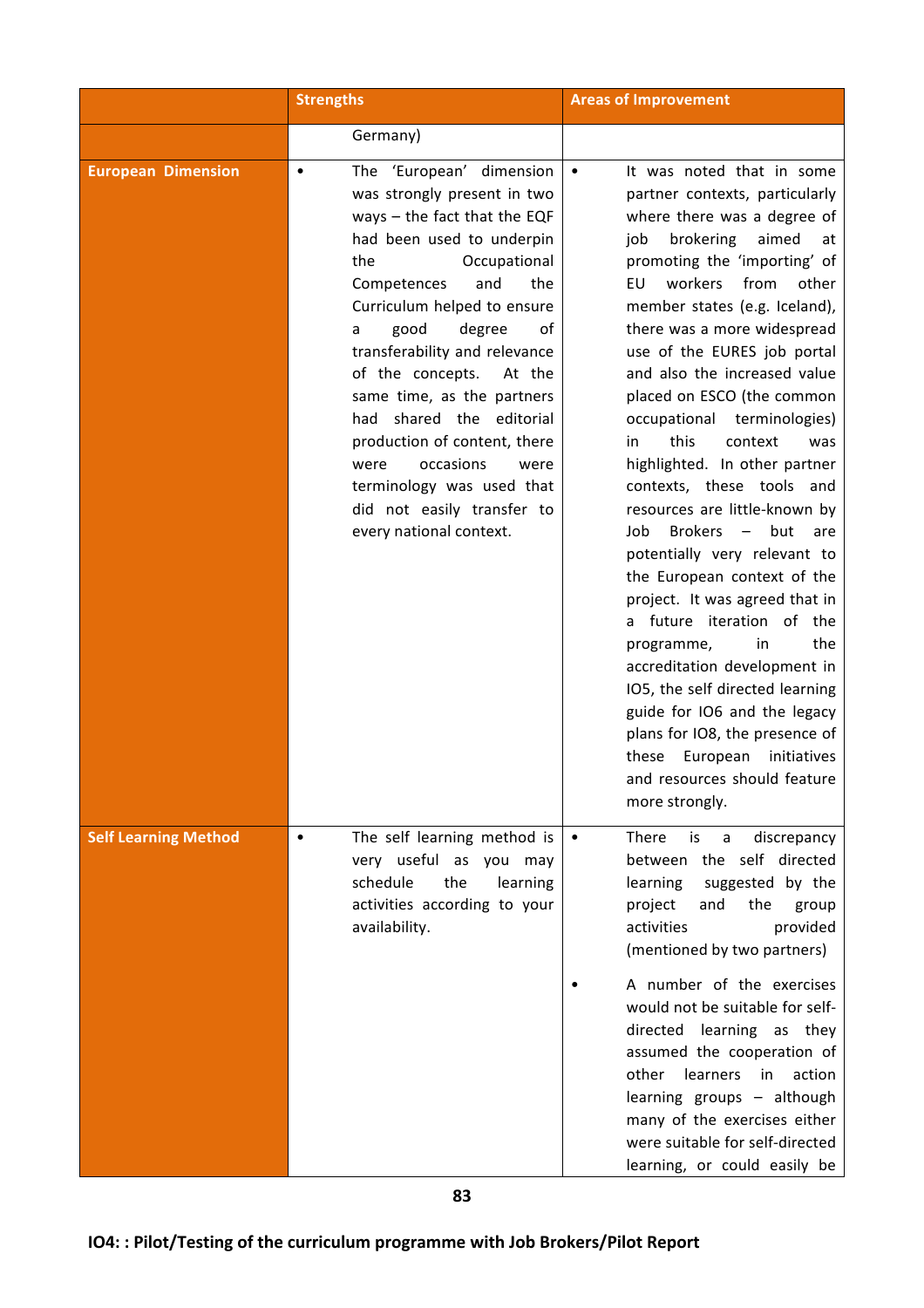| | Strengths | Areas of Improvement |
|---|---|---|
| | Germany) | |
| **European Dimension** | • The 'European' dimension was strongly present in two ways – the fact that the EQF had been used to underpin the Occupational Competences and the Curriculum helped to ensure a good degree of transferability and relevance of the concepts. At the same time, as the partners had shared the editorial production of content, there were occasions were terminology was used that did not easily transfer to every national context. | • It was noted that in some partner contexts, particularly where there was a degree of job brokering aimed at promoting the 'importing' of EU workers from other member states (e.g. Iceland), there was a more widespread use of the EURES job portal and also the increased value placed on ESCO (the common occupational terminologies) in this context was highlighted. In other partner contexts, these tools and resources are little-known by Job Brokers – but are potentially very relevant to the European context of the project. It was agreed that in a future iteration of the programme, in the accreditation development in IO5, the self directed learning guide for IO6 and the legacy plans for IO8, the presence of these European initiatives and resources should feature more strongly. |
| **Self Learning Method** | • The self learning method is very useful as you may schedule the learning activities according to your availability. | • There is a discrepancy between the self directed learning suggested by the project and the group activities provided (mentioned by two partners)<br><br>• A number of the exercises would not be suitable for self-directed learning as they assumed the cooperation of other learners in action learning groups – although many of the exercises either were suitable for self-directed learning, or could easily be |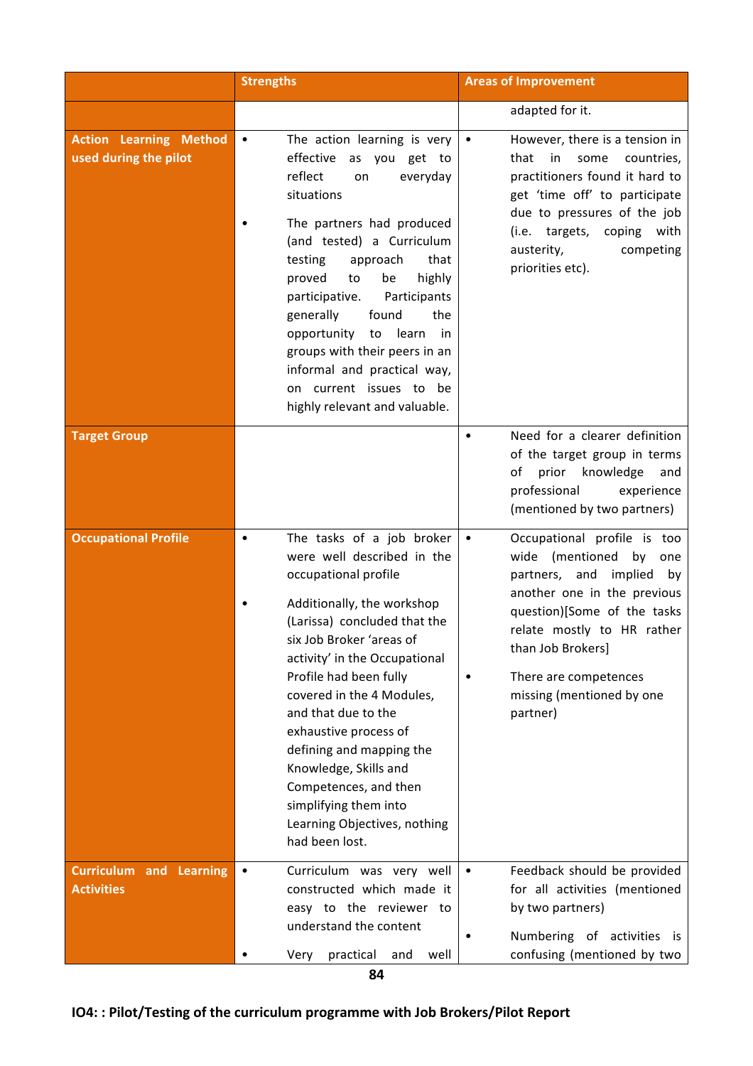| | Strengths | Areas of Improvement |
|---|---|---|
| | | adapted for it. |
| **Action Learning Method used during the pilot** | • The action learning is very effective as you get to reflect on everyday situations<br><br>• The partners had produced (and tested) a Curriculum testing approach that proved to be highly participative. Participants generally found the opportunity to learn in groups with their peers in an informal and practical way, on current issues to be highly relevant and valuable. | • However, there is a tension in that in some countries, practitioners found it hard to get 'time off' to participate due to pressures of the job (i.e. targets, coping with austerity, competing priorities etc). |
| **Target Group** | | • Need for a clearer definition of the target group in terms of prior knowledge and professional experience (mentioned by two partners) |
| **Occupational Profile** | • The tasks of a job broker were well described in the occupational profile<br><br>• Additionally, the workshop (Larissa) concluded that the six Job Broker 'areas of activity' in the Occupational Profile had been fully covered in the 4 Modules, and that due to the exhaustive process of defining and mapping the Knowledge, Skills and Competences, and then simplifying them into Learning Objectives, nothing had been lost. | • Occupational profile is too wide (mentioned by one partners, and implied by another one in the previous question)[Some of the tasks relate mostly to HR rather than Job Brokers]<br><br>• There are competences missing (mentioned by one partner) |
| **Curriculum and Learning Activities** | • Curriculum was very well constructed which made it easy to the reviewer to understand the content<br><br>• Very practical and well | • Feedback should be provided for all activities (mentioned by two partners)<br><br>• Numbering of activities is confusing (mentioned by two |

IO4: : Pilot/Testing of the curriculum programme with Job Brokers/Pilot Report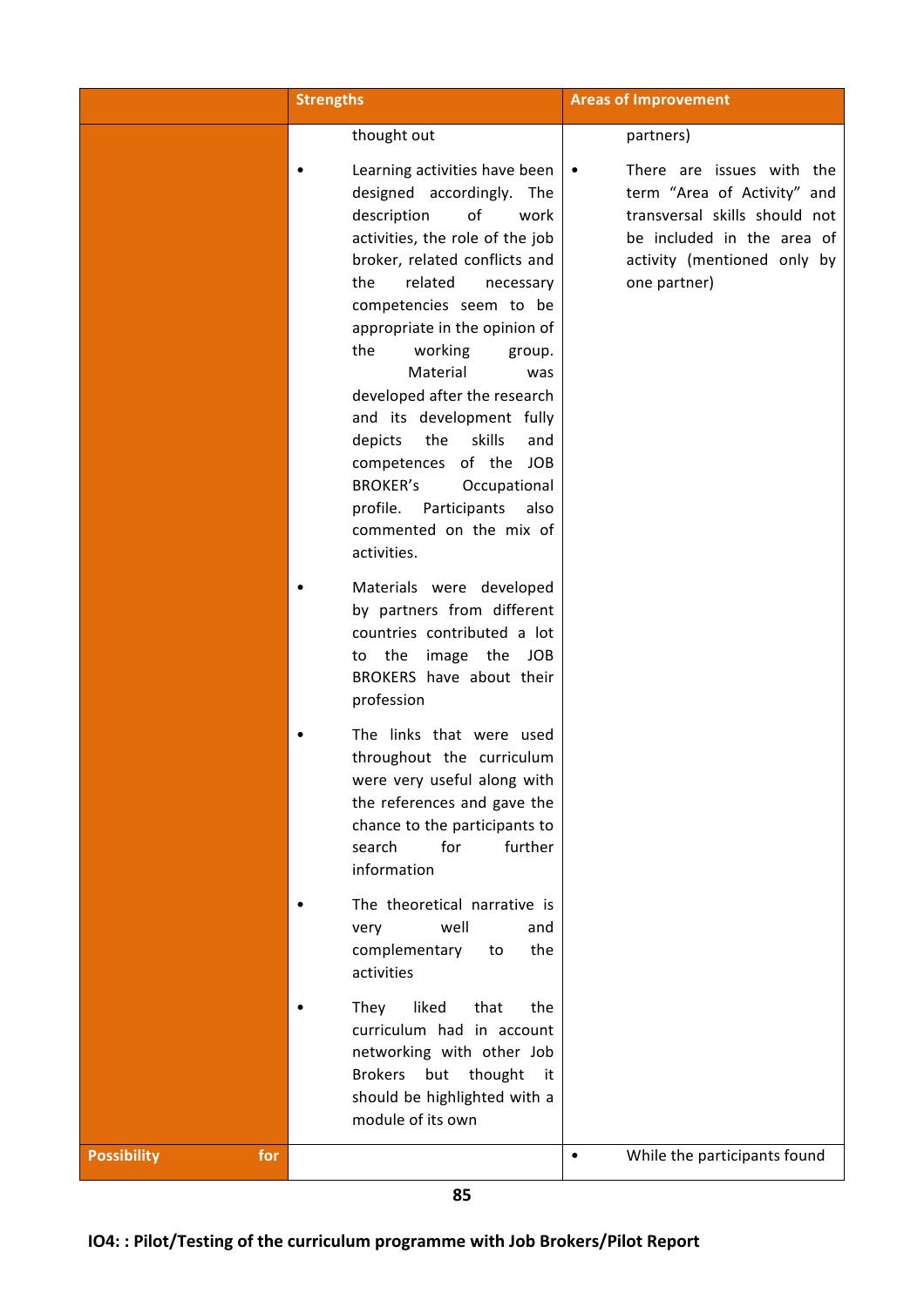| | Strengths | Areas of Improvement |
|---|---|---|
| | thought out<br>• Learning activities have been designed accordingly. The description of work activities, the role of the job broker, related conflicts and the related necessary competencies seem to be appropriate in the opinion of the working group. Material was developed after the research and its development fully depicts the skills and competences of the JOB BROKER's Occupational profile. Participants also commented on the mix of activities.<br>• Materials were developed by partners from different countries contributed a lot to the image the JOB BROKERS have about their profession<br>• The links that were used throughout the curriculum were very useful along with the references and gave the chance to the participants to search for further information<br>• The theoretical narrative is very well and complementary to the activities<br>• They liked that the curriculum had in account networking with other Job Brokers but thought it should be highlighted with a module of its own | partners)<br>• There are issues with the term "Area of Activity" and transversal skills should not be included in the area of activity (mentioned only by one partner) |
| **Possibility for** | | • While the participants found |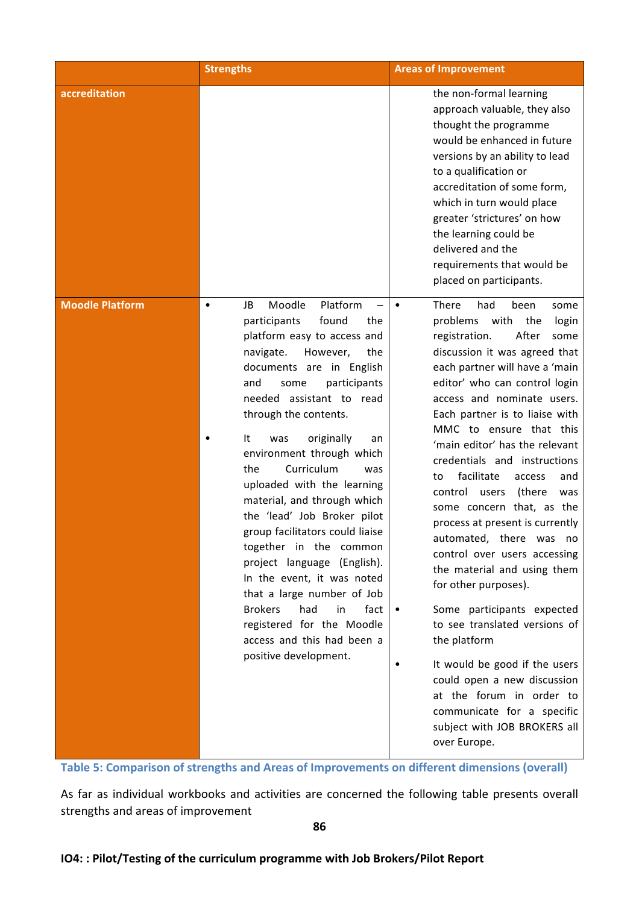| | Strengths | Areas of Improvement |
|---|---|---|
| accreditation | | the non-formal learning approach valuable, they also thought the programme would be enhanced in future versions by an ability to lead to a qualification or accreditation of some form, which in turn would place greater 'strictures' on how the learning could be delivered and the requirements that would be placed on participants. |
| Moodle Platform | • JB Moodle Platform – participants found the platform easy to access and navigate. However, the documents are in English and some participants needed assistant to read through the contents.<br><br>• It was originally an environment through which the Curriculum was uploaded with the learning material, and through which the 'lead' Job Broker pilot group facilitators could liaise together in the common project language (English). In the event, it was noted that a large number of Job Brokers had in fact registered for the Moodle access and this had been a positive development. | • There had been some problems with the login registration. After some discussion it was agreed that each partner will have a 'main editor' who can control login access and nominate users. Each partner is to liaise with MMC to ensure that this 'main editor' has the relevant credentials and instructions to facilitate access and control users (there was some concern that, as the process at present is currently automated, there was no control over users accessing the material and using them for other purposes).<br><br>• Some participants expected to see translated versions of the platform<br><br>• It would be good if the users could open a new discussion at the forum in order to communicate for a specific subject with JOB BROKERS all over Europe. |

Table 5: Comparison of strengths and Areas of Improvements on different dimensions (overall)

As far as individual workbooks and activities are concerned the following table presents overall strengths and areas of improvement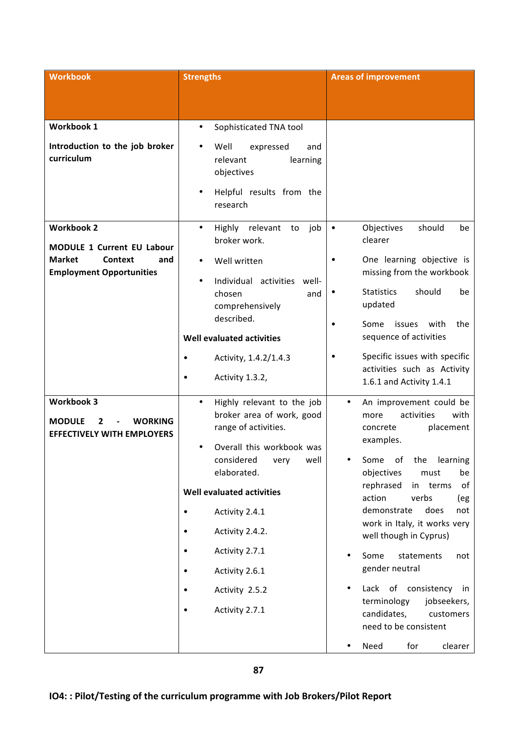| Workbook | Strengths | Areas of improvement |
|---|---|---|
| **Workbook 1**<br><br>**Introduction to the job broker curriculum** | • Sophisticated TNA tool<br>• Well expressed and relevant learning objectives<br>• Helpful results from the research | |
| **Workbook 2**<br><br>**MODULE 1 Current EU Labour Market Context and Employment Opportunities** | • Highly relevant to job broker work.<br>• Well written<br>• Individual activities well-chosen and comprehensively described.<br><br>**Well evaluated activities**<br>• Activity, 1.4.2/1.4.3<br>• Activity 1.3.2, | • Objectives should be clearer<br>• One learning objective is missing from the workbook<br>• Statistics should be updated<br>• Some issues with the sequence of activities<br>• Specific issues with specific activities such as Activity 1.6.1 and Activity 1.4.1 |
| **Workbook 3**<br><br>**MODULE 2 - WORKING EFFECTIVELY WITH EMPLOYERS** | • Highly relevant to the job broker area of work, good range of activities.<br>• Overall this workbook was considered very well elaborated.<br><br>**Well evaluated activities**<br>• Activity 2.4.1<br>• Activity 2.4.2.<br>• Activity 2.7.1<br>• Activity 2.6.1<br>• Activity 2.5.2<br>• Activity 2.7.1 | • An improvement could be more activities with concrete placement examples.<br>• Some of the learning objectives must be rephrased in terms of action verbs (eg demonstrate does not work in Italy, it works very well though in Cyprus)<br>• Some statements not gender neutral<br>• Lack of consistency in terminology jobseekers, candidates, customers need to be consistent<br>• Need for clearer |

IO4: : Pilot/Testing of the curriculum programme with Job Brokers/Pilot Report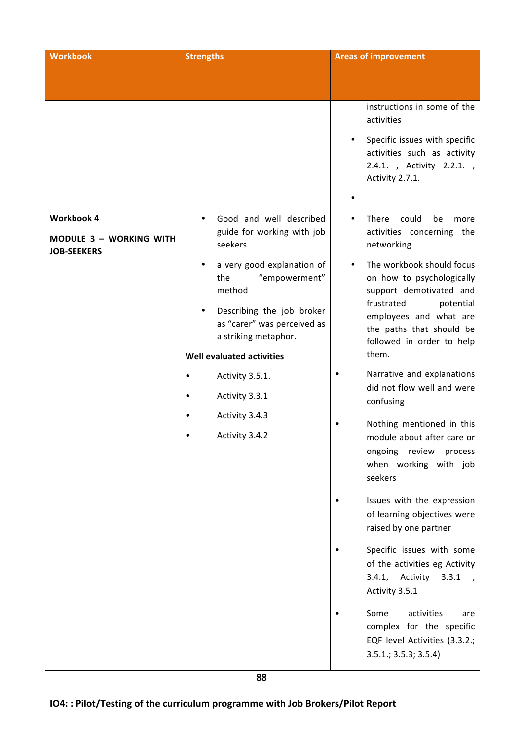| Workbook | Strengths | Areas of improvement |
|---|---|---|
| | | instructions in some of the activities<br>• Specific issues with specific activities such as activity 2.4.1. , Activity 2.2.1. , Activity 2.7.1.<br>• |
| **Workbook 4**<br><br>**MODULE 3 – WORKING WITH JOB-SEEKERS** | • Good and well described guide for working with job seekers.<br>• a very good explanation of the "empowerment" method<br>• Describing the job broker as "carer" was perceived as a striking metaphor.<br><br>**Well evaluated activities**<br>• Activity 3.5.1.<br>• Activity 3.3.1<br>• Activity 3.4.3<br>• Activity 3.4.2 | • There could be more activities concerning the networking<br>• The workbook should focus on how to psychologically support demotivated and frustrated potential employees and what are the paths that should be followed in order to help them.<br>• Narrative and explanations did not flow well and were confusing<br>• Nothing mentioned in this module about after care or ongoing review process when working with job seekers<br>• Issues with the expression of learning objectives were raised by one partner<br>• Specific issues with some of the activities eg Activity 3.4.1, Activity 3.3.1 , Activity 3.5.1<br>• Some activities are complex for the specific EQF level Activities (3.3.2.; 3.5.1.; 3.5.3; 3.5.4) |

**IO4: : Pilot/Testing of the curriculum programme with Job Brokers/Pilot Report**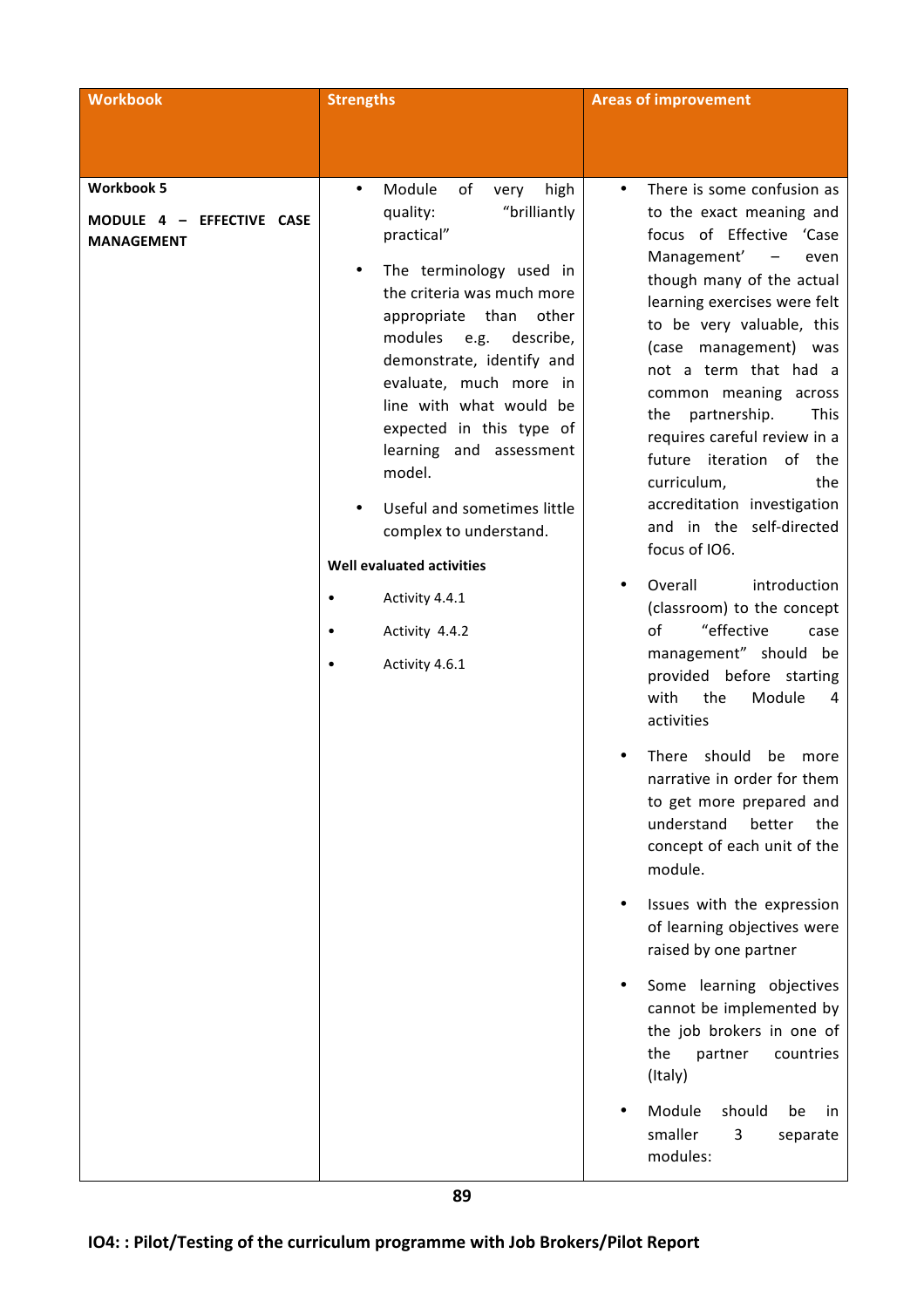| Workbook | Strengths | Areas of improvement |
|---|---|---|
| **Workbook 5**<br><br>**MODULE 4 – EFFECTIVE CASE MANAGEMENT** | • Module of very high quality: "brilliantly practical"<br><br>• The terminology used in the criteria was much more appropriate than other modules e.g. describe, demonstrate, identify and evaluate, much more in line with what would be expected in this type of learning and assessment model.<br><br>• Useful and sometimes little complex to understand.<br><br>**Well evaluated activities**<br><br>• Activity 4.4.1<br><br>• Activity 4.4.2<br><br>• Activity 4.6.1 | • There is some confusion as to the exact meaning and focus of Effective 'Case Management' – even though many of the actual learning exercises were felt to be very valuable, this (case management) was not a term that had a common meaning across the partnership. This requires careful review in a future iteration of the curriculum, the accreditation investigation and in the self-directed focus of IO6.<br><br>• Overall introduction (classroom) to the concept of "effective case management" should be provided before starting with the Module 4 activities<br><br>• There should be more narrative in order for them to get more prepared and understand better the concept of each unit of the module.<br><br>• Issues with the expression of learning objectives were raised by one partner<br><br>• Some learning objectives cannot be implemented by the job brokers in one of the partner countries (Italy)<br><br>• Module should be in smaller 3 separate modules: |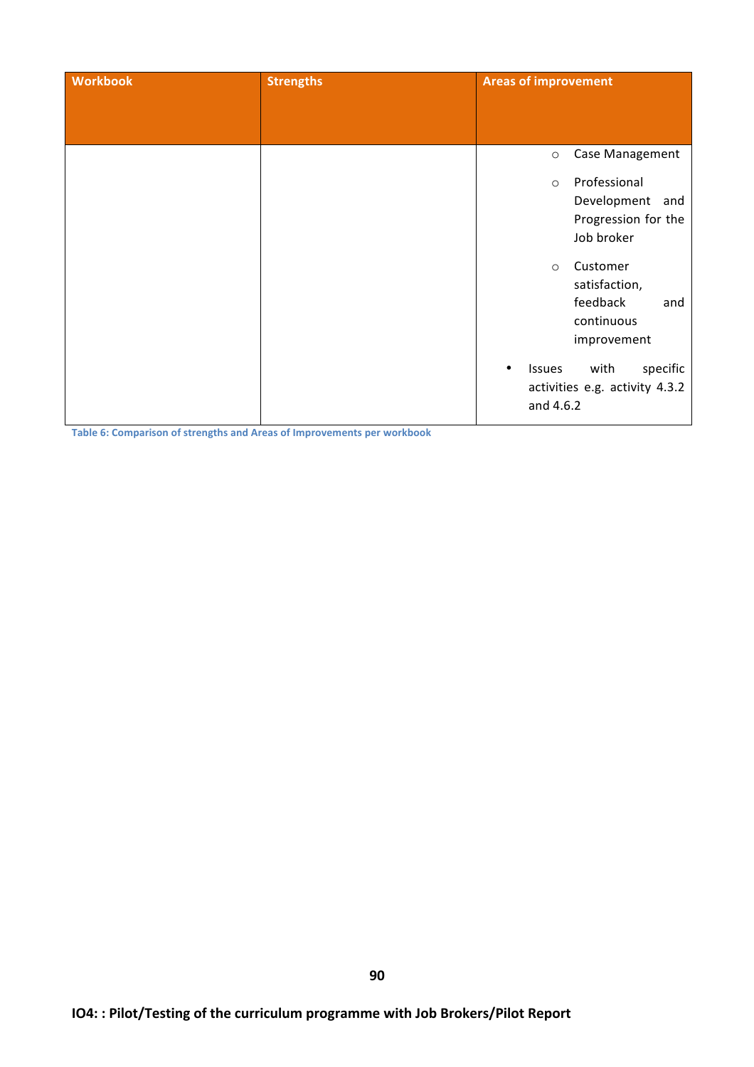| Workbook | Strengths | Areas of improvement |
| --- | --- | --- |
| | | ○ Case Management<br>○ Professional Development and Progression for the Job broker<br>○ Customer satisfaction, feedback and continuous improvement<br>• Issues with specific activities e.g. activity 4.3.2 and 4.6.2 |

Table 6: Comparison of strengths and Areas of Improvements per workbook